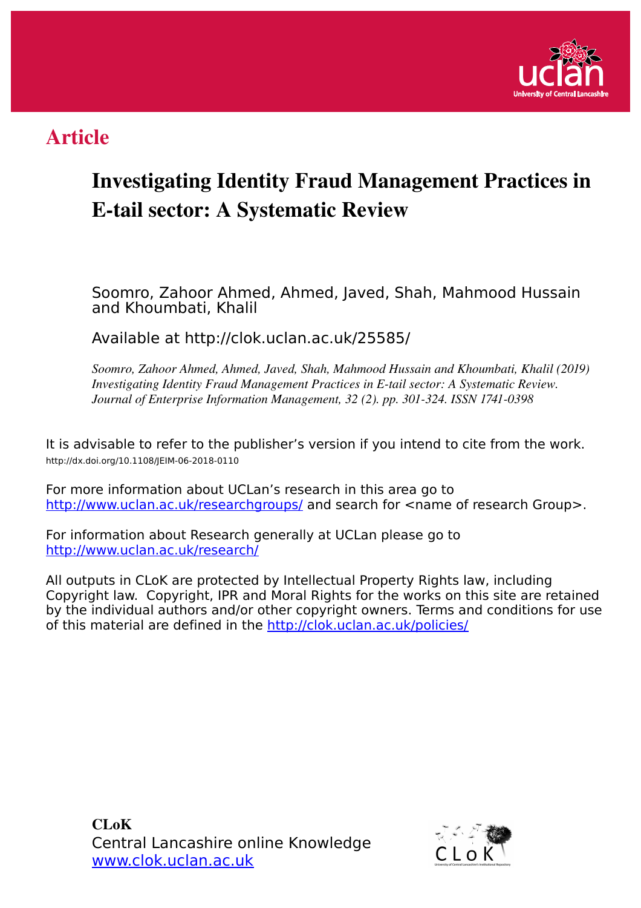## Article

# Investigating Identity Fraud Management Practices in E-tail sector: A Systematic Review

Soomro, Zahoor Ahmed, Ahmed, Javed, Shah, Mahmood Hussain and Khoumbati, Khalil

Available at http://clok.uclan.ac.uk/25585/

*Soomro, Zahoor Ahmed, Ahmed, Javed, Shah, Mahmood Hussain and Khoumbati, Khalil (2019) Investigating Identity Fraud Management Practices in E-tail sector: A Systematic Review. Journal of Enterprise Information Management, 32 (2). pp. 301-324. ISSN 1741-0398*

It is advisable to refer to the publisher's version if you intend to cite from the work.
http://dx.doi.org/10.1108/JEIM-06-2018-0110

For more information about UCLan's research in this area go to http://www.uclan.ac.uk/researchgroups/ and search for <name of research Group>.

For information about Research generally at UCLan please go to http://www.uclan.ac.uk/research/

All outputs in CLoK are protected by Intellectual Property Rights law, including Copyright law. Copyright, IPR and Moral Rights for the works on this site are retained by the individual authors and/or other copyright owners. Terms and conditions for use of this material are defined in the http://clok.uclan.ac.uk/policies/

**CLoK**
Central Lancashire online Knowledge
www.clok.uclan.ac.uk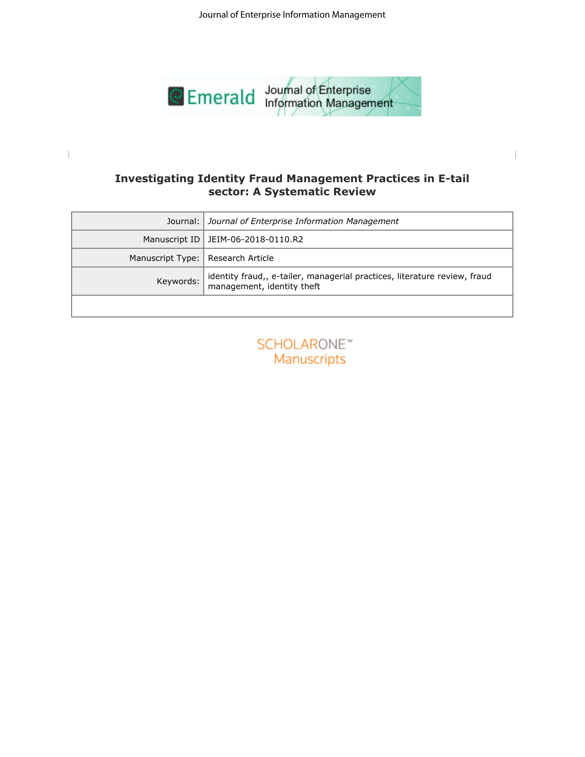# Investigating Identity Fraud Management Practices in E-tail sector: A Systematic Review

| Journal: | *Journal of Enterprise Information Management* |
| --- | --- |
| Manuscript ID | JEIM-06-2018-0110.R2 |
| Manuscript Type: | Research Article |
| Keywords: | identity fraud,, e-tailer, managerial practices, literature review, fraud management, identity theft |
| | |

SCHOLARONE™ Manuscripts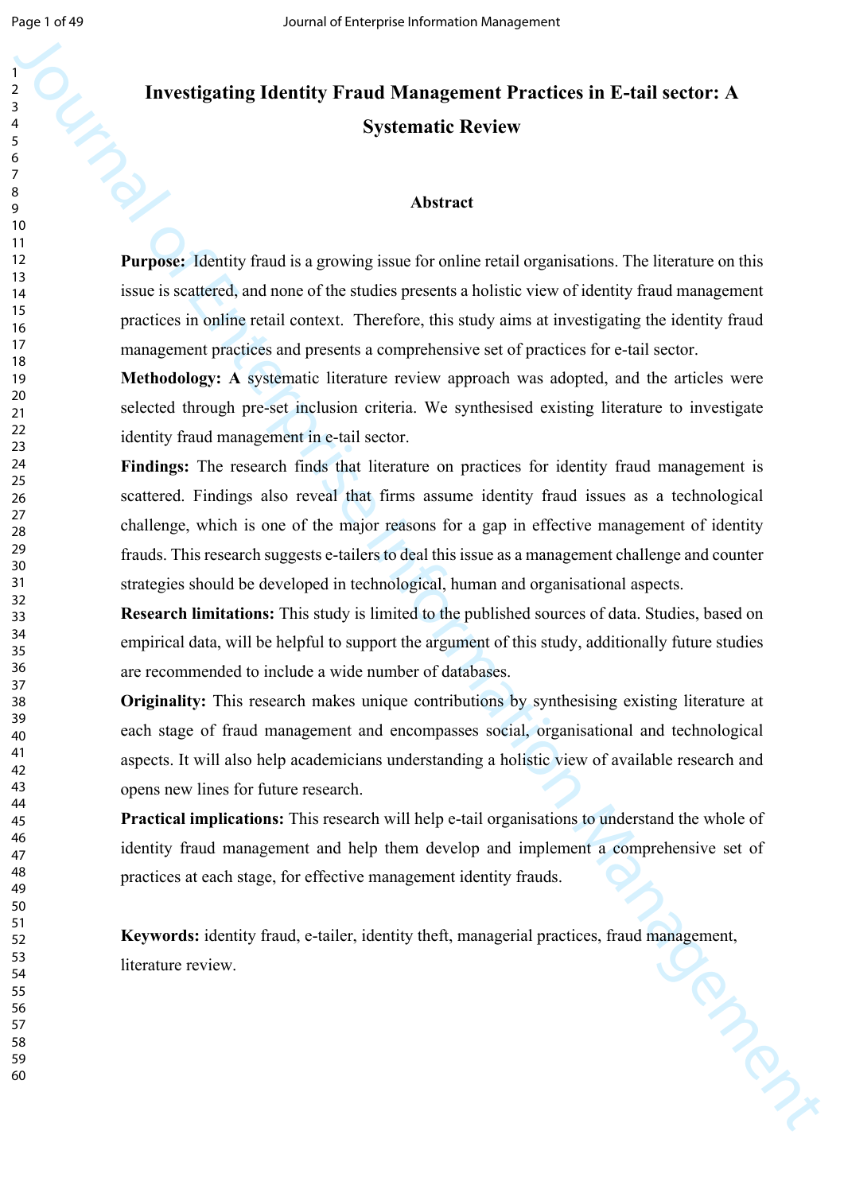# Investigating Identity Fraud Management Practices in E-tail sector: A Systematic Review

## Abstract

**Purpose:** Identity fraud is a growing issue for online retail organisations. The literature on this issue is scattered, and none of the studies presents a holistic view of identity fraud management practices in online retail context. Therefore, this study aims at investigating the identity fraud management practices and presents a comprehensive set of practices for e-tail sector.

**Methodology:** A systematic literature review approach was adopted, and the articles were selected through pre-set inclusion criteria. We synthesised existing literature to investigate identity fraud management in e-tail sector.

**Findings:** The research finds that literature on practices for identity fraud management is scattered. Findings also reveal that firms assume identity fraud issues as a technological challenge, which is one of the major reasons for a gap in effective management of identity frauds. This research suggests e-tailers to deal this issue as a management challenge and counter strategies should be developed in technological, human and organisational aspects.

**Research limitations:** This study is limited to the published sources of data. Studies, based on empirical data, will be helpful to support the argument of this study, additionally future studies are recommended to include a wide number of databases.

**Originality:** This research makes unique contributions by synthesising existing literature at each stage of fraud management and encompasses social, organisational and technological aspects. It will also help academicians understanding a holistic view of available research and opens new lines for future research.

**Practical implications:** This research will help e-tail organisations to understand the whole of identity fraud management and help them develop and implement a comprehensive set of practices at each stage, for effective management identity frauds.

**Keywords:** identity fraud, e-tailer, identity theft, managerial practices, fraud management, literature review.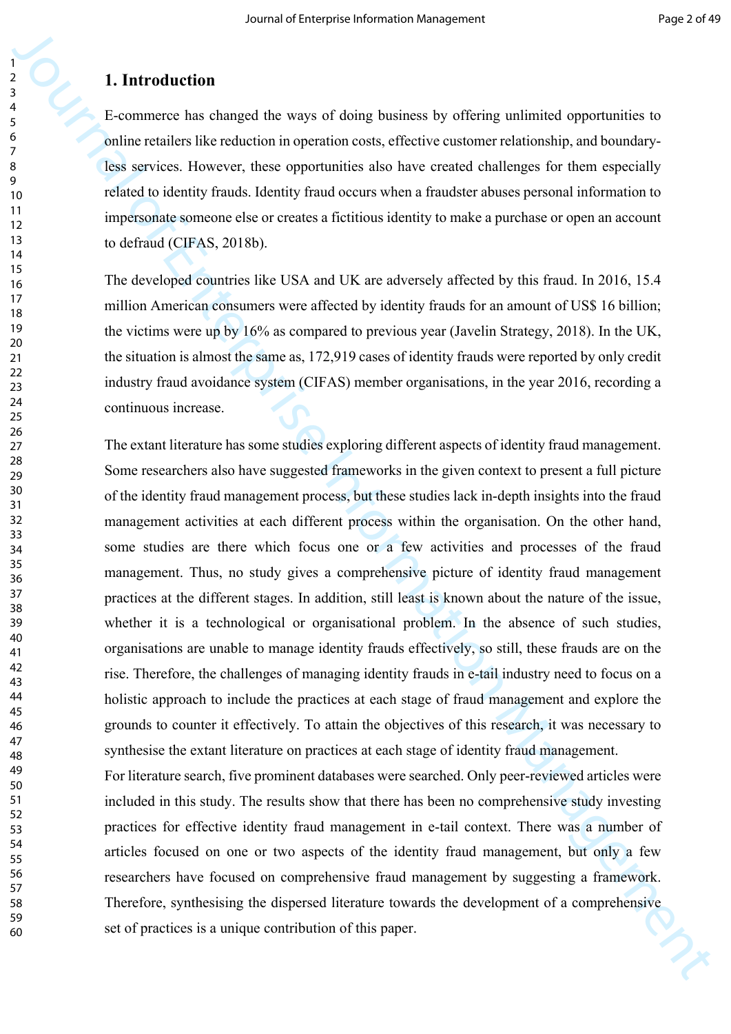## 1. Introduction

E-commerce has changed the ways of doing business by offering unlimited opportunities to online retailers like reduction in operation costs, effective customer relationship, and boundary-less services. However, these opportunities also have created challenges for them especially related to identity frauds. Identity fraud occurs when a fraudster abuses personal information to impersonate someone else or creates a fictitious identity to make a purchase or open an account to defraud (CIFAS, 2018b).

The developed countries like USA and UK are adversely affected by this fraud. In 2016, 15.4 million American consumers were affected by identity frauds for an amount of US$ 16 billion; the victims were up by 16% as compared to previous year (Javelin Strategy, 2018). In the UK, the situation is almost the same as, 172,919 cases of identity frauds were reported by only credit industry fraud avoidance system (CIFAS) member organisations, in the year 2016, recording a continuous increase.

The extant literature has some studies exploring different aspects of identity fraud management. Some researchers also have suggested frameworks in the given context to present a full picture of the identity fraud management process, but these studies lack in-depth insights into the fraud management activities at each different process within the organisation. On the other hand, some studies are there which focus one or a few activities and processes of the fraud management. Thus, no study gives a comprehensive picture of identity fraud management practices at the different stages. In addition, still least is known about the nature of the issue, whether it is a technological or organisational problem. In the absence of such studies, organisations are unable to manage identity frauds effectively, so still, these frauds are on the rise. Therefore, the challenges of managing identity frauds in e-tail industry need to focus on a holistic approach to include the practices at each stage of fraud management and explore the grounds to counter it effectively. To attain the objectives of this research, it was necessary to synthesise the extant literature on practices at each stage of identity fraud management.

For literature search, five prominent databases were searched. Only peer-reviewed articles were included in this study. The results show that there has been no comprehensive study investing practices for effective identity fraud management in e-tail context. There was a number of articles focused on one or two aspects of the identity fraud management, but only a few researchers have focused on comprehensive fraud management by suggesting a framework. Therefore, synthesising the dispersed literature towards the development of a comprehensive set of practices is a unique contribution of this paper.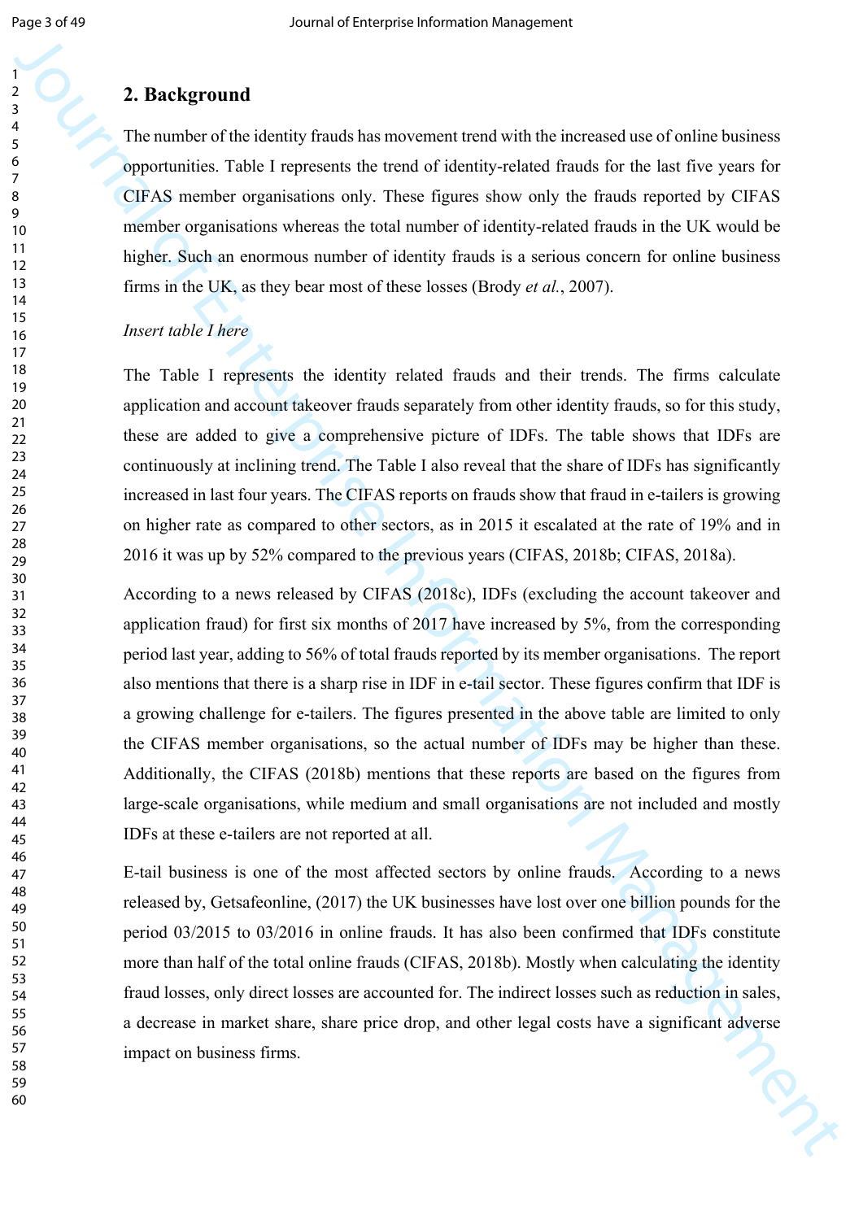## 2. Background

The number of the identity frauds has movement trend with the increased use of online business opportunities. Table I represents the trend of identity-related frauds for the last five years for CIFAS member organisations only. These figures show only the frauds reported by CIFAS member organisations whereas the total number of identity-related frauds in the UK would be higher. Such an enormous number of identity frauds is a serious concern for online business firms in the UK, as they bear most of these losses (Brody *et al.*, 2007).

*Insert table I here*

The Table I represents the identity related frauds and their trends. The firms calculate application and account takeover frauds separately from other identity frauds, so for this study, these are added to give a comprehensive picture of IDFs. The table shows that IDFs are continuously at inclining trend. The Table I also reveal that the share of IDFs has significantly increased in last four years. The CIFAS reports on frauds show that fraud in e-tailers is growing on higher rate as compared to other sectors, as in 2015 it escalated at the rate of 19% and in 2016 it was up by 52% compared to the previous years (CIFAS, 2018b; CIFAS, 2018a).

According to a news released by CIFAS (2018c), IDFs (excluding the account takeover and application fraud) for first six months of 2017 have increased by 5%, from the corresponding period last year, adding to 56% of total frauds reported by its member organisations. The report also mentions that there is a sharp rise in IDF in e-tail sector. These figures confirm that IDF is a growing challenge for e-tailers. The figures presented in the above table are limited to only the CIFAS member organisations, so the actual number of IDFs may be higher than these. Additionally, the CIFAS (2018b) mentions that these reports are based on the figures from large-scale organisations, while medium and small organisations are not included and mostly IDFs at these e-tailers are not reported at all.

E-tail business is one of the most affected sectors by online frauds. According to a news released by, Getsafeonline, (2017) the UK businesses have lost over one billion pounds for the period 03/2015 to 03/2016 in online frauds. It has also been confirmed that IDFs constitute more than half of the total online frauds (CIFAS, 2018b). Mostly when calculating the identity fraud losses, only direct losses are accounted for. The indirect losses such as reduction in sales, a decrease in market share, share price drop, and other legal costs have a significant adverse impact on business firms.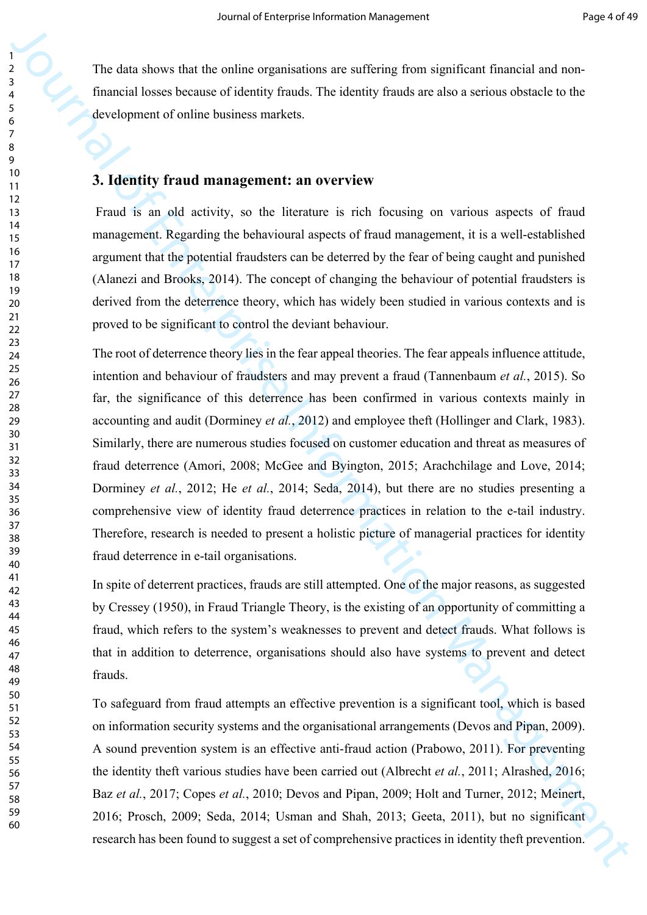The data shows that the online organisations are suffering from significant financial and non-financial losses because of identity frauds. The identity frauds are also a serious obstacle to the development of online business markets.

## 3. Identity fraud management: an overview

Fraud is an old activity, so the literature is rich focusing on various aspects of fraud management. Regarding the behavioural aspects of fraud management, it is a well-established argument that the potential fraudsters can be deterred by the fear of being caught and punished (Alanezi and Brooks, 2014). The concept of changing the behaviour of potential fraudsters is derived from the deterrence theory, which has widely been studied in various contexts and is proved to be significant to control the deviant behaviour.

The root of deterrence theory lies in the fear appeal theories. The fear appeals influence attitude, intention and behaviour of fraudsters and may prevent a fraud (Tannenbaum *et al.*, 2015). So far, the significance of this deterrence has been confirmed in various contexts mainly in accounting and audit (Dorminey *et al.*, 2012) and employee theft (Hollinger and Clark, 1983). Similarly, there are numerous studies focused on customer education and threat as measures of fraud deterrence (Amori, 2008; McGee and Byington, 2015; Arachchilage and Love, 2014; Dorminey *et al.*, 2012; He *et al.*, 2014; Seda, 2014), but there are no studies presenting a comprehensive view of identity fraud deterrence practices in relation to the e-tail industry. Therefore, research is needed to present a holistic picture of managerial practices for identity fraud deterrence in e-tail organisations.

In spite of deterrent practices, frauds are still attempted. One of the major reasons, as suggested by Cressey (1950), in Fraud Triangle Theory, is the existing of an opportunity of committing a fraud, which refers to the system's weaknesses to prevent and detect frauds. What follows is that in addition to deterrence, organisations should also have systems to prevent and detect frauds.

To safeguard from fraud attempts an effective prevention is a significant tool, which is based on information security systems and the organisational arrangements (Devos and Pipan, 2009). A sound prevention system is an effective anti-fraud action (Prabowo, 2011). For preventing the identity theft various studies have been carried out (Albrecht *et al.*, 2011; Alrashed, 2016; Baz *et al.*, 2017; Copes *et al.*, 2010; Devos and Pipan, 2009; Holt and Turner, 2012; Meinert, 2016; Prosch, 2009; Seda, 2014; Usman and Shah, 2013; Geeta, 2011), but no significant research has been found to suggest a set of comprehensive practices in identity theft prevention.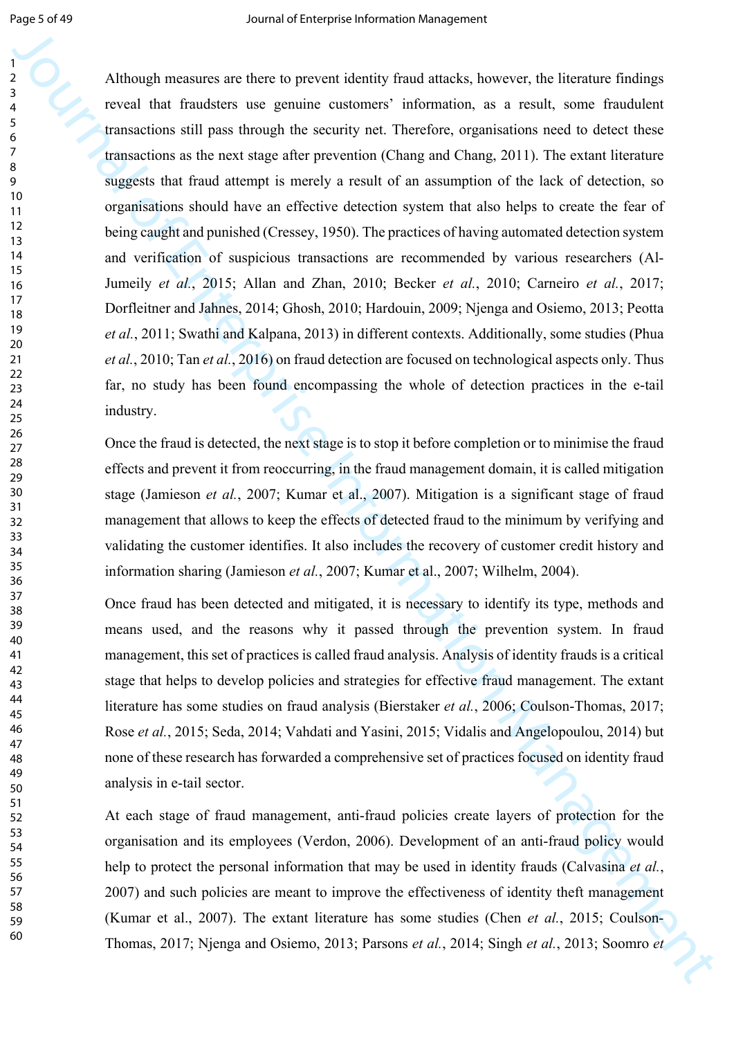Although measures are there to prevent identity fraud attacks, however, the literature findings reveal that fraudsters use genuine customers' information, as a result, some fraudulent transactions still pass through the security net. Therefore, organisations need to detect these transactions as the next stage after prevention (Chang and Chang, 2011). The extant literature suggests that fraud attempt is merely a result of an assumption of the lack of detection, so organisations should have an effective detection system that also helps to create the fear of being caught and punished (Cressey, 1950). The practices of having automated detection system and verification of suspicious transactions are recommended by various researchers (Al-Jumeily *et al.*, 2015; Allan and Zhan, 2010; Becker *et al.*, 2010; Carneiro *et al.*, 2017; Dorfleitner and Jahnes, 2014; Ghosh, 2010; Hardouin, 2009; Njenga and Osiemo, 2013; Peotta *et al.*, 2011; Swathi and Kalpana, 2013) in different contexts. Additionally, some studies (Phua *et al.*, 2010; Tan *et al.*, 2016) on fraud detection are focused on technological aspects only. Thus far, no study has been found encompassing the whole of detection practices in the e-tail industry.

Once the fraud is detected, the next stage is to stop it before completion or to minimise the fraud effects and prevent it from reoccurring, in the fraud management domain, it is called mitigation stage (Jamieson *et al.*, 2007; Kumar et al., 2007). Mitigation is a significant stage of fraud management that allows to keep the effects of detected fraud to the minimum by verifying and validating the customer identifies. It also includes the recovery of customer credit history and information sharing (Jamieson *et al.*, 2007; Kumar et al., 2007; Wilhelm, 2004).

Once fraud has been detected and mitigated, it is necessary to identify its type, methods and means used, and the reasons why it passed through the prevention system. In fraud management, this set of practices is called fraud analysis. Analysis of identity frauds is a critical stage that helps to develop policies and strategies for effective fraud management. The extant literature has some studies on fraud analysis (Bierstaker *et al.*, 2006; Coulson-Thomas, 2017; Rose *et al.*, 2015; Seda, 2014; Vahdati and Yasini, 2015; Vidalis and Angelopoulou, 2014) but none of these research has forwarded a comprehensive set of practices focused on identity fraud analysis in e-tail sector.

At each stage of fraud management, anti-fraud policies create layers of protection for the organisation and its employees (Verdon, 2006). Development of an anti-fraud policy would help to protect the personal information that may be used in identity frauds (Calvasina *et al.*, 2007) and such policies are meant to improve the effectiveness of identity theft management (Kumar et al., 2007). The extant literature has some studies (Chen *et al.*, 2015; Coulson-Thomas, 2017; Njenga and Osiemo, 2013; Parsons *et al.*, 2014; Singh *et al.*, 2013; Soomro *et*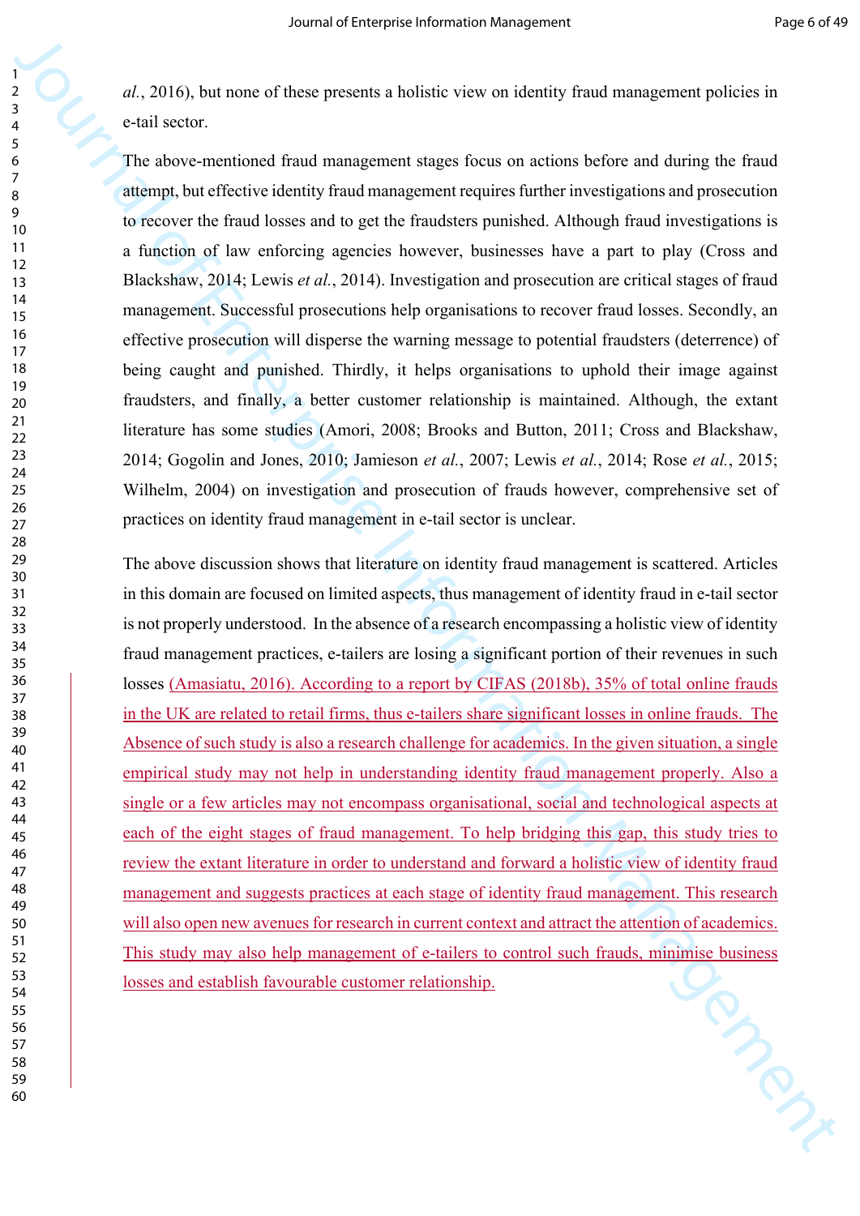*al.*, 2016), but none of these presents a holistic view on identity fraud management policies in e-tail sector.

The above-mentioned fraud management stages focus on actions before and during the fraud attempt, but effective identity fraud management requires further investigations and prosecution to recover the fraud losses and to get the fraudsters punished. Although fraud investigations is a function of law enforcing agencies however, businesses have a part to play (Cross and Blackshaw, 2014; Lewis *et al.*, 2014). Investigation and prosecution are critical stages of fraud management. Successful prosecutions help organisations to recover fraud losses. Secondly, an effective prosecution will disperse the warning message to potential fraudsters (deterrence) of being caught and punished. Thirdly, it helps organisations to uphold their image against fraudsters, and finally, a better customer relationship is maintained. Although, the extant literature has some studies (Amori, 2008; Brooks and Button, 2011; Cross and Blackshaw, 2014; Gogolin and Jones, 2010; Jamieson *et al.*, 2007; Lewis *et al.*, 2014; Rose *et al.*, 2015; Wilhelm, 2004) on investigation and prosecution of frauds however, comprehensive set of practices on identity fraud management in e-tail sector is unclear.

The above discussion shows that literature on identity fraud management is scattered. Articles in this domain are focused on limited aspects, thus management of identity fraud in e-tail sector is not properly understood. In the absence of a research encompassing a holistic view of identity fraud management practices, e-tailers are losing a significant portion of their revenues in such losses (Amasiatu, 2016). According to a report by CIFAS (2018b), 35% of total online frauds in the UK are related to retail firms, thus e-tailers share significant losses in online frauds. The Absence of such study is also a research challenge for academics. In the given situation, a single empirical study may not help in understanding identity fraud management properly. Also a single or a few articles may not encompass organisational, social and technological aspects at each of the eight stages of fraud management. To help bridging this gap, this study tries to review the extant literature in order to understand and forward a holistic view of identity fraud management and suggests practices at each stage of identity fraud management. This research will also open new avenues for research in current context and attract the attention of academics. This study may also help management of e-tailers to control such frauds, minimise business losses and establish favourable customer relationship.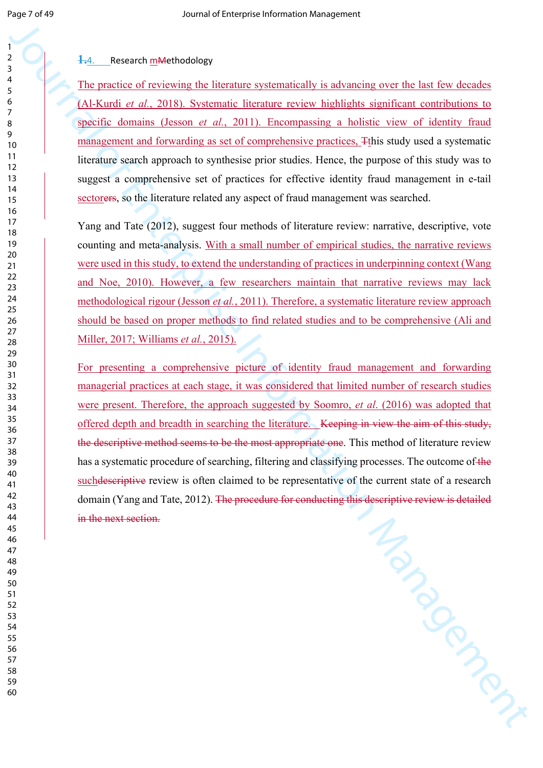## 4. Research Methodology

The practice of reviewing the literature systematically is advancing over the last few decades (Al-Kurdi *et al.*, 2018). Systematic literature review highlights significant contributions to specific domains (Jesson *et al.*, 2011). Encompassing a holistic view of identity fraud management and forwarding as set of comprehensive practices, this study used a systematic literature search approach to synthesise prior studies. Hence, the purpose of this study was to suggest a comprehensive set of practices for effective identity fraud management in e-tail sector, so the literature related any aspect of fraud management was searched.

Yang and Tate (2012), suggest four methods of literature review: narrative, descriptive, vote counting and meta-analysis. With a small number of empirical studies, the narrative reviews were used in this study, to extend the understanding of practices in underpinning context (Wang and Noe, 2010). However, a few researchers maintain that narrative reviews may lack methodological rigour (Jesson *et al.*, 2011). Therefore, a systematic literature review approach should be based on proper methods to find related studies and to be comprehensive (Ali and Miller, 2017; Williams *et al.*, 2015).

For presenting a comprehensive picture of identity fraud management and forwarding managerial practices at each stage, it was considered that limited number of research studies were present. Therefore, the approach suggested by Soomro, *et al.* (2016) was adopted that offered depth and breadth in searching the literature. ~~Keeping in view the aim of this study, the descriptive method seems to be the most appropriate one~~. This method of literature review has a systematic procedure of searching, filtering and classifying processes. The outcome of ~~the~~ such ~~descriptive~~ review is often claimed to be representative of the current state of a research domain (Yang and Tate, 2012). ~~The procedure for conducting this descriptive review is detailed in the next section.~~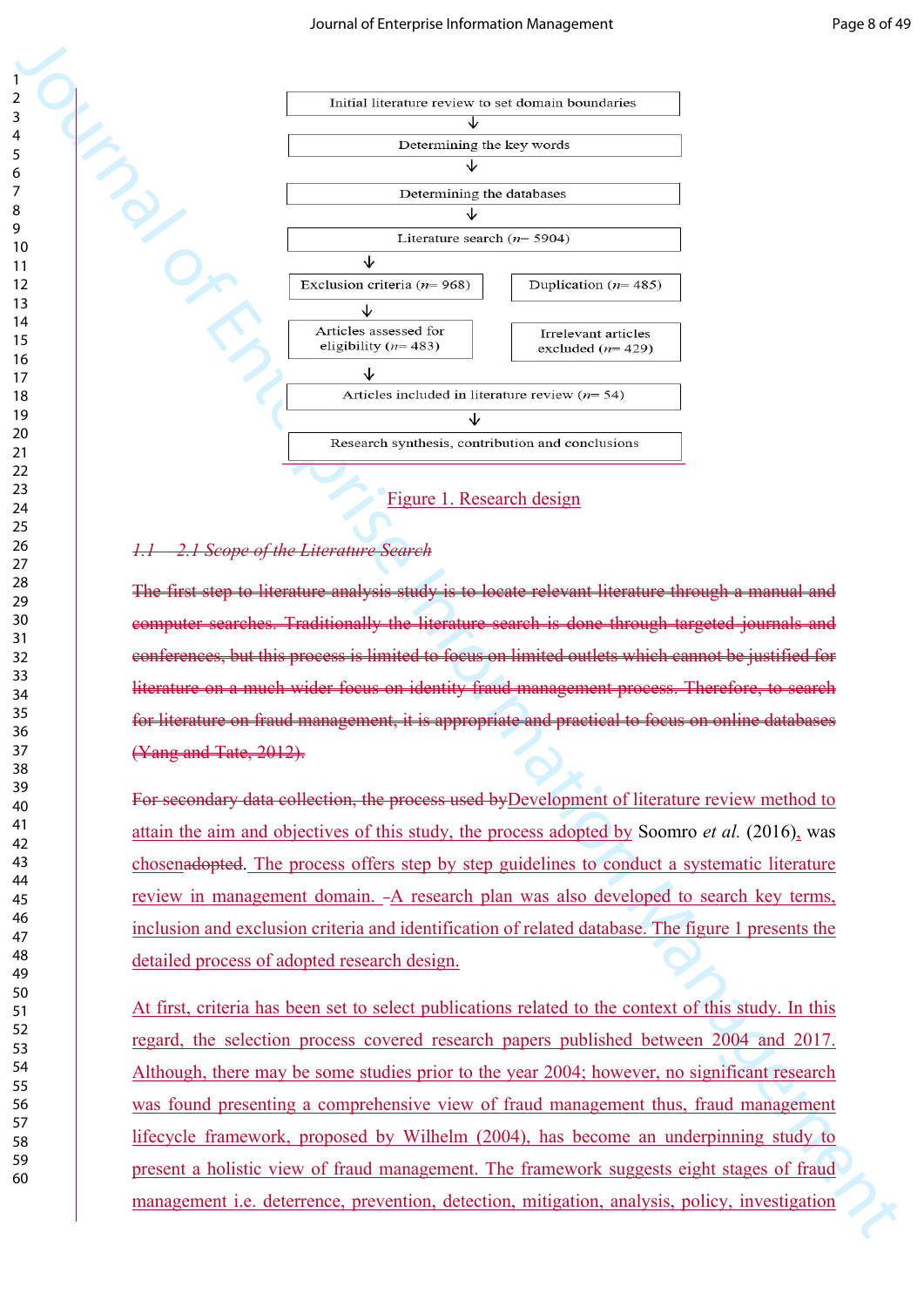Initial literature review to set domain boundaries

↓

Determining the key words

↓

Determining the databases

↓

Literature search ($n$= 5904)

↓

Exclusion criteria ($n$= 968) | Duplication ($n$= 485)

↓

Articles assessed for eligibility ($n$= 483) | Irrelevant articles excluded ($n$= 429)

↓

Articles included in literature review ($n$= 54)

↓

Research synthesis, contribution and conclusions

Figure 1. Research design

### ~~1.1~~ ~~2.1 Scope of the Literature Search~~

~~The first step to literature analysis study is to locate relevant literature through a manual and computer searches. Traditionally the literature search is done through targeted journals and conferences, but this process is limited to focus on limited outlets which cannot be justified for literature on a much wider focus on identity fraud management process. Therefore, to search for literature on fraud management, it is appropriate and practical to focus on online databases (Yang and Tate, 2012).~~

~~For secondary data collection, the process used by~~Development of literature review method to attain the aim and objectives of this study, the process adopted by Soomro *et al.* (2016), was chosen~~adopted~~. The process offers step by step guidelines to conduct a systematic literature review in management domain. A research plan was also developed to search key terms, inclusion and exclusion criteria and identification of related database. The figure 1 presents the detailed process of adopted research design.

At first, criteria has been set to select publications related to the context of this study. In this regard, the selection process covered research papers published between 2004 and 2017. Although, there may be some studies prior to the year 2004; however, no significant research was found presenting a comprehensive view of fraud management thus, fraud management lifecycle framework, proposed by Wilhelm (2004), has become an underpinning study to present a holistic view of fraud management. The framework suggests eight stages of fraud management i.e. deterrence, prevention, detection, mitigation, analysis, policy, investigation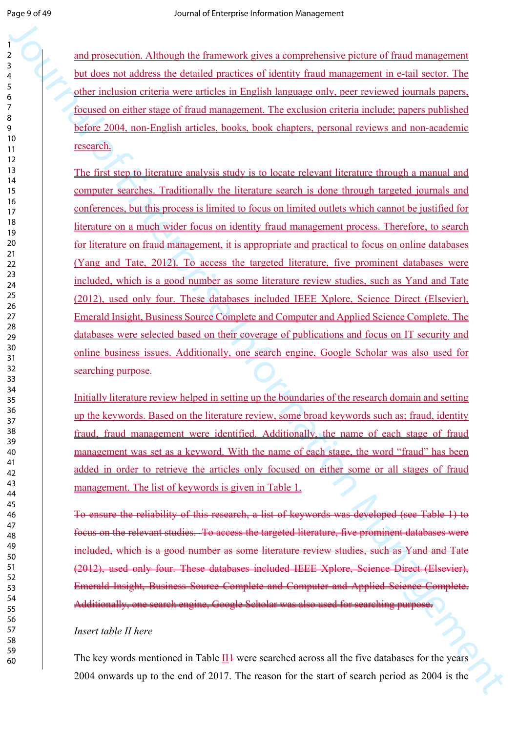and prosecution. Although the framework gives a comprehensive picture of fraud management but does not address the detailed practices of identity fraud management in e-tail sector. The other inclusion criteria were articles in English language only, peer reviewed journals papers, focused on either stage of fraud management. The exclusion criteria include; papers published before 2004, non-English articles, books, book chapters, personal reviews and non-academic research.

The first step to literature analysis study is to locate relevant literature through a manual and computer searches. Traditionally the literature search is done through targeted journals and conferences, but this process is limited to focus on limited outlets which cannot be justified for literature on a much wider focus on identity fraud management process. Therefore, to search for literature on fraud management, it is appropriate and practical to focus on online databases (Yang and Tate, 2012). To access the targeted literature, five prominent databases were included, which is a good number as some literature review studies, such as Yand and Tate (2012), used only four. These databases included IEEE Xplore, Science Direct (Elsevier), Emerald Insight, Business Source Complete and Computer and Applied Science Complete. The databases were selected based on their coverage of publications and focus on IT security and online business issues. Additionally, one search engine, Google Scholar was also used for searching purpose.

Initially literature review helped in setting up the boundaries of the research domain and setting up the keywords. Based on the literature review, some broad keywords such as; fraud, identity fraud, fraud management were identified. Additionally, the name of each stage of fraud management was set as a keyword. With the name of each stage, the word “fraud” has been added in order to retrieve the articles only focused on either some or all stages of fraud management. The list of keywords is given in Table 1.

~~To ensure the reliability of this research, a list of keywords was developed (see Table 1) to focus on the relevant studies. To access the targeted literature, five prominent databases were included, which is a good number as some literature review studies, such as Yand and Tate (2012), used only four. These databases included IEEE Xplore, Science Direct (Elsevier), Emerald Insight, Business Source Complete and Computer and Applied Science Complete. Additionally, one search engine, Google Scholar was also used for searching purpose.~~

*Insert table II here*

The key words mentioned in Table II~~1~~ were searched across all the five databases for the years 2004 onwards up to the end of 2017. The reason for the start of search period as 2004 is the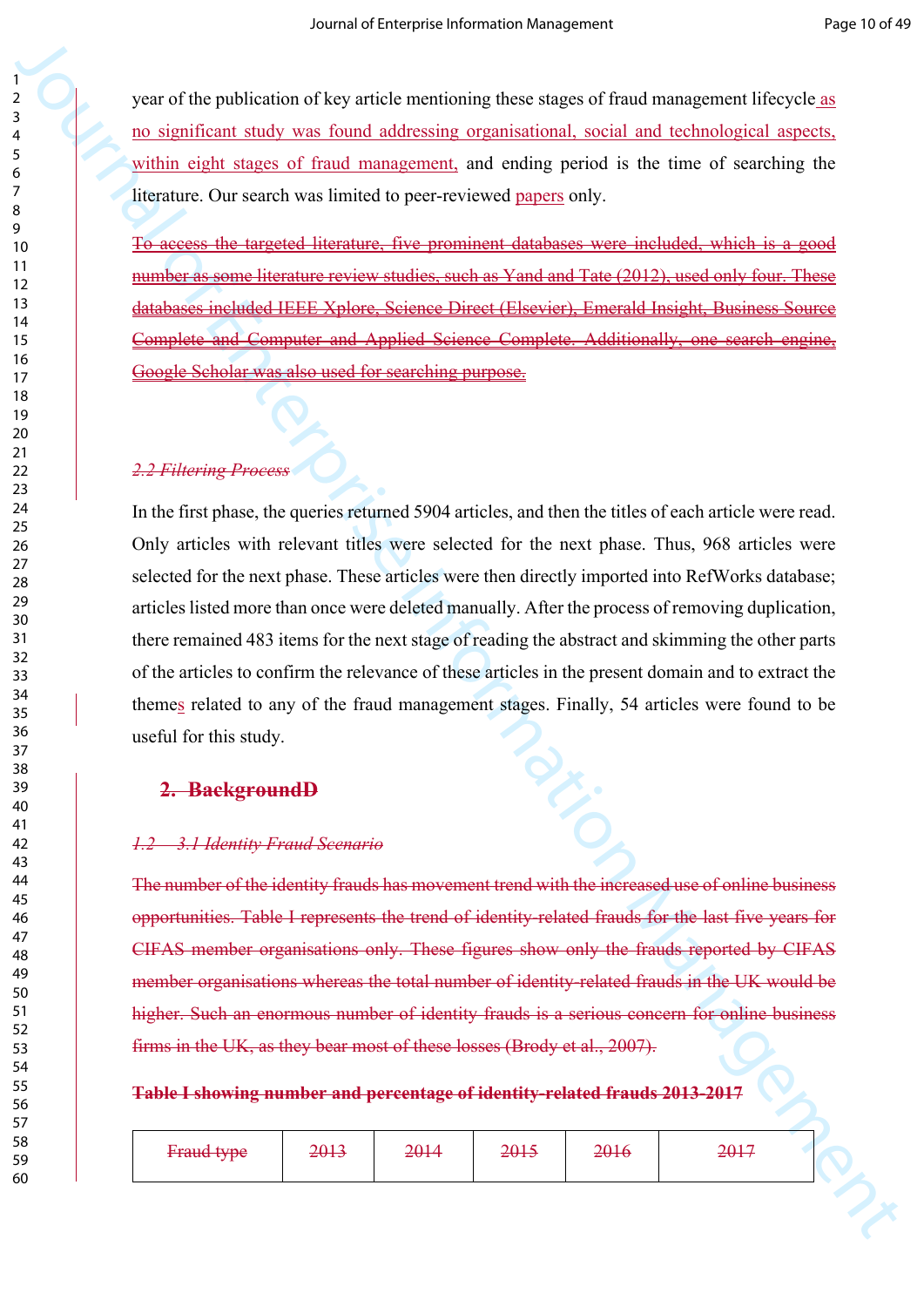year of the publication of key article mentioning these stages of fraud management lifecycle as no significant study was found addressing organisational, social and technological aspects, within eight stages of fraud management, and ending period is the time of searching the literature. Our search was limited to peer-reviewed papers only.

~~To access the targeted literature, five prominent databases were included, which is a good number as some literature review studies, such as Yand and Tate (2012), used only four. These databases included IEEE Xplore, Science Direct (Elsevier), Emerald Insight, Business Source Complete and Computer and Applied Science Complete. Additionally, one search engine, Google Scholar was also used for searching purpose.~~

### ~~*2.2 Filtering Process*~~

In the first phase, the queries returned 5904 articles, and then the titles of each article were read. Only articles with relevant titles were selected for the next phase. Thus, 968 articles were selected for the next phase. These articles were then directly imported into RefWorks database; articles listed more than once were deleted manually. After the process of removing duplication, there remained 483 items for the next stage of reading the abstract and skimming the other parts of the articles to confirm the relevance of these articles in the present domain and to extract the themes related to any of the fraud management stages. Finally, 54 articles were found to be useful for this study.

## ~~2. BackgroundD~~

### ~~*1.2 3.1 Identity Fraud Scenario*~~

~~The number of the identity frauds has movement trend with the increased use of online business opportunities. Table I represents the trend of identity-related frauds for the last five years for CIFAS member organisations only. These figures show only the frauds reported by CIFAS member organisations whereas the total number of identity-related frauds in the UK would be higher. Such an enormous number of identity frauds is a serious concern for online business firms in the UK, as they bear most of these losses (Brody et al., 2007).~~

~~**Table I showing number and percentage of identity-related frauds 2013-2017**~~

| ~~Fraud type~~ | ~~2013~~ | ~~2014~~ | ~~2015~~ | ~~2016~~ | ~~2017~~ |
|---|---|---|---|---|---|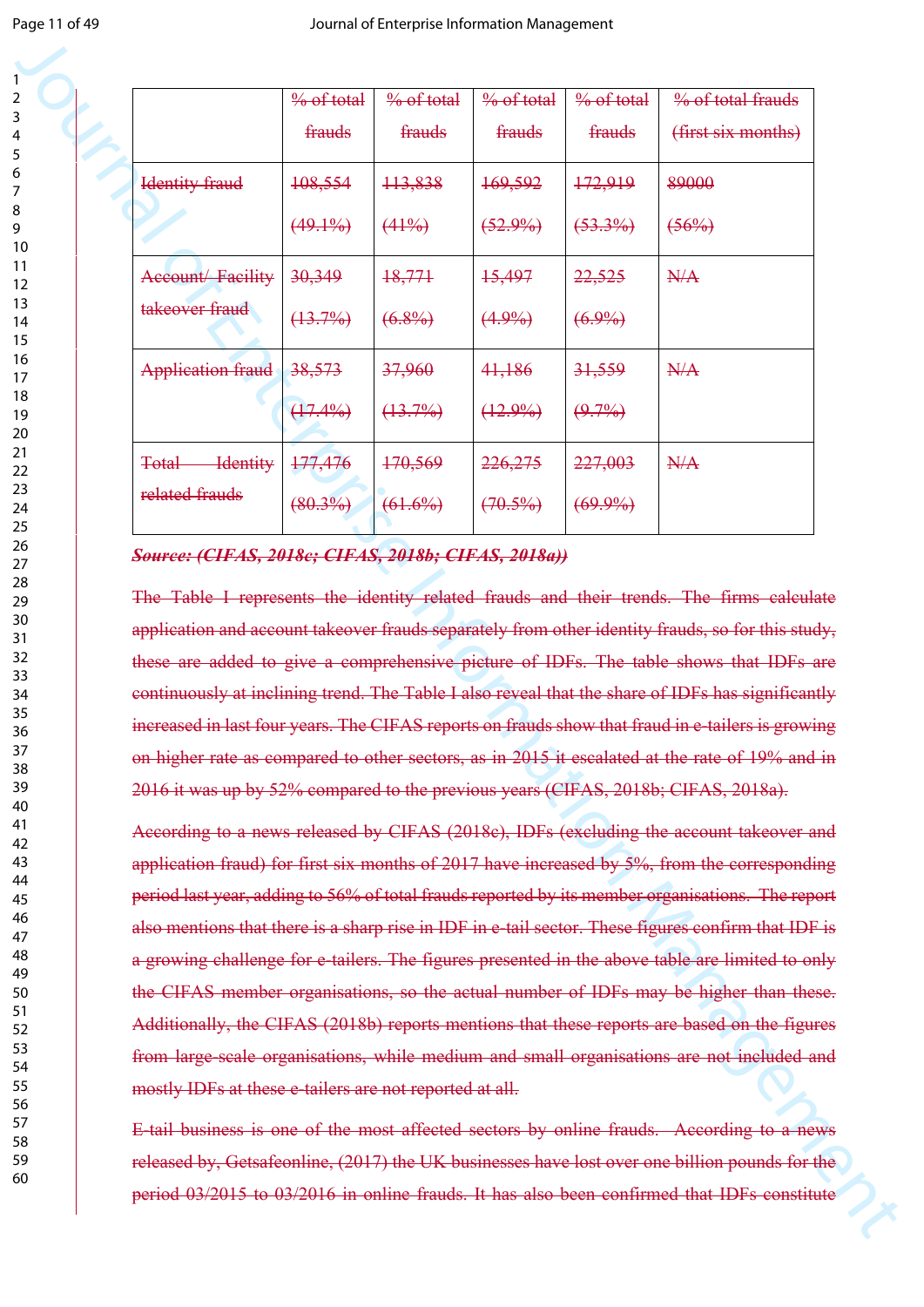| | % of total frauds | % of total frauds | % of total frauds | % of total frauds | % of total frauds (first six months) |
|---|---|---|---|---|---|
| Identity fraud | 108,554 (49.1%) | 113,838 (41%) | 169,592 (52.9%) | 172,919 (53.3%) | 89000 (56%) |
| Account/ Facility takeover fraud | 30,349 (13.7%) | 18,771 (6.8%) | 15,497 (4.9%) | 22,525 (6.9%) | N/A |
| Application fraud | 38,573 (17.4%) | 37,960 (13.7%) | 41,186 (12.9%) | 31,559 (9.7%) | N/A |
| Total Identity related frauds | 177,476 (80.3%) | 170,569 (61.6%) | 226,275 (70.5%) | 227,003 (69.9%) | N/A |

***Source: (CIFAS, 2018c; CIFAS, 2018b; CIFAS, 2018a))***

The Table I represents the identity related frauds and their trends. The firms calculate application and account takeover frauds separately from other identity frauds, so for this study, these are added to give a comprehensive picture of IDFs. The table shows that IDFs are continuously at inclining trend. The Table I also reveal that the share of IDFs has significantly increased in last four years. The CIFAS reports on frauds show that fraud in e-tailers is growing on higher rate as compared to other sectors, as in 2015 it escalated at the rate of 19% and in 2016 it was up by 52% compared to the previous years (CIFAS, 2018b; CIFAS, 2018a).

According to a news released by CIFAS (2018c), IDFs (excluding the account takeover and application fraud) for first six months of 2017 have increased by 5%, from the corresponding period last year, adding to 56% of total frauds reported by its member organisations. The report also mentions that there is a sharp rise in IDF in e-tail sector. These figures confirm that IDF is a growing challenge for e-tailers. The figures presented in the above table are limited to only the CIFAS member organisations, so the actual number of IDFs may be higher than these. Additionally, the CIFAS (2018b) reports mentions that these reports are based on the figures from large-scale organisations, while medium and small organisations are not included and mostly IDFs at these e-tailers are not reported at all.

E-tail business is one of the most affected sectors by online frauds. According to a news released by, Getsafeonline, (2017) the UK businesses have lost over one billion pounds for the period 03/2015 to 03/2016 in online frauds. It has also been confirmed that IDFs constitute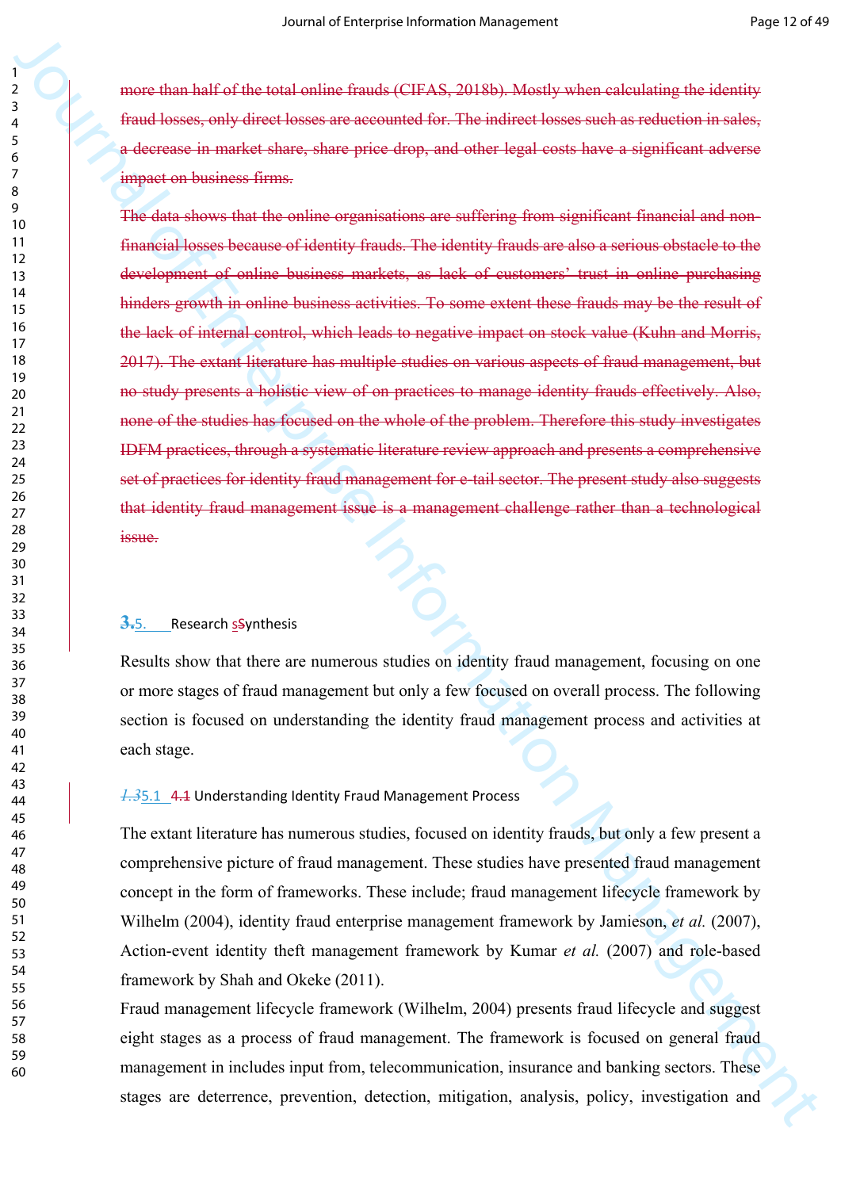more than half of the total online frauds (CIFAS, 2018b). Mostly when calculating the identity fraud losses, only direct losses are accounted for. The indirect losses such as reduction in sales, a decrease in market share, share price drop, and other legal costs have a significant adverse impact on business firms.

The data shows that the online organisations are suffering from significant financial and non-financial losses because of identity frauds. The identity frauds are also a serious obstacle to the development of online business markets, as lack of customers' trust in online purchasing hinders growth in online business activities. To some extent these frauds may be the result of the lack of internal control, which leads to negative impact on stock value (Kuhn and Morris, 2017). The extant literature has multiple studies on various aspects of fraud management, but no study presents a holistic view of on practices to manage identity frauds effectively. Also, none of the studies has focused on the whole of the problem. Therefore this study investigates IDFM practices, through a systematic literature review approach and presents a comprehensive set of practices for identity fraud management for e-tail sector. The present study also suggests that identity fraud management issue is a management challenge rather than a technological issue.

## 5. Research Synthesis

Results show that there are numerous studies on identity fraud management, focusing on one or more stages of fraud management but only a few focused on overall process. The following section is focused on understanding the identity fraud management process and activities at each stage.

### 5.1 Understanding Identity Fraud Management Process

The extant literature has numerous studies, focused on identity frauds, but only a few present a comprehensive picture of fraud management. These studies have presented fraud management concept in the form of frameworks. These include; fraud management lifecycle framework by Wilhelm (2004), identity fraud enterprise management framework by Jamieson, *et al.* (2007), Action-event identity theft management framework by Kumar *et al.* (2007) and role-based framework by Shah and Okeke (2011).

Fraud management lifecycle framework (Wilhelm, 2004) presents fraud lifecycle and suggest eight stages as a process of fraud management. The framework is focused on general fraud management in includes input from, telecommunication, insurance and banking sectors. These stages are deterrence, prevention, detection, mitigation, analysis, policy, investigation and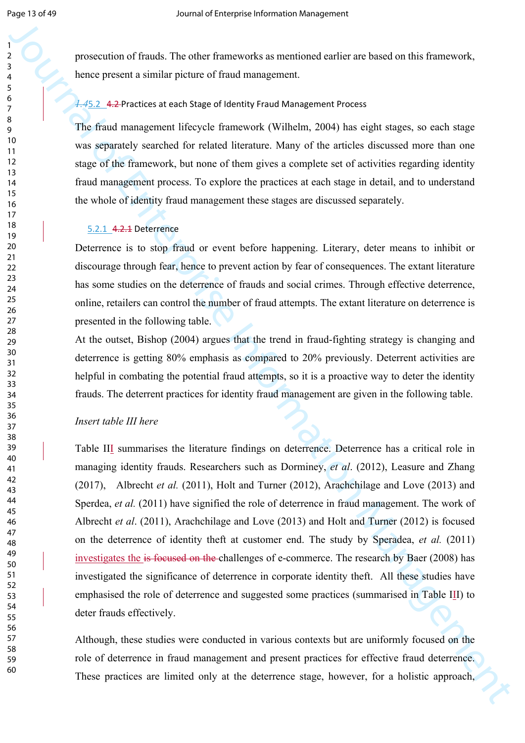prosecution of frauds. The other frameworks as mentioned earlier are based on this framework, hence present a similar picture of fraud management.

### 5.2 Practices at each Stage of Identity Fraud Management Process

The fraud management lifecycle framework (Wilhelm, 2004) has eight stages, so each stage was separately searched for related literature. Many of the articles discussed more than one stage of the framework, but none of them gives a complete set of activities regarding identity fraud management process. To explore the practices at each stage in detail, and to understand the whole of identity fraud management these stages are discussed separately.

#### 5.2.1 Deterrence

Deterrence is to stop fraud or event before happening. Literary, deter means to inhibit or discourage through fear, hence to prevent action by fear of consequences. The extant literature has some studies on the deterrence of frauds and social crimes. Through effective deterrence, online, retailers can control the number of fraud attempts. The extant literature on deterrence is presented in the following table.

At the outset, Bishop (2004) argues that the trend in fraud-fighting strategy is changing and deterrence is getting 80% emphasis as compared to 20% previously. Deterrent activities are helpful in combating the potential fraud attempts, so it is a proactive way to deter the identity frauds. The deterrent practices for identity fraud management are given in the following table.

*Insert table III here*

Table III summarises the literature findings on deterrence. Deterrence has a critical role in managing identity frauds. Researchers such as Dorminey, *et al*. (2012), Leasure and Zhang (2017), Albrecht *et al.* (2011), Holt and Turner (2012), Arachchilage and Love (2013) and Sperdea, *et al.* (2011) have signified the role of deterrence in fraud management. The work of Albrecht *et al*. (2011), Arachchilage and Love (2013) and Holt and Turner (2012) is focused on the deterrence of identity theft at customer end. The study by Speradea, *et al.* (2011) investigates the challenges of e-commerce. The research by Baer (2008) has investigated the significance of deterrence in corporate identity theft. All these studies have emphasised the role of deterrence and suggested some practices (summarised in Table III) to deter frauds effectively.

Although, these studies were conducted in various contexts but are uniformly focused on the role of deterrence in fraud management and present practices for effective fraud deterrence. These practices are limited only at the deterrence stage, however, for a holistic approach,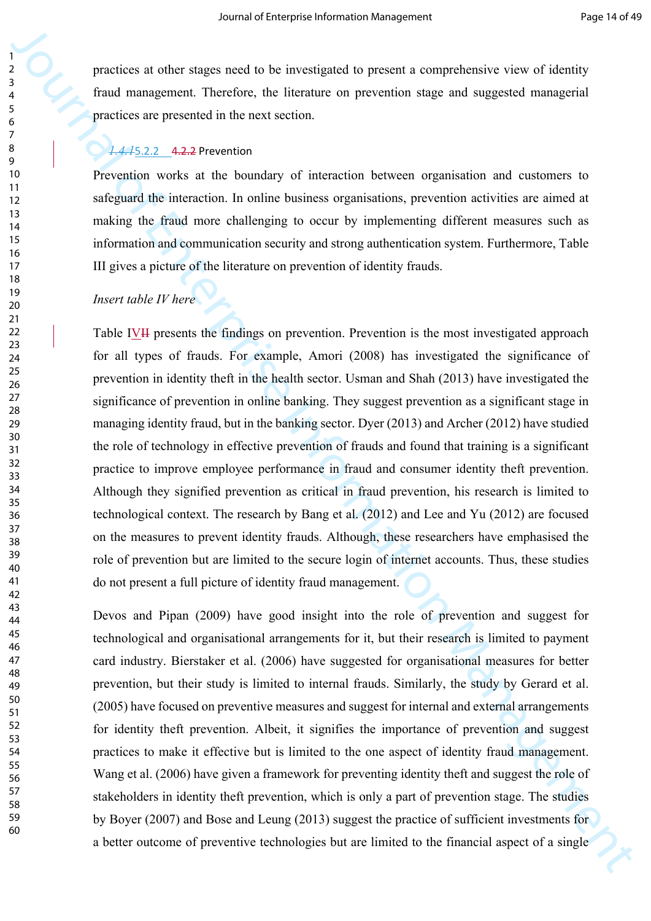practices at other stages need to be investigated to present a comprehensive view of identity fraud management. Therefore, the literature on prevention stage and suggested managerial practices are presented in the next section.

### 1.4.1 5.2.2 4.2.2 Prevention

Prevention works at the boundary of interaction between organisation and customers to safeguard the interaction. In online business organisations, prevention activities are aimed at making the fraud more challenging to occur by implementing different measures such as information and communication security and strong authentication system. Furthermore, Table III gives a picture of the literature on prevention of identity frauds.

*Insert table IV here*

Table IVII presents the findings on prevention. Prevention is the most investigated approach for all types of frauds. For example, Amori (2008) has investigated the significance of prevention in identity theft in the health sector. Usman and Shah (2013) have investigated the significance of prevention in online banking. They suggest prevention as a significant stage in managing identity fraud, but in the banking sector. Dyer (2013) and Archer (2012) have studied the role of technology in effective prevention of frauds and found that training is a significant practice to improve employee performance in fraud and consumer identity theft prevention. Although they signified prevention as critical in fraud prevention, his research is limited to technological context. The research by Bang et al. (2012) and Lee and Yu (2012) are focused on the measures to prevent identity frauds. Although, these researchers have emphasised the role of prevention but are limited to the secure login of internet accounts. Thus, these studies do not present a full picture of identity fraud management.

Devos and Pipan (2009) have good insight into the role of prevention and suggest for technological and organisational arrangements for it, but their research is limited to payment card industry. Bierstaker et al. (2006) have suggested for organisational measures for better prevention, but their study is limited to internal frauds. Similarly, the study by Gerard et al. (2005) have focused on preventive measures and suggest for internal and external arrangements for identity theft prevention. Albeit, it signifies the importance of prevention and suggest practices to make it effective but is limited to the one aspect of identity fraud management. Wang et al. (2006) have given a framework for preventing identity theft and suggest the role of stakeholders in identity theft prevention, which is only a part of prevention stage. The studies by Boyer (2007) and Bose and Leung (2013) suggest the practice of sufficient investments for a better outcome of preventive technologies but are limited to the financial aspect of a single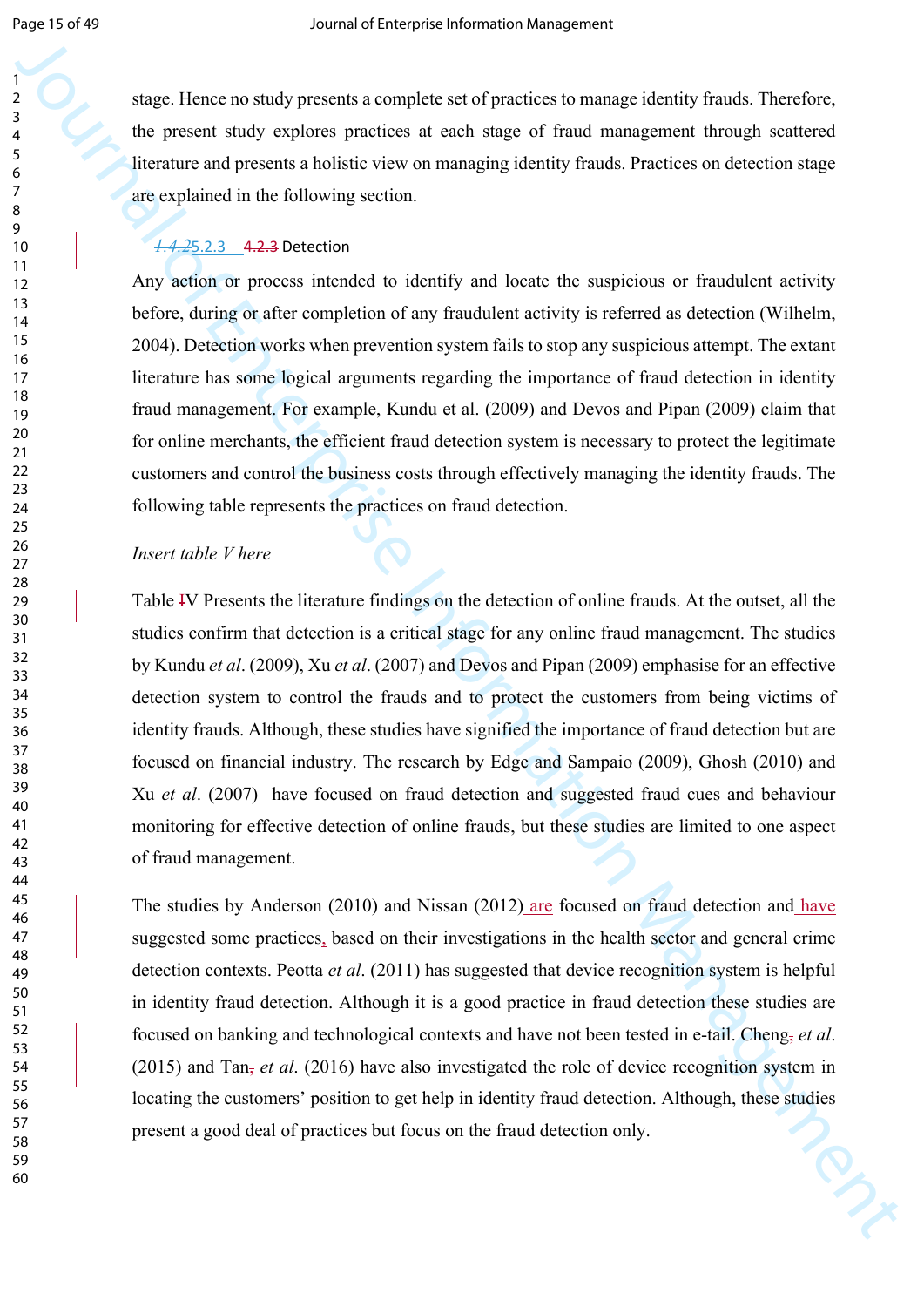stage. Hence no study presents a complete set of practices to manage identity frauds. Therefore, the present study explores practices at each stage of fraud management through scattered literature and presents a holistic view on managing identity frauds. Practices on detection stage are explained in the following section.

### 5.2.3 Detection

Any action or process intended to identify and locate the suspicious or fraudulent activity before, during or after completion of any fraudulent activity is referred as detection (Wilhelm, 2004). Detection works when prevention system fails to stop any suspicious attempt. The extant literature has some logical arguments regarding the importance of fraud detection in identity fraud management. For example, Kundu et al. (2009) and Devos and Pipan (2009) claim that for online merchants, the efficient fraud detection system is necessary to protect the legitimate customers and control the business costs through effectively managing the identity frauds. The following table represents the practices on fraud detection.

*Insert table V here*

Table V Presents the literature findings on the detection of online frauds. At the outset, all the studies confirm that detection is a critical stage for any online fraud management. The studies by Kundu *et al*. (2009), Xu *et al*. (2007) and Devos and Pipan (2009) emphasise for an effective detection system to control the frauds and to protect the customers from being victims of identity frauds. Although, these studies have signified the importance of fraud detection but are focused on financial industry. The research by Edge and Sampaio (2009), Ghosh (2010) and Xu *et al*. (2007) have focused on fraud detection and suggested fraud cues and behaviour monitoring for effective detection of online frauds, but these studies are limited to one aspect of fraud management.

The studies by Anderson (2010) and Nissan (2012) are focused on fraud detection and have suggested some practices based on their investigations in the health sector and general crime detection contexts. Peotta *et al*. (2011) has suggested that device recognition system is helpful in identity fraud detection. Although it is a good practice in fraud detection these studies are focused on banking and technological contexts and have not been tested in e-tail. Cheng *et al*. (2015) and Tan *et al*. (2016) have also investigated the role of device recognition system in locating the customers' position to get help in identity fraud detection. Although, these studies present a good deal of practices but focus on the fraud detection only.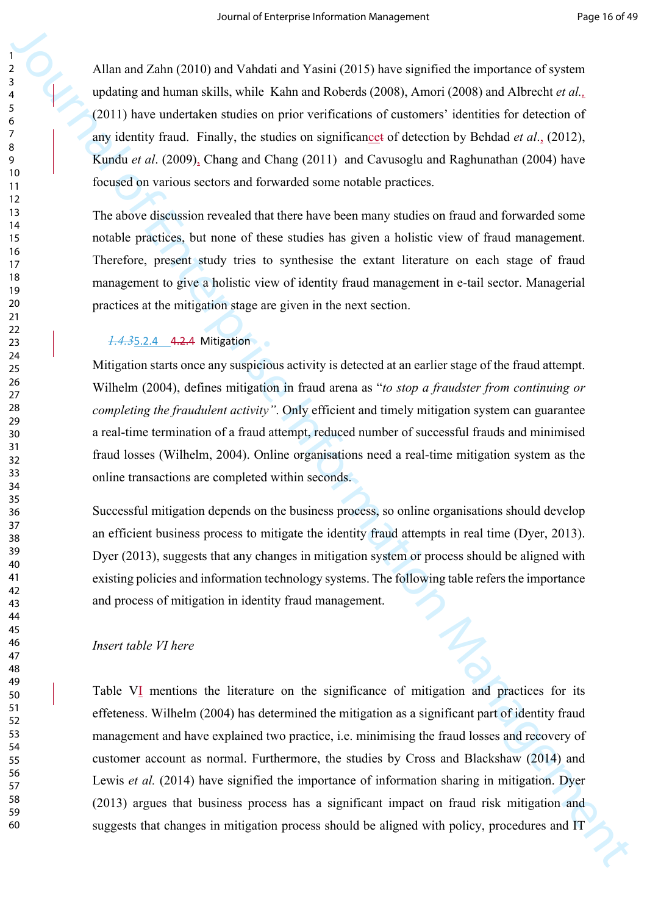Allan and Zahn (2010) and Vahdati and Yasini (2015) have signified the importance of system updating and human skills, while Kahn and Roberds (2008), Amori (2008) and Albrecht *et al.*, (2011) have undertaken studies on prior verifications of customers' identities for detection of any identity fraud. Finally, the studies on significance of detection by Behdad *et al.*, (2012), Kundu *et al*. (2009), Chang and Chang (2011) and Cavusoglu and Raghunathan (2004) have focused on various sectors and forwarded some notable practices.

The above discussion revealed that there have been many studies on fraud and forwarded some notable practices, but none of these studies has given a holistic view of fraud management. Therefore, present study tries to synthesise the extant literature on each stage of fraud management to give a holistic view of identity fraud management in e-tail sector. Managerial practices at the mitigation stage are given in the next section.

### 5.2.4 Mitigation

Mitigation starts once any suspicious activity is detected at an earlier stage of the fraud attempt. Wilhelm (2004), defines mitigation in fraud arena as "*to stop a fraudster from continuing or completing the fraudulent activity"*. Only efficient and timely mitigation system can guarantee a real-time termination of a fraud attempt, reduced number of successful frauds and minimised fraud losses (Wilhelm, 2004). Online organisations need a real-time mitigation system as the online transactions are completed within seconds.

Successful mitigation depends on the business process, so online organisations should develop an efficient business process to mitigate the identity fraud attempts in real time (Dyer, 2013). Dyer (2013), suggests that any changes in mitigation system or process should be aligned with existing policies and information technology systems. The following table refers the importance and process of mitigation in identity fraud management.

*Insert table VI here*

Table VI mentions the literature on the significance of mitigation and practices for its effeteness. Wilhelm (2004) has determined the mitigation as a significant part of identity fraud management and have explained two practice, i.e. minimising the fraud losses and recovery of customer account as normal. Furthermore, the studies by Cross and Blackshaw (2014) and Lewis *et al.* (2014) have signified the importance of information sharing in mitigation. Dyer (2013) argues that business process has a significant impact on fraud risk mitigation and suggests that changes in mitigation process should be aligned with policy, procedures and IT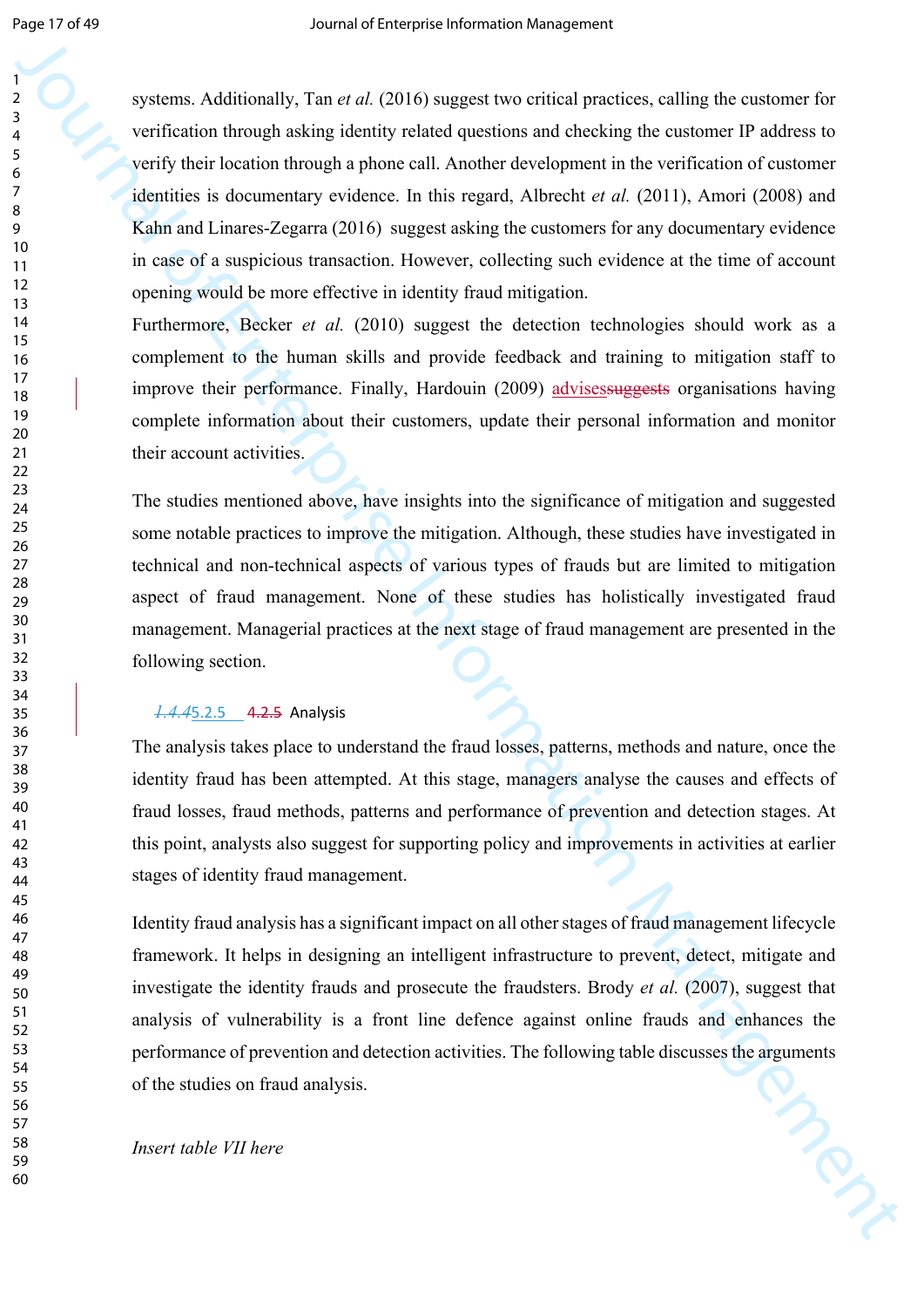systems. Additionally, Tan *et al.* (2016) suggest two critical practices, calling the customer for verification through asking identity related questions and checking the customer IP address to verify their location through a phone call. Another development in the verification of customer identities is documentary evidence. In this regard, Albrecht *et al.* (2011), Amori (2008) and Kahn and Linares-Zegarra (2016) suggest asking the customers for any documentary evidence in case of a suspicious transaction. However, collecting such evidence at the time of account opening would be more effective in identity fraud mitigation.

Furthermore, Becker *et al.* (2010) suggest the detection technologies should work as a complement to the human skills and provide feedback and training to mitigation staff to improve their performance. Finally, Hardouin (2009) advisessuggests organisations having complete information about their customers, update their personal information and monitor their account activities.

The studies mentioned above, have insights into the significance of mitigation and suggested some notable practices to improve the mitigation. Although, these studies have investigated in technical and non-technical aspects of various types of frauds but are limited to mitigation aspect of fraud management. None of these studies has holistically investigated fraud management. Managerial practices at the next stage of fraud management are presented in the following section.

### 1.4.45.2.5 4.2.5 Analysis

The analysis takes place to understand the fraud losses, patterns, methods and nature, once the identity fraud has been attempted. At this stage, managers analyse the causes and effects of fraud losses, fraud methods, patterns and performance of prevention and detection stages. At this point, analysts also suggest for supporting policy and improvements in activities at earlier stages of identity fraud management.

Identity fraud analysis has a significant impact on all other stages of fraud management lifecycle framework. It helps in designing an intelligent infrastructure to prevent, detect, mitigate and investigate the identity frauds and prosecute the fraudsters. Brody *et al.* (2007), suggest that analysis of vulnerability is a front line defence against online frauds and enhances the performance of prevention and detection activities. The following table discusses the arguments of the studies on fraud analysis.

*Insert table VII here*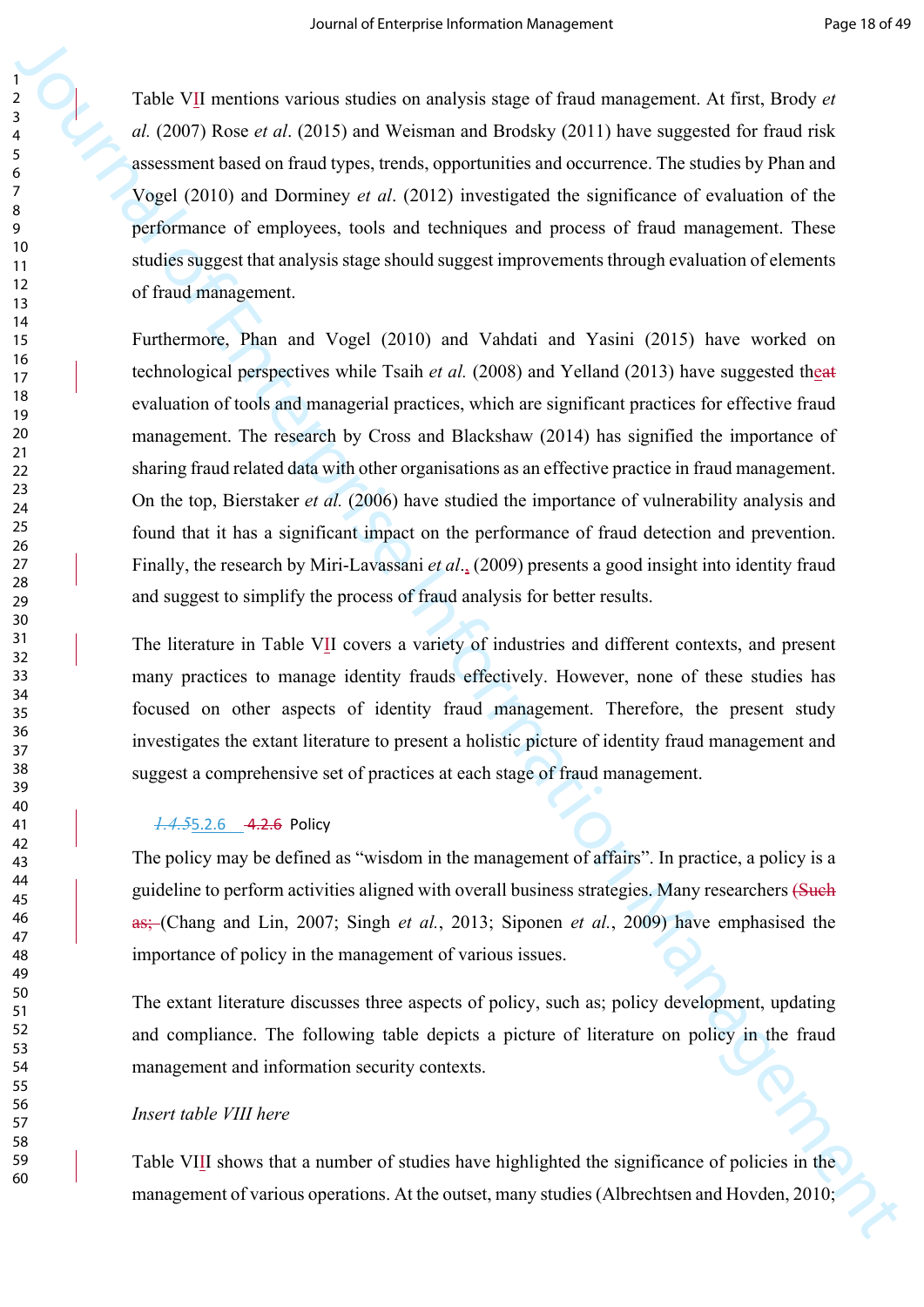Table VII mentions various studies on analysis stage of fraud management. At first, Brody *et al.* (2007) Rose *et al*. (2015) and Weisman and Brodsky (2011) have suggested for fraud risk assessment based on fraud types, trends, opportunities and occurrence. The studies by Phan and Vogel (2010) and Dorminey *et al*. (2012) investigated the significance of evaluation of the performance of employees, tools and techniques and process of fraud management. These studies suggest that analysis stage should suggest improvements through evaluation of elements of fraud management.

Furthermore, Phan and Vogel (2010) and Vahdati and Yasini (2015) have worked on technological perspectives while Tsaih *et al.* (2008) and Yelland (2013) have suggested the evaluation of tools and managerial practices, which are significant practices for effective fraud management. The research by Cross and Blackshaw (2014) has signified the importance of sharing fraud related data with other organisations as an effective practice in fraud management. On the top, Bierstaker *et al.* (2006) have studied the importance of vulnerability analysis and found that it has a significant impact on the performance of fraud detection and prevention. Finally, the research by Miri-Lavassani *et al*., (2009) presents a good insight into identity fraud and suggest to simplify the process of fraud analysis for better results.

The literature in Table VII covers a variety of industries and different contexts, and present many practices to manage identity frauds effectively. However, none of these studies has focused on other aspects of identity fraud management. Therefore, the present study investigates the extant literature to present a holistic picture of identity fraud management and suggest a comprehensive set of practices at each stage of fraud management.

#### 5.2.6 Policy

The policy may be defined as "wisdom in the management of affairs". In practice, a policy is a guideline to perform activities aligned with overall business strategies. Many researchers (Chang and Lin, 2007; Singh *et al.*, 2013; Siponen *et al.*, 2009) have emphasised the importance of policy in the management of various issues.

The extant literature discusses three aspects of policy, such as; policy development, updating and compliance. The following table depicts a picture of literature on policy in the fraud management and information security contexts.

*Insert table VIII here*

Table VIII shows that a number of studies have highlighted the significance of policies in the management of various operations. At the outset, many studies (Albrechtsen and Hovden, 2010;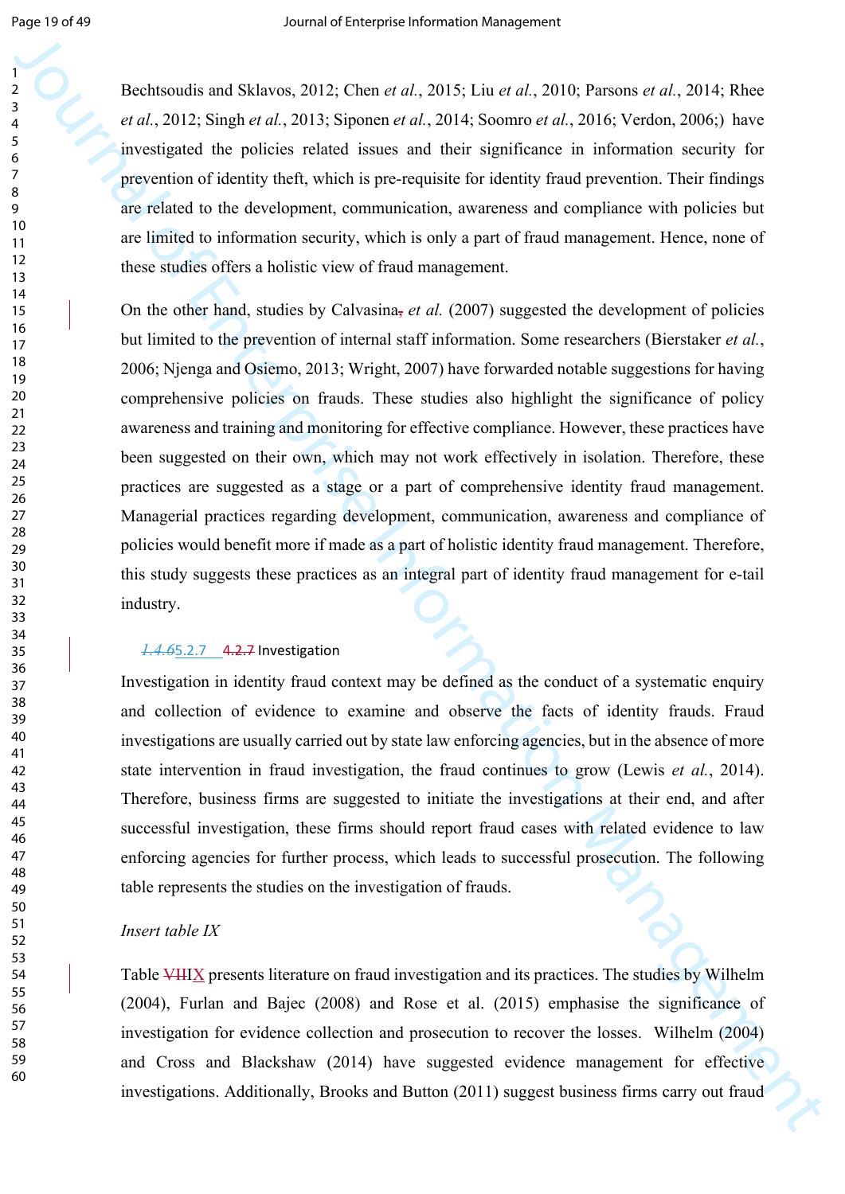Bechtsoudis and Sklavos, 2012; Chen *et al.*, 2015; Liu *et al.*, 2010; Parsons *et al.*, 2014; Rhee *et al.*, 2012; Singh *et al.*, 2013; Siponen *et al.*, 2014; Soomro *et al.*, 2016; Verdon, 2006;) have investigated the policies related issues and their significance in information security for prevention of identity theft, which is pre-requisite for identity fraud prevention. Their findings are related to the development, communication, awareness and compliance with policies but are limited to information security, which is only a part of fraud management. Hence, none of these studies offers a holistic view of fraud management.

On the other hand, studies by Calvasina, *et al.* (2007) suggested the development of policies but limited to the prevention of internal staff information. Some researchers (Bierstaker *et al.*, 2006; Njenga and Osiemo, 2013; Wright, 2007) have forwarded notable suggestions for having comprehensive policies on frauds. These studies also highlight the significance of policy awareness and training and monitoring for effective compliance. However, these practices have been suggested on their own, which may not work effectively in isolation. Therefore, these practices are suggested as a stage or a part of comprehensive identity fraud management. Managerial practices regarding development, communication, awareness and compliance of policies would benefit more if made as a part of holistic identity fraud management. Therefore, this study suggests these practices as an integral part of identity fraud management for e-tail industry.

### 1.4.65.2.7 4.2.7 Investigation

Investigation in identity fraud context may be defined as the conduct of a systematic enquiry and collection of evidence to examine and observe the facts of identity frauds. Fraud investigations are usually carried out by state law enforcing agencies, but in the absence of more state intervention in fraud investigation, the fraud continues to grow (Lewis *et al.*, 2014). Therefore, business firms are suggested to initiate the investigations at their end, and after successful investigation, these firms should report fraud cases with related evidence to law enforcing agencies for further process, which leads to successful prosecution. The following table represents the studies on the investigation of frauds.

*Insert table IX*

Table VIIIX presents literature on fraud investigation and its practices. The studies by Wilhelm (2004), Furlan and Bajec (2008) and Rose et al. (2015) emphasise the significance of investigation for evidence collection and prosecution to recover the losses. Wilhelm (2004) and Cross and Blackshaw (2014) have suggested evidence management for effective investigations. Additionally, Brooks and Button (2011) suggest business firms carry out fraud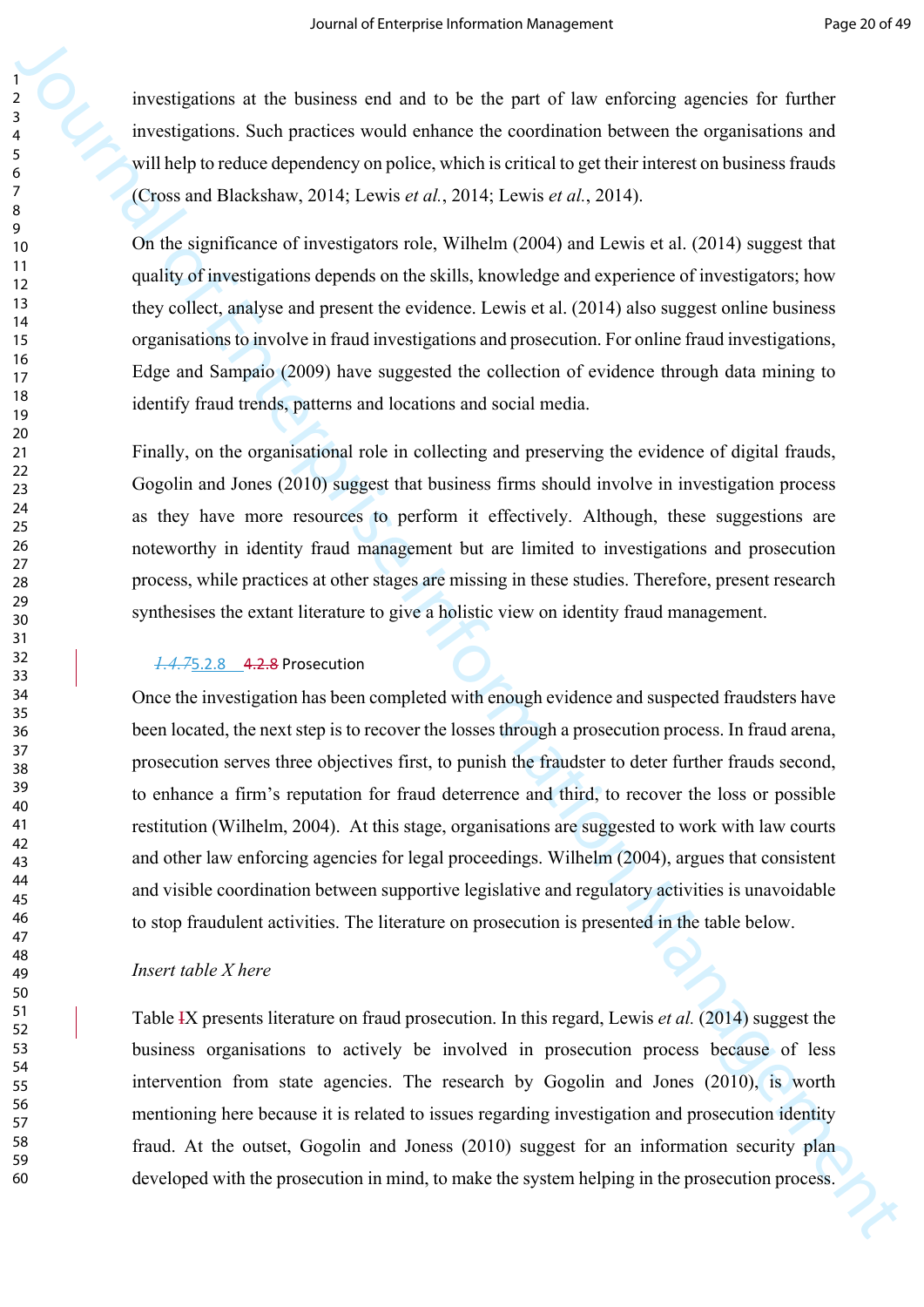investigations at the business end and to be the part of law enforcing agencies for further investigations. Such practices would enhance the coordination between the organisations and will help to reduce dependency on police, which is critical to get their interest on business frauds (Cross and Blackshaw, 2014; Lewis *et al.*, 2014; Lewis *et al.*, 2014).

On the significance of investigators role, Wilhelm (2004) and Lewis et al. (2014) suggest that quality of investigations depends on the skills, knowledge and experience of investigators; how they collect, analyse and present the evidence. Lewis et al. (2014) also suggest online business organisations to involve in fraud investigations and prosecution. For online fraud investigations, Edge and Sampaio (2009) have suggested the collection of evidence through data mining to identify fraud trends, patterns and locations and social media.

Finally, on the organisational role in collecting and preserving the evidence of digital frauds, Gogolin and Jones (2010) suggest that business firms should involve in investigation process as they have more resources to perform it effectively. Although, these suggestions are noteworthy in identity fraud management but are limited to investigations and prosecution process, while practices at other stages are missing in these studies. Therefore, present research synthesises the extant literature to give a holistic view on identity fraud management.

### 5.2.8 Prosecution

Once the investigation has been completed with enough evidence and suspected fraudsters have been located, the next step is to recover the losses through a prosecution process. In fraud arena, prosecution serves three objectives first, to punish the fraudster to deter further frauds second, to enhance a firm's reputation for fraud deterrence and third, to recover the loss or possible restitution (Wilhelm, 2004). At this stage, organisations are suggested to work with law courts and other law enforcing agencies for legal proceedings. Wilhelm (2004), argues that consistent and visible coordination between supportive legislative and regulatory activities is unavoidable to stop fraudulent activities. The literature on prosecution is presented in the table below.

*Insert table X here*

Table X presents literature on fraud prosecution. In this regard, Lewis *et al.* (2014) suggest the business organisations to actively be involved in prosecution process because of less intervention from state agencies. The research by Gogolin and Jones (2010), is worth mentioning here because it is related to issues regarding investigation and prosecution identity fraud. At the outset, Gogolin and Joness (2010) suggest for an information security plan developed with the prosecution in mind, to make the system helping in the prosecution process.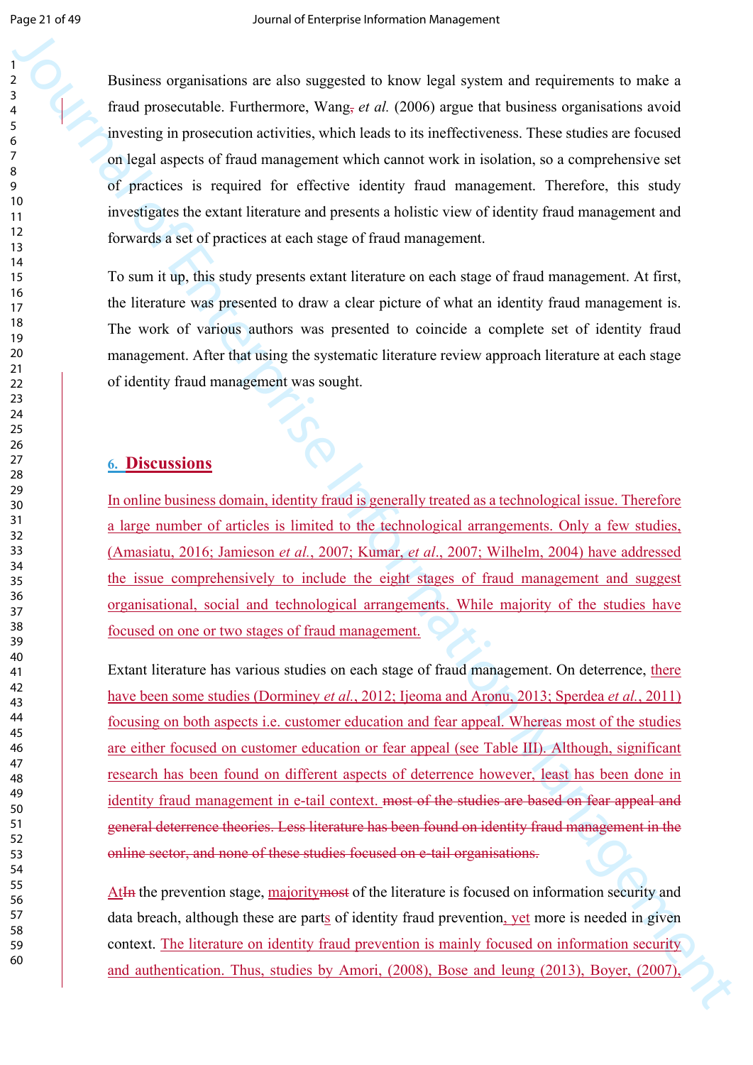Business organisations are also suggested to know legal system and requirements to make a fraud prosecutable. Furthermore, Wang, *et al.* (2006) argue that business organisations avoid investing in prosecution activities, which leads to its ineffectiveness. These studies are focused on legal aspects of fraud management which cannot work in isolation, so a comprehensive set of practices is required for effective identity fraud management. Therefore, this study investigates the extant literature and presents a holistic view of identity fraud management and forwards a set of practices at each stage of fraud management.

To sum it up, this study presents extant literature on each stage of fraud management. At first, the literature was presented to draw a clear picture of what an identity fraud management is. The work of various authors was presented to coincide a complete set of identity fraud management. After that using the systematic literature review approach literature at each stage of identity fraud management was sought.

## 6. Discussions

In online business domain, identity fraud is generally treated as a technological issue. Therefore a large number of articles is limited to the technological arrangements. Only a few studies, (Amasiatu, 2016; Jamieson *et al.*, 2007; Kumar, *et al.*, 2007; Wilhelm, 2004) have addressed the issue comprehensively to include the eight stages of fraud management and suggest organisational, social and technological arrangements. While majority of the studies have focused on one or two stages of fraud management.

Extant literature has various studies on each stage of fraud management. On deterrence, there have been some studies (Dorminey *et al.*, 2012; Ijeoma and Aronu, 2013; Sperdea *et al.*, 2011) focusing on both aspects i.e. customer education and fear appeal. Whereas most of the studies are either focused on customer education or fear appeal (see Table III). Although, significant research has been found on different aspects of deterrence however, least has been done in identity fraud management in e-tail context. ~~most of the studies are based on fear appeal and general deterrence theories. Less literature has been found on identity fraud management in the online sector, and none of these studies focused on e-tail organisations.~~

At~~In~~ the prevention stage, majority~~most~~ of the literature is focused on information security and data breach, although these are parts of identity fraud prevention, yet more is needed in given context. The literature on identity fraud prevention is mainly focused on information security and authentication. Thus, studies by Amori, (2008), Bose and leung (2013), Boyer, (2007),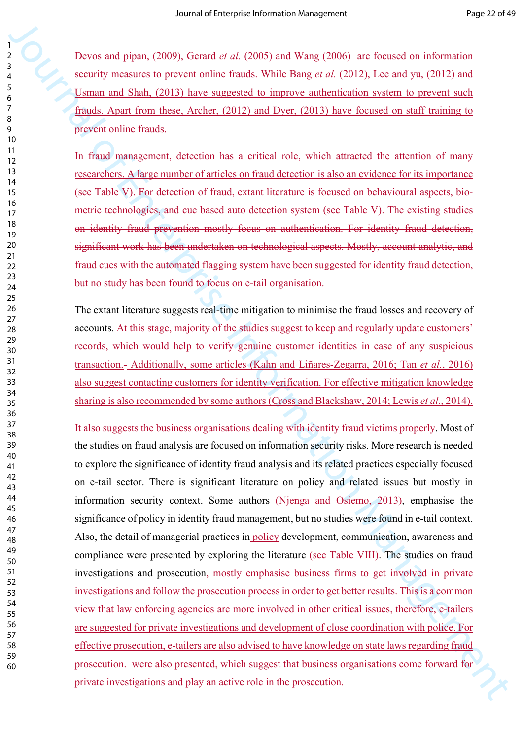Devos and pipan, (2009), Gerard *et al.* (2005) and Wang (2006) are focused on information security measures to prevent online frauds. While Bang *et al.* (2012), Lee and yu, (2012) and Usman and Shah, (2013) have suggested to improve authentication system to prevent such frauds. Apart from these, Archer, (2012) and Dyer, (2013) have focused on staff training to prevent online frauds.

In fraud management, detection has a critical role, which attracted the attention of many researchers. A large number of articles on fraud detection is also an evidence for its importance (see Table V). For detection of fraud, extant literature is focused on behavioural aspects, bio-metric technologies, and cue based auto detection system (see Table V). ~~The existing studies on identity fraud prevention mostly focus on authentication. For identity fraud detection, significant work has been undertaken on technological aspects. Mostly, account analytic, and fraud cues with the automated flagging system have been suggested for identity fraud detection, but no study has been found to focus on e-tail organisation.~~

The extant literature suggests real-time mitigation to minimise the fraud losses and recovery of accounts. At this stage, majority of the studies suggest to keep and regularly update customers' records, which would help to verify genuine customer identities in case of any suspicious transaction. Additionally, some articles (Kahn and Liñares-Zegarra, 2016; Tan *et al.*, 2016) also suggest contacting customers for identity verification. For effective mitigation knowledge sharing is also recommended by some authors (Cross and Blackshaw, 2014; Lewis *et al.*, 2014).

~~It also suggests the business organisations dealing with identity fraud victims properly~~. Most of the studies on fraud analysis are focused on information security risks. More research is needed to explore the significance of identity fraud analysis and its related practices especially focused on e-tail sector. There is significant literature on policy and related issues but mostly in information security context. Some authors (Njenga and Osiemo, 2013), emphasise the significance of policy in identity fraud management, but no studies were found in e-tail context. Also, the detail of managerial practices in policy development, communication, awareness and compliance were presented by exploring the literature (see Table VIII). The studies on fraud investigations and prosecution, mostly emphasise business firms to get involved in private investigations and follow the prosecution process in order to get better results. This is a common view that law enforcing agencies are more involved in other critical issues, therefore, e-tailers are suggested for private investigations and development of close coordination with police. For effective prosecution, e-tailers are also advised to have knowledge on state laws regarding fraud prosecution. ~~were also presented, which suggest that business organisations come forward for private investigations and play an active role in the prosecution.~~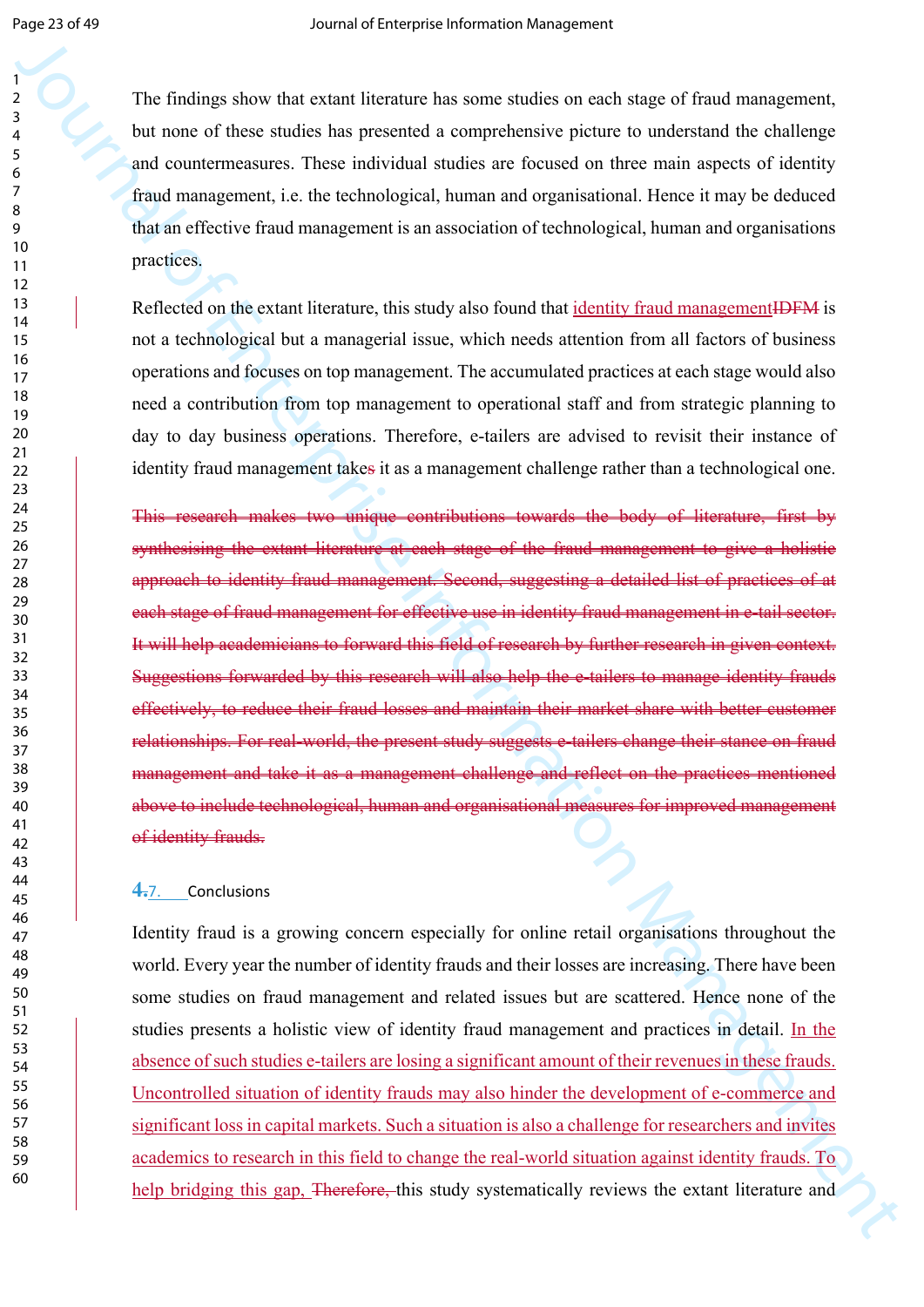The findings show that extant literature has some studies on each stage of fraud management, but none of these studies has presented a comprehensive picture to understand the challenge and countermeasures. These individual studies are focused on three main aspects of identity fraud management, i.e. the technological, human and organisational. Hence it may be deduced that an effective fraud management is an association of technological, human and organisations practices.

Reflected on the extant literature, this study also found that identity fraud managementIDFM is not a technological but a managerial issue, which needs attention from all factors of business operations and focuses on top management. The accumulated practices at each stage would also need a contribution from top management to operational staff and from strategic planning to day to day business operations. Therefore, e-tailers are advised to revisit their instance of identity fraud management takes it as a management challenge rather than a technological one.

~~This research makes two unique contributions towards the body of literature, first by synthesising the extant literature at each stage of the fraud management to give a holistic approach to identity fraud management. Second, suggesting a detailed list of practices of at each stage of fraud management for effective use in identity fraud management in e-tail sector. It will help academicians to forward this field of research by further research in given context. Suggestions forwarded by this research will also help the e-tailers to manage identity frauds effectively, to reduce their fraud losses and maintain their market share with better customer relationships. For real-world, the present study suggests e-tailers change their stance on fraud management and take it as a management challenge and reflect on the practices mentioned above to include technological, human and organisational measures for improved management of identity frauds.~~

## 4.7. Conclusions

Identity fraud is a growing concern especially for online retail organisations throughout the world. Every year the number of identity frauds and their losses are increasing. There have been some studies on fraud management and related issues but are scattered. Hence none of the studies presents a holistic view of identity fraud management and practices in detail. In the absence of such studies e-tailers are losing a significant amount of their revenues in these frauds. Uncontrolled situation of identity frauds may also hinder the development of e-commerce and significant loss in capital markets. Such a situation is also a challenge for researchers and invites academics to research in this field to change the real-world situation against identity frauds. To help bridging this gap, ~~Therefore,~~ this study systematically reviews the extant literature and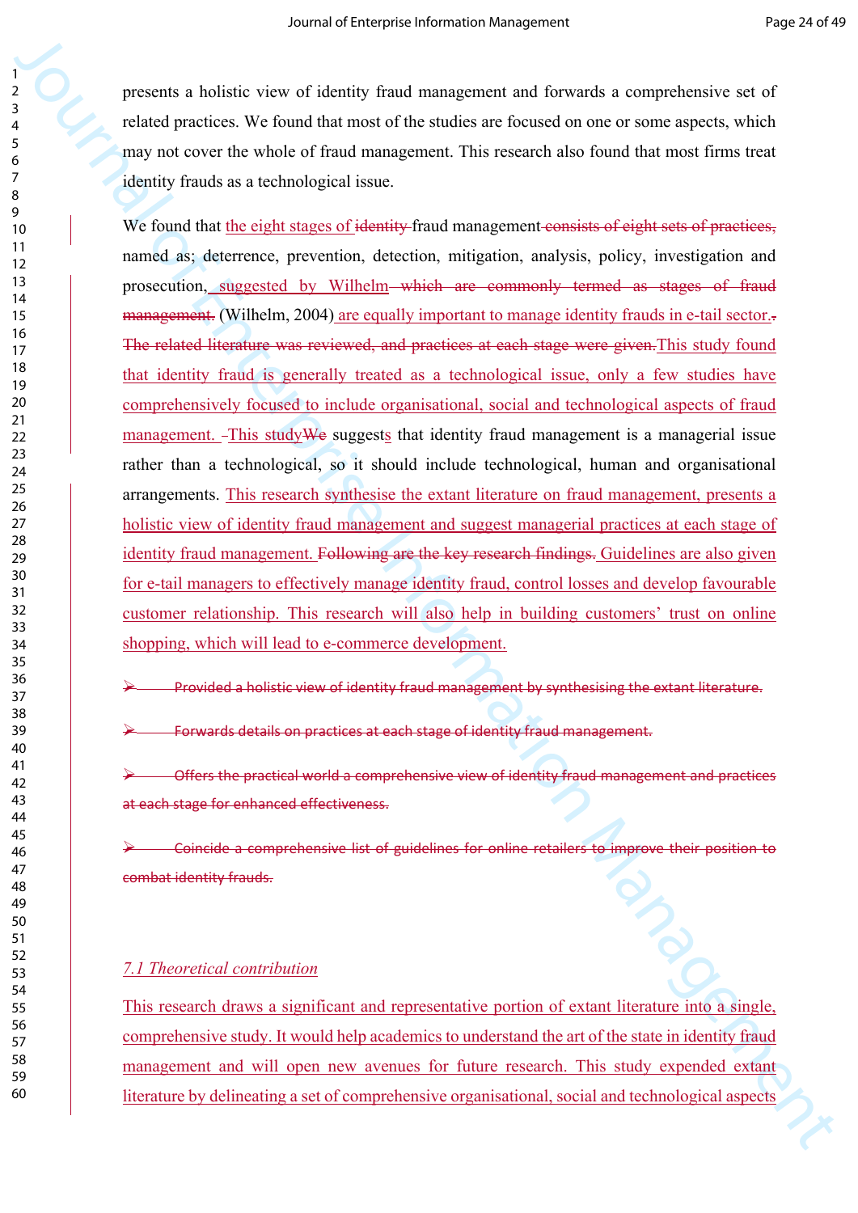presents a holistic view of identity fraud management and forwards a comprehensive set of related practices. We found that most of the studies are focused on one or some aspects, which may not cover the whole of fraud management. This research also found that most firms treat identity frauds as a technological issue.

We found that the eight stages of ~~identity~~ fraud management ~~consists of eight sets of practices,~~ named as; deterrence, prevention, detection, mitigation, analysis, policy, investigation and prosecution, suggested by Wilhelm ~~which are commonly termed as stages of fraud management.~~ (Wilhelm, 2004) are equally important to manage identity frauds in e-tail sector. ~~The related literature was reviewed, and practices at each stage were given.~~ This study found that identity fraud is generally treated as a technological issue, only a few studies have comprehensively focused to include organisational, social and technological aspects of fraud management. This study ~~We~~ suggests that identity fraud management is a managerial issue rather than a technological, so it should include technological, human and organisational arrangements. This research synthesise the extant literature on fraud management, presents a holistic view of identity fraud management and suggest managerial practices at each stage of identity fraud management. ~~Following are the key research findings.~~ Guidelines are also given for e-tail managers to effectively manage identity fraud, control losses and develop favourable customer relationship. This research will also help in building customers' trust on online shopping, which will lead to e-commerce development.

- ~~Provided a holistic view of identity fraud management by synthesising the extant literature.~~
- ~~Forwards details on practices at each stage of identity fraud management.~~
- ~~Offers the practical world a comprehensive view of identity fraud management and practices at each stage for enhanced effectiveness.~~
- ~~Coincide a comprehensive list of guidelines for online retailers to improve their position to combat identity frauds.~~

### *7.1 Theoretical contribution*

This research draws a significant and representative portion of extant literature into a single, comprehensive study. It would help academics to understand the art of the state in identity fraud management and will open new avenues for future research. This study expended extant literature by delineating a set of comprehensive organisational, social and technological aspects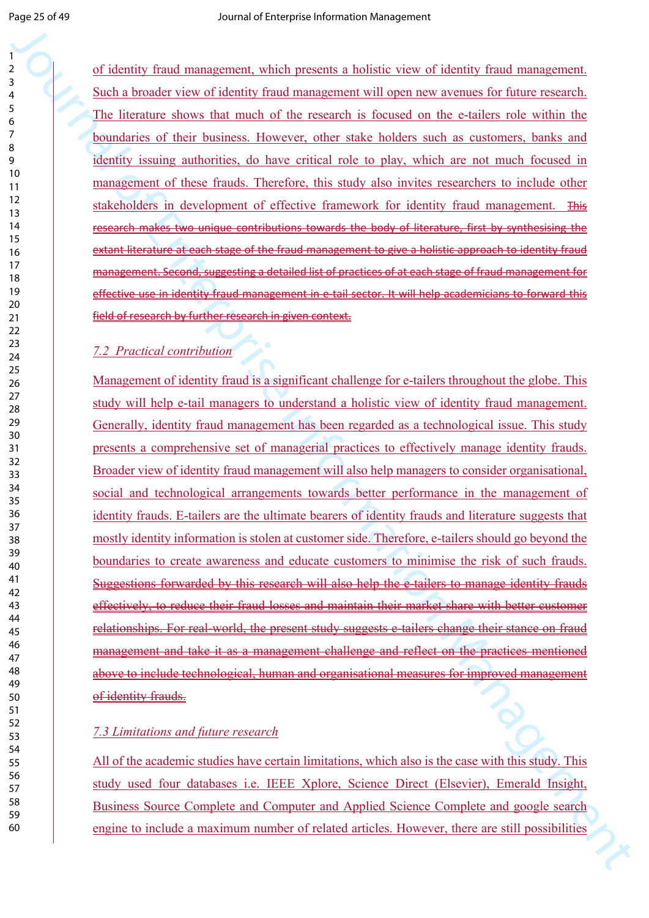of identity fraud management, which presents a holistic view of identity fraud management. Such a broader view of identity fraud management will open new avenues for future research. The literature shows that much of the research is focused on the e-tailers role within the boundaries of their business. However, other stake holders such as customers, banks and identity issuing authorities, do have critical role to play, which are not much focused in management of these frauds. Therefore, this study also invites researchers to include other stakeholders in development of effective framework for identity fraud management. ~~This research makes two unique contributions towards the body of literature, first by synthesising the extant literature at each stage of the fraud management to give a holistic approach to identity fraud management. Second, suggesting a detailed list of practices of at each stage of fraud management for effective use in identity fraud management in e-tail sector. It will help academicians to forward this field of research by further research in given context.~~

### *7.2 Practical contribution*

Management of identity fraud is a significant challenge for e-tailers throughout the globe. This study will help e-tail managers to understand a holistic view of identity fraud management. Generally, identity fraud management has been regarded as a technological issue. This study presents a comprehensive set of managerial practices to effectively manage identity frauds. Broader view of identity fraud management will also help managers to consider organisational, social and technological arrangements towards better performance in the management of identity frauds. E-tailers are the ultimate bearers of identity frauds and literature suggests that mostly identity information is stolen at customer side. Therefore, e-tailers should go beyond the boundaries to create awareness and educate customers to minimise the risk of such frauds. ~~Suggestions forwarded by this research will also help the e-tailers to manage identity frauds effectively, to reduce their fraud losses and maintain their market share with better customer relationships. For real-world, the present study suggests e-tailers change their stance on fraud management and take it as a management challenge and reflect on the practices mentioned above to include technological, human and organisational measures for improved management of identity frauds.~~

### *7.3 Limitations and future research*

All of the academic studies have certain limitations, which also is the case with this study. This study used four databases i.e. IEEE Xplore, Science Direct (Elsevier), Emerald Insight, Business Source Complete and Computer and Applied Science Complete and google search engine to include a maximum number of related articles. However, there are still possibilities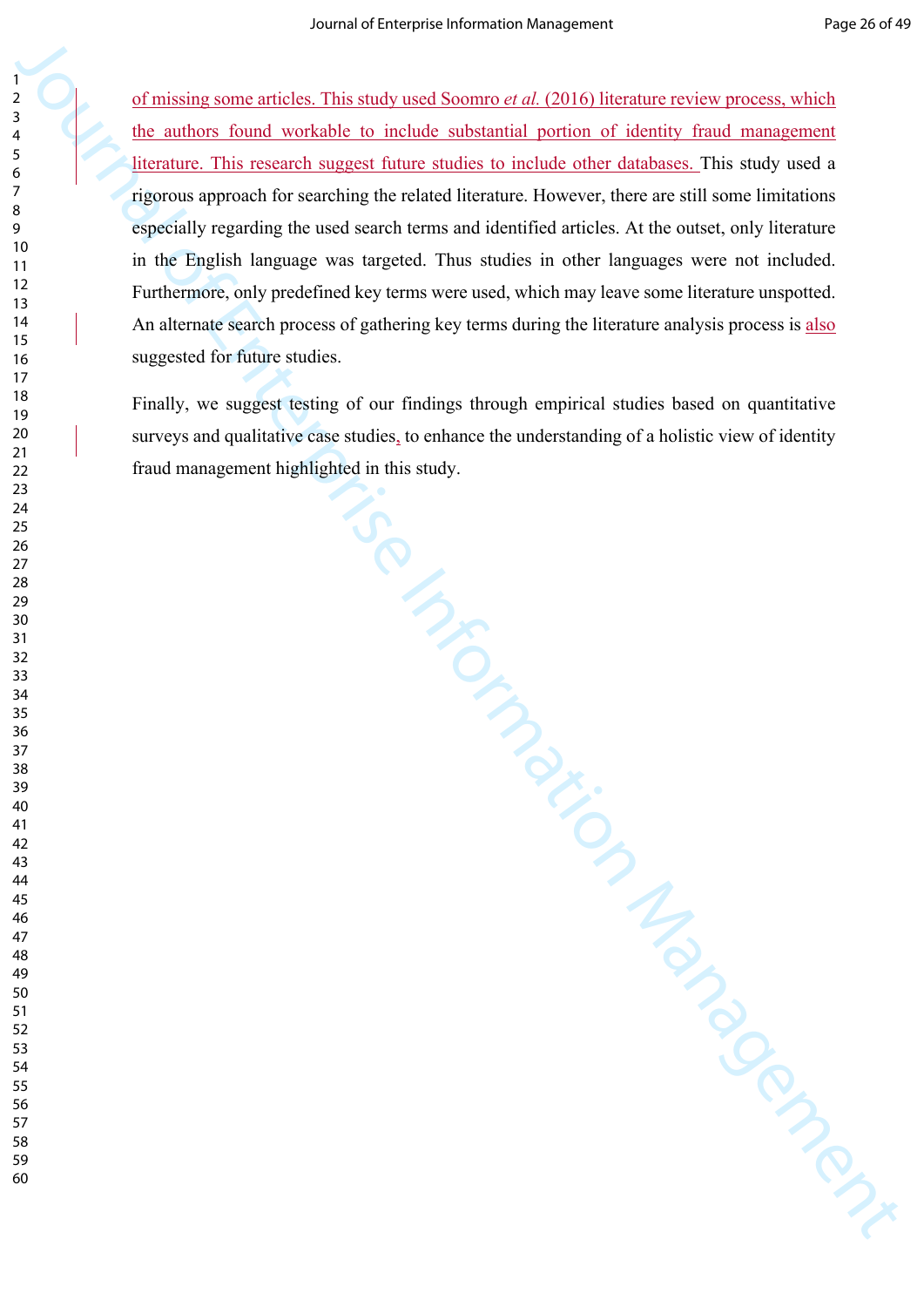of missing some articles. This study used Soomro *et al.* (2016) literature review process, which the authors found workable to include substantial portion of identity fraud management literature. This research suggest future studies to include other databases. This study used a rigorous approach for searching the related literature. However, there are still some limitations especially regarding the used search terms and identified articles. At the outset, only literature in the English language was targeted. Thus studies in other languages were not included. Furthermore, only predefined key terms were used, which may leave some literature unspotted. An alternate search process of gathering key terms during the literature analysis process is also suggested for future studies.

Finally, we suggest testing of our findings through empirical studies based on quantitative surveys and qualitative case studies, to enhance the understanding of a holistic view of identity fraud management highlighted in this study.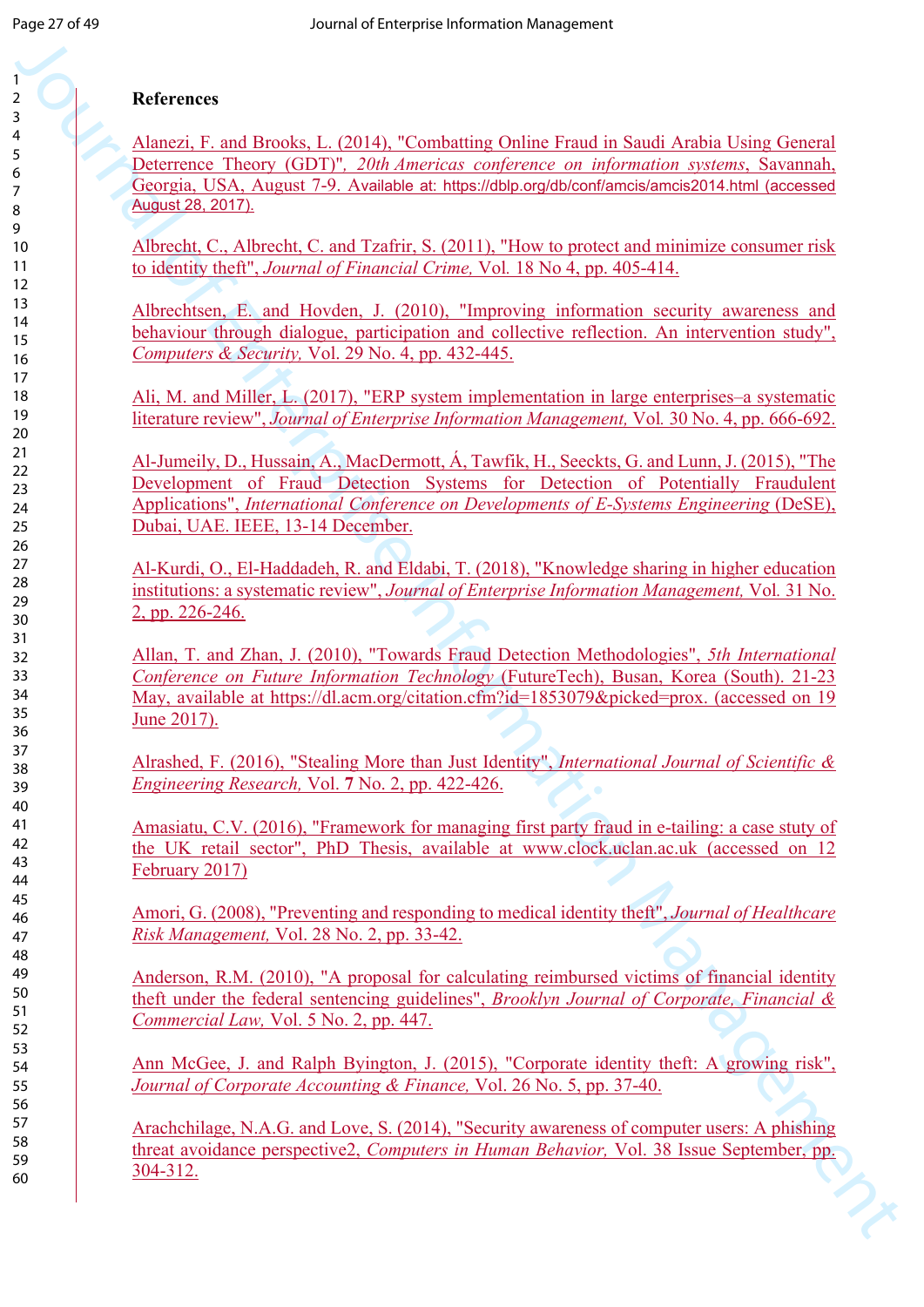**References**

Alanezi, F. and Brooks, L. (2014), "Combatting Online Fraud in Saudi Arabia Using General Deterrence Theory (GDT)", *20th Americas conference on information systems*, Savannah, Georgia, USA, August 7-9. Available at: https://dblp.org/db/conf/amcis/amcis2014.html (accessed August 28, 2017).

Albrecht, C., Albrecht, C. and Tzafrir, S. (2011), "How to protect and minimize consumer risk to identity theft", *Journal of Financial Crime,* Vol. 18 No 4, pp. 405-414.

Albrechtsen, E. and Hovden, J. (2010), "Improving information security awareness and behaviour through dialogue, participation and collective reflection. An intervention study", *Computers & Security,* Vol. 29 No. 4, pp. 432-445.

Ali, M. and Miller, L. (2017), "ERP system implementation in large enterprises–a systematic literature review", *Journal of Enterprise Information Management,* Vol. 30 No. 4, pp. 666-692.

Al-Jumeily, D., Hussain, A., MacDermott, Á, Tawfik, H., Seeckts, G. and Lunn, J. (2015), "The Development of Fraud Detection Systems for Detection of Potentially Fraudulent Applications", *International Conference on Developments of E-Systems Engineering* (DeSE), Dubai, UAE. IEEE, 13-14 December.

Al-Kurdi, O., El-Haddadeh, R. and Eldabi, T. (2018), "Knowledge sharing in higher education institutions: a systematic review", *Journal of Enterprise Information Management,* Vol. 31 No. 2, pp. 226-246.

Allan, T. and Zhan, J. (2010), "Towards Fraud Detection Methodologies", *5th International Conference on Future Information Technology* (FutureTech), Busan, Korea (South). 21-23 May, available at https://dl.acm.org/citation.cfm?id=1853079&picked=prox. (accessed on 19 June 2017).

Alrashed, F. (2016), "Stealing More than Just Identity", *International Journal of Scientific & Engineering Research,* Vol. 7 No. 2, pp. 422-426.

Amasiatu, C.V. (2016), "Framework for managing first party fraud in e-tailing: a case stuty of the UK retail sector", PhD Thesis, available at www.clock.uclan.ac.uk (accessed on 12 February 2017)

Amori, G. (2008), "Preventing and responding to medical identity theft", *Journal of Healthcare Risk Management,* Vol. 28 No. 2, pp. 33-42.

Anderson, R.M. (2010), "A proposal for calculating reimbursed victims of financial identity theft under the federal sentencing guidelines", *Brooklyn Journal of Corporate, Financial & Commercial Law,* Vol. 5 No. 2, pp. 447.

Ann McGee, J. and Ralph Byington, J. (2015), "Corporate identity theft: A growing risk", *Journal of Corporate Accounting & Finance,* Vol. 26 No. 5, pp. 37-40.

Arachchilage, N.A.G. and Love, S. (2014), "Security awareness of computer users: A phishing threat avoidance perspective2, *Computers in Human Behavior,* Vol. 38 Issue September, pp. 304-312.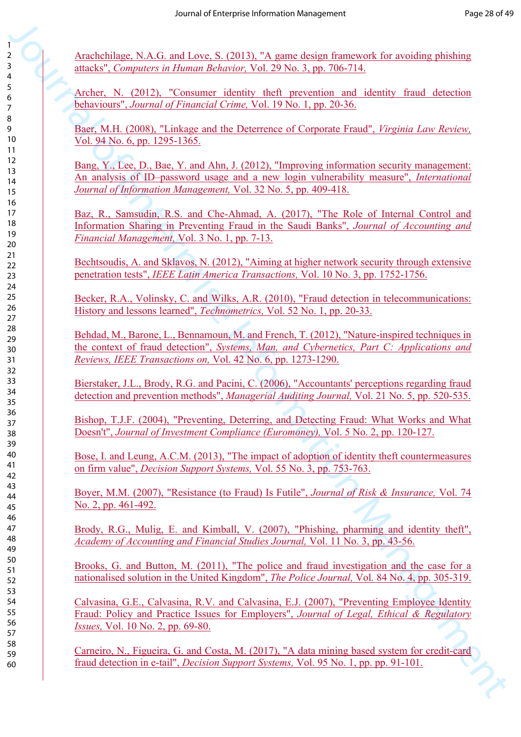Arachchilage, N.A.G. and Love, S. (2013), "A game design framework for avoiding phishing attacks", *Computers in Human Behavior,* Vol. 29 No. 3, pp. 706-714.

Archer, N. (2012), "Consumer identity theft prevention and identity fraud detection behaviours", *Journal of Financial Crime,* Vol. 19 No. 1, pp. 20-36.

Baer, M.H. (2008), "Linkage and the Deterrence of Corporate Fraud", *Virginia Law Review,* Vol. 94 No. 6, pp. 1295-1365.

Bang, Y., Lee, D., Bae, Y. and Ahn, J. (2012), "Improving information security management: An analysis of ID–password usage and a new login vulnerability measure", *International Journal of Information Management,* Vol. 32 No. 5, pp. 409-418.

Baz, R., Samsudin, R.S. and Che-Ahmad, A. (2017), "The Role of Internal Control and Information Sharing in Preventing Fraud in the Saudi Banks", *Journal of Accounting and Financial Management,* Vol. 3 No. 1, pp. 7-13.

Bechtsoudis, A. and Sklavos, N. (2012), "Aiming at higher network security through extensive penetration tests", *IEEE Latin America Transactions,* Vol. 10 No. 3, pp. 1752-1756.

Becker, R.A., Volinsky, C. and Wilks, A.R. (2010), "Fraud detection in telecommunications: History and lessons learned", *Technometrics,* Vol. 52 No. 1, pp. 20-33.

Behdad, M., Barone, L., Bennamoun, M. and French, T. (2012), "Nature-inspired techniques in the context of fraud detection", *Systems, Man, and Cybernetics, Part C: Applications and Reviews, IEEE Transactions on,* Vol. 42 No. 6, pp. 1273-1290.

Bierstaker, J.L., Brody, R.G. and Pacini, C. (2006), "Accountants' perceptions regarding fraud detection and prevention methods", *Managerial Auditing Journal,* Vol. 21 No. 5, pp. 520-535.

Bishop, T.J.F. (2004), "Preventing, Deterring, and Detecting Fraud: What Works and What Doesn't", *Journal of Investment Compliance (Euromoney),* Vol. 5 No. 2, pp. 120-127.

Bose, I. and Leung, A.C.M. (2013), "The impact of adoption of identity theft countermeasures on firm value", *Decision Support Systems,* Vol. 55 No. 3, pp. 753-763.

Boyer, M.M. (2007), "Resistance (to Fraud) Is Futile", *Journal of Risk & Insurance,* Vol. 74 No. 2, pp. 461-492.

Brody, R.G., Mulig, E. and Kimball, V. (2007), "Phishing, pharming and identity theft", *Academy of Accounting and Financial Studies Journal,* Vol. 11 No. 3, pp. 43-56.

Brooks, G. and Button, M. (2011), "The police and fraud investigation and the case for a nationalised solution in the United Kingdom", *The Police Journal,* Vol. 84 No. 4, pp. 305-319.

Calvasina, G.E., Calvasina, R.V. and Calvasina, E.J. (2007), "Preventing Employee Identity Fraud: Policy and Practice Issues for Employers", *Journal of Legal, Ethical & Regulatory Issues,* Vol. 10 No. 2, pp. 69-80.

Carneiro, N., Figueira, G. and Costa, M. (2017), "A data mining based system for credit-card fraud detection in e-tail", *Decision Support Systems,* Vol. 95 No. 1, pp. pp. 91-101.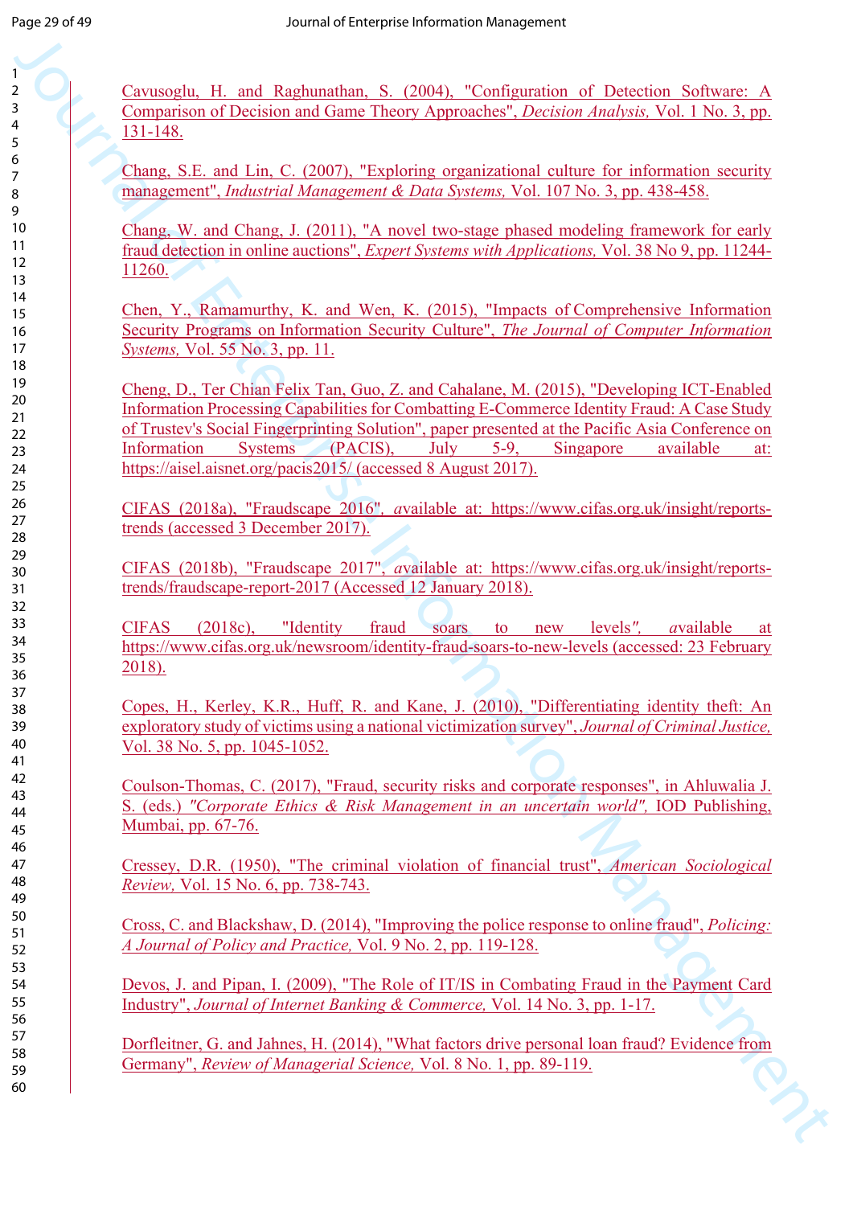Cavusoglu, H. and Raghunathan, S. (2004), "Configuration of Detection Software: A Comparison of Decision and Game Theory Approaches", *Decision Analysis,* Vol. 1 No. 3, pp. 131-148.

Chang, S.E. and Lin, C. (2007), "Exploring organizational culture for information security management", *Industrial Management & Data Systems,* Vol. 107 No. 3, pp. 438-458.

Chang, W. and Chang, J. (2011), "A novel two-stage phased modeling framework for early fraud detection in online auctions", *Expert Systems with Applications,* Vol. 38 No 9, pp. 11244-11260.

Chen, Y., Ramamurthy, K. and Wen, K. (2015), "Impacts of Comprehensive Information Security Programs on Information Security Culture", *The Journal of Computer Information Systems,* Vol. 55 No. 3, pp. 11.

Cheng, D., Ter Chian Felix Tan, Guo, Z. and Cahalane, M. (2015), "Developing ICT-Enabled Information Processing Capabilities for Combatting E-Commerce Identity Fraud: A Case Study of Trustev's Social Fingerprinting Solution", paper presented at the Pacific Asia Conference on Information Systems (PACIS), July 5-9, Singapore available at: https://aisel.aisnet.org/pacis2015/ (accessed 8 August 2017).

CIFAS (2018a), "Fraudscape 2016", *a*vailable at: https://www.cifas.org.uk/insight/reports-trends (accessed 3 December 2017).

CIFAS (2018b), "Fraudscape 2017", *a*vailable at: https://www.cifas.org.uk/insight/reports-trends/fraudscape-report-2017 (Accessed 12 January 2018).

CIFAS (2018c), "Identity fraud soars to new levels*",* *a*vailable at https://www.cifas.org.uk/newsroom/identity-fraud-soars-to-new-levels (accessed: 23 February 2018).

Copes, H., Kerley, K.R., Huff, R. and Kane, J. (2010), "Differentiating identity theft: An exploratory study of victims using a national victimization survey", *Journal of Criminal Justice,* Vol. 38 No. 5, pp. 1045-1052.

Coulson-Thomas, C. (2017), "Fraud, security risks and corporate responses", in Ahluwalia J. S. (eds.) *"Corporate Ethics & Risk Management in an uncertain world",* IOD Publishing, Mumbai, pp. 67-76.

Cressey, D.R. (1950), "The criminal violation of financial trust", *American Sociological Review,* Vol. 15 No. 6, pp. 738-743.

Cross, C. and Blackshaw, D. (2014), "Improving the police response to online fraud", *Policing: A Journal of Policy and Practice,* Vol. 9 No. 2, pp. 119-128.

Devos, J. and Pipan, I. (2009), "The Role of IT/IS in Combating Fraud in the Payment Card Industry", *Journal of Internet Banking & Commerce,* Vol. 14 No. 3, pp. 1-17.

Dorfleitner, G. and Jahnes, H. (2014), "What factors drive personal loan fraud? Evidence from Germany", *Review of Managerial Science,* Vol. 8 No. 1, pp. 89-119.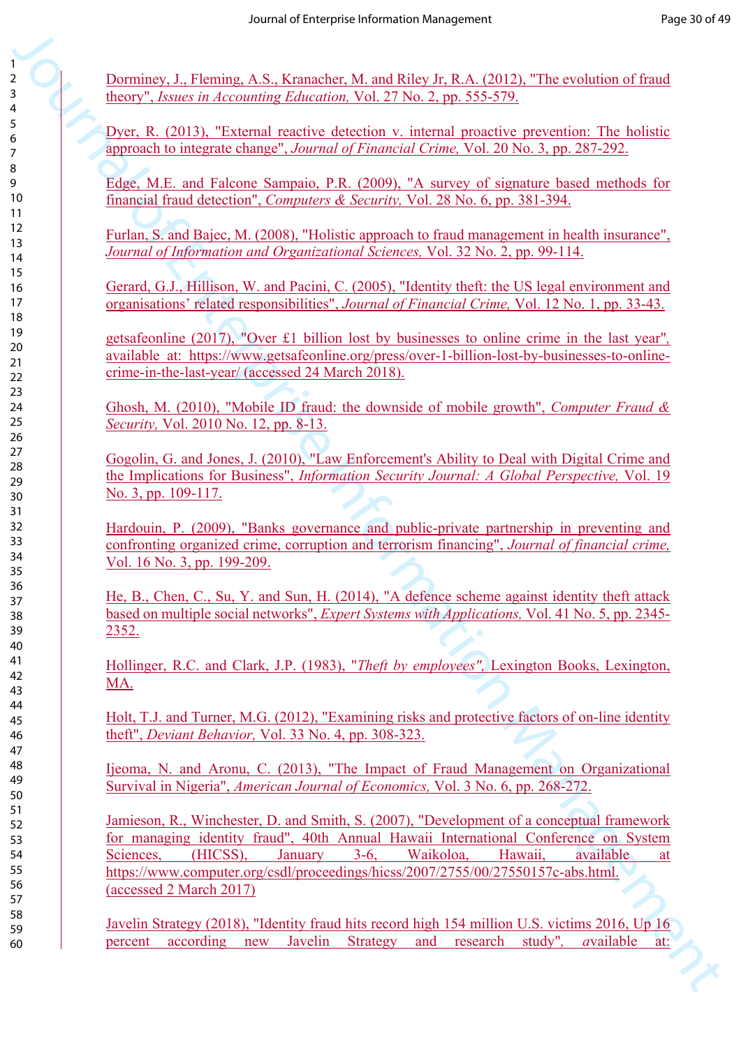Dorminey, J., Fleming, A.S., Kranacher, M. and Riley Jr, R.A. (2012), "The evolution of fraud theory", *Issues in Accounting Education,* Vol. 27 No. 2, pp. 555-579.

Dyer, R. (2013), "External reactive detection v. internal proactive prevention: The holistic approach to integrate change", *Journal of Financial Crime,* Vol. 20 No. 3, pp. 287-292.

Edge, M.E. and Falcone Sampaio, P.R. (2009), "A survey of signature based methods for financial fraud detection", *Computers & Security,* Vol. 28 No. 6, pp. 381-394.

Furlan, S. and Bajec, M. (2008), "Holistic approach to fraud management in health insurance", *Journal of Information and Organizational Sciences,* Vol. 32 No. 2, pp. 99-114.

Gerard, G.J., Hillison, W. and Pacini, C. (2005), "Identity theft: the US legal environment and organisations' related responsibilities", *Journal of Financial Crime,* Vol. 12 No. 1, pp. 33-43.

getsafeonline (2017), "Over £1 billion lost by businesses to online crime in the last year", available at: https://www.getsafeonline.org/press/over-1-billion-lost-by-businesses-to-online-crime-in-the-last-year/ (accessed 24 March 2018).

Ghosh, M. (2010), "Mobile ID fraud: the downside of mobile growth", *Computer Fraud & Security,* Vol. 2010 No. 12, pp. 8-13.

Gogolin, G. and Jones, J. (2010), "Law Enforcement's Ability to Deal with Digital Crime and the Implications for Business", *Information Security Journal: A Global Perspective,* Vol. 19 No. 3, pp. 109-117.

Hardouin, P. (2009), "Banks governance and public-private partnership in preventing and confronting organized crime, corruption and terrorism financing", *Journal of financial crime,* Vol. 16 No. 3, pp. 199-209.

He, B., Chen, C., Su, Y. and Sun, H. (2014), "A defence scheme against identity theft attack based on multiple social networks", *Expert Systems with Applications,* Vol. 41 No. 5, pp. 2345-2352.

Hollinger, R.C. and Clark, J.P. (1983), "*Theft by employees",* Lexington Books, Lexington, MA.

Holt, T.J. and Turner, M.G. (2012), "Examining risks and protective factors of on-line identity theft", *Deviant Behavior,* Vol. 33 No. 4, pp. 308-323.

Ijeoma, N. and Aronu, C. (2013), "The Impact of Fraud Management on Organizational Survival in Nigeria", *American Journal of Economics,* Vol. 3 No. 6, pp. 268-272.

Jamieson, R., Winchester, D. and Smith, S. (2007), "Development of a conceptual framework for managing identity fraud", 40th Annual Hawaii International Conference on System Sciences, (HICSS), January 3-6, Waikoloa, Hawaii, available at https://www.computer.org/csdl/proceedings/hicss/2007/2755/00/27550157c-abs.html. (accessed 2 March 2017)

Javelin Strategy (2018), "Identity fraud hits record high 154 million U.S. victims 2016, Up 16 percent according new Javelin Strategy and research study", available at: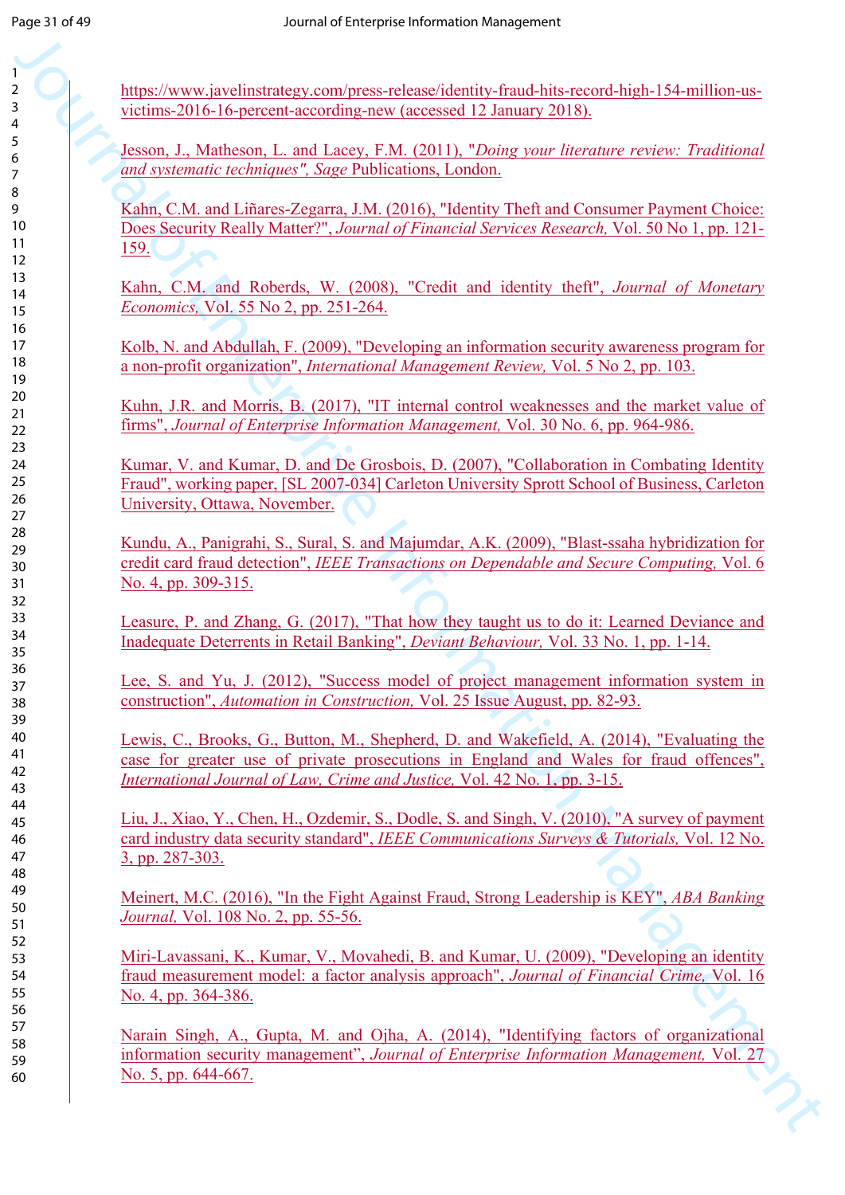https://www.javelinstrategy.com/press-release/identity-fraud-hits-record-high-154-million-us-victims-2016-16-percent-according-new (accessed 12 January 2018).

Jesson, J., Matheson, L. and Lacey, F.M. (2011), "*Doing your literature review: Traditional and systematic techniques", Sage* Publications, London.

Kahn, C.M. and Liñares-Zegarra, J.M. (2016), "Identity Theft and Consumer Payment Choice: Does Security Really Matter?", *Journal of Financial Services Research,* Vol. 50 No 1, pp. 121-159.

Kahn, C.M. and Roberds, W. (2008), "Credit and identity theft", *Journal of Monetary Economics,* Vol. 55 No 2, pp. 251-264.

Kolb, N. and Abdullah, F. (2009), "Developing an information security awareness program for a non-profit organization", *International Management Review,* Vol. 5 No 2, pp. 103.

Kuhn, J.R. and Morris, B. (2017), "IT internal control weaknesses and the market value of firms", *Journal of Enterprise Information Management,* Vol. 30 No. 6, pp. 964-986.

Kumar, V. and Kumar, D. and De Grosbois, D. (2007), "Collaboration in Combating Identity Fraud", working paper, [SL 2007-034] Carleton University Sprott School of Business, Carleton University, Ottawa, November.

Kundu, A., Panigrahi, S., Sural, S. and Majumdar, A.K. (2009), "Blast-ssaha hybridization for credit card fraud detection", *IEEE Transactions on Dependable and Secure Computing,* Vol. 6 No. 4, pp. 309-315.

Leasure, P. and Zhang, G. (2017), "That how they taught us to do it: Learned Deviance and Inadequate Deterrents in Retail Banking", *Deviant Behaviour,* Vol. 33 No. 1, pp. 1-14.

Lee, S. and Yu, J. (2012), "Success model of project management information system in construction", *Automation in Construction,* Vol. 25 Issue August, pp. 82-93.

Lewis, C., Brooks, G., Button, M., Shepherd, D. and Wakefield, A. (2014), "Evaluating the case for greater use of private prosecutions in England and Wales for fraud offences", *International Journal of Law, Crime and Justice,* Vol. 42 No. 1, pp. 3-15.

Liu, J., Xiao, Y., Chen, H., Ozdemir, S., Dodle, S. and Singh, V. (2010), "A survey of payment card industry data security standard", *IEEE Communications Surveys & Tutorials,* Vol. 12 No. 3, pp. 287-303.

Meinert, M.C. (2016), "In the Fight Against Fraud, Strong Leadership is KEY", *ABA Banking Journal,* Vol. 108 No. 2, pp. 55-56.

Miri-Lavassani, K., Kumar, V., Movahedi, B. and Kumar, U. (2009), "Developing an identity fraud measurement model: a factor analysis approach", *Journal of Financial Crime,* Vol. 16 No. 4, pp. 364-386.

Narain Singh, A., Gupta, M. and Ojha, A. (2014), "Identifying factors of organizational information security management", *Journal of Enterprise Information Management,* Vol. 27 No. 5, pp. 644-667.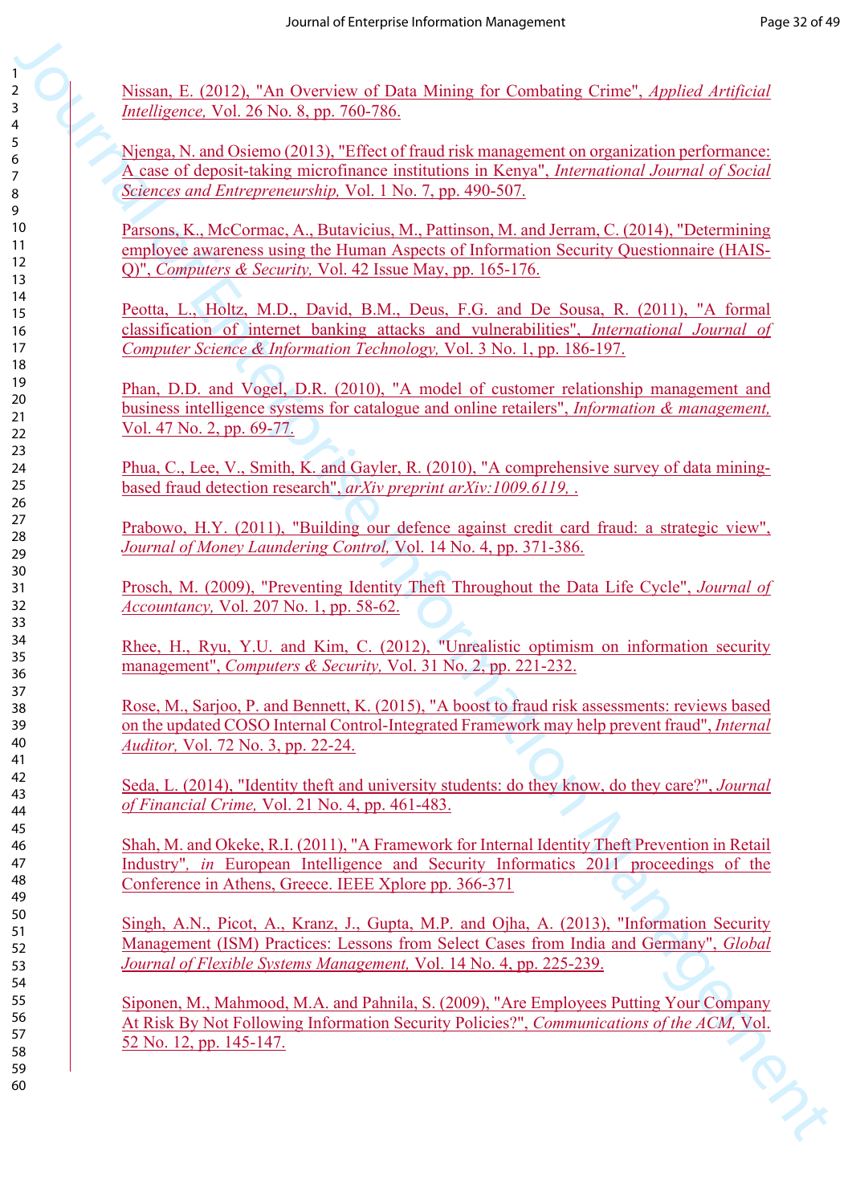Nissan, E. (2012), "An Overview of Data Mining for Combating Crime", *Applied Artificial Intelligence,* Vol. 26 No. 8, pp. 760-786.

Njenga, N. and Osiemo (2013), "Effect of fraud risk management on organization performance: A case of deposit-taking microfinance institutions in Kenya", *International Journal of Social Sciences and Entrepreneurship,* Vol. 1 No. 7, pp. 490-507.

Parsons, K., McCormac, A., Butavicius, M., Pattinson, M. and Jerram, C. (2014), "Determining employee awareness using the Human Aspects of Information Security Questionnaire (HAIS-Q)", *Computers & Security,* Vol. 42 Issue May, pp. 165-176.

Peotta, L., Holtz, M.D., David, B.M., Deus, F.G. and De Sousa, R. (2011), "A formal classification of internet banking attacks and vulnerabilities", *International Journal of Computer Science & Information Technology,* Vol. 3 No. 1, pp. 186-197.

Phan, D.D. and Vogel, D.R. (2010), "A model of customer relationship management and business intelligence systems for catalogue and online retailers", *Information & management,* Vol. 47 No. 2, pp. 69-77.

Phua, C., Lee, V., Smith, K. and Gayler, R. (2010), "A comprehensive survey of data mining-based fraud detection research", *arXiv preprint arXiv:1009.6119,* .

Prabowo, H.Y. (2011), "Building our defence against credit card fraud: a strategic view", *Journal of Money Laundering Control,* Vol. 14 No. 4, pp. 371-386.

Prosch, M. (2009), "Preventing Identity Theft Throughout the Data Life Cycle", *Journal of Accountancy,* Vol. 207 No. 1, pp. 58-62.

Rhee, H., Ryu, Y.U. and Kim, C. (2012), "Unrealistic optimism on information security management", *Computers & Security,* Vol. 31 No. 2, pp. 221-232.

Rose, M., Sarjoo, P. and Bennett, K. (2015), "A boost to fraud risk assessments: reviews based on the updated COSO Internal Control-Integrated Framework may help prevent fraud", *Internal Auditor,* Vol. 72 No. 3, pp. 22-24.

Seda, L. (2014), "Identity theft and university students: do they know, do they care?", *Journal of Financial Crime,* Vol. 21 No. 4, pp. 461-483.

Shah, M. and Okeke, R.I. (2011), "A Framework for Internal Identity Theft Prevention in Retail Industry", *in* European Intelligence and Security Informatics 2011 proceedings of the Conference in Athens, Greece. IEEE Xplore pp. 366-371

Singh, A.N., Picot, A., Kranz, J., Gupta, M.P. and Ojha, A. (2013), "Information Security Management (ISM) Practices: Lessons from Select Cases from India and Germany", *Global Journal of Flexible Systems Management,* Vol. 14 No. 4, pp. 225-239.

Siponen, M., Mahmood, M.A. and Pahnila, S. (2009), "Are Employees Putting Your Company At Risk By Not Following Information Security Policies?", *Communications of the ACM,* Vol. 52 No. 12, pp. 145-147.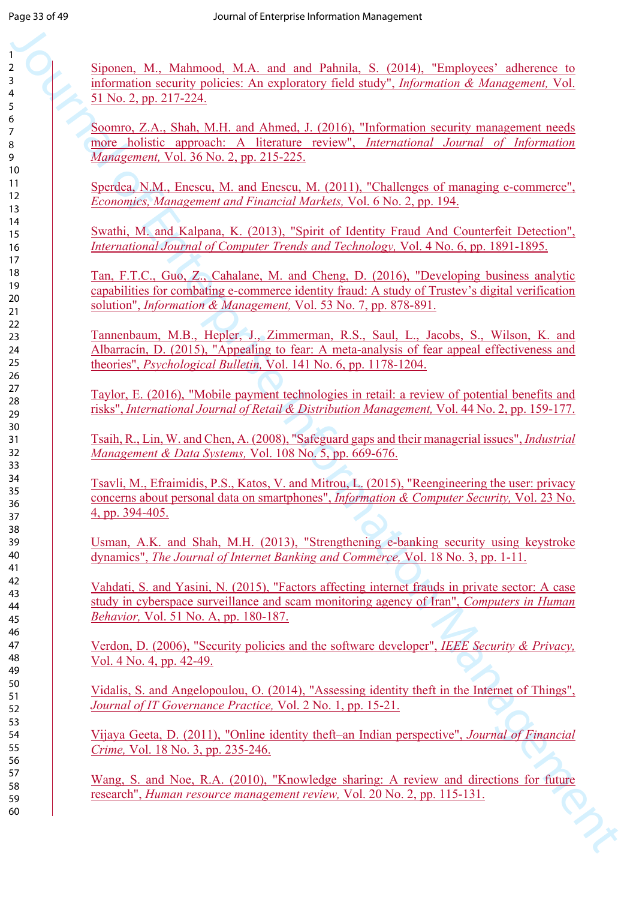Siponen, M., Mahmood, M.A. and and Pahnila, S. (2014), "Employees' adherence to information security policies: An exploratory field study", *Information & Management,* Vol. 51 No. 2, pp. 217-224.

Soomro, Z.A., Shah, M.H. and Ahmed, J. (2016), "Information security management needs more holistic approach: A literature review", *International Journal of Information Management,* Vol. 36 No. 2, pp. 215-225.

Sperdea, N.M., Enescu, M. and Enescu, M. (2011), "Challenges of managing e-commerce", *Economics, Management and Financial Markets,* Vol. 6 No. 2, pp. 194.

Swathi, M. and Kalpana, K. (2013), "Spirit of Identity Fraud And Counterfeit Detection", *International Journal of Computer Trends and Technology,* Vol. 4 No. 6, pp. 1891-1895.

Tan, F.T.C., Guo, Z., Cahalane, M. and Cheng, D. (2016), "Developing business analytic capabilities for combating e-commerce identity fraud: A study of Trustev's digital verification solution", *Information & Management,* Vol. 53 No. 7, pp. 878-891.

Tannenbaum, M.B., Hepler, J., Zimmerman, R.S., Saul, L., Jacobs, S., Wilson, K. and Albarracín, D. (2015), "Appealing to fear: A meta-analysis of fear appeal effectiveness and theories", *Psychological Bulletin,* Vol. 141 No. 6, pp. 1178-1204.

Taylor, E. (2016), "Mobile payment technologies in retail: a review of potential benefits and risks", *International Journal of Retail & Distribution Management,* Vol. 44 No. 2, pp. 159-177.

Tsaih, R., Lin, W. and Chen, A. (2008), "Safeguard gaps and their managerial issues", *Industrial Management & Data Systems,* Vol. 108 No. 5, pp. 669-676.

Tsavli, M., Efraimidis, P.S., Katos, V. and Mitrou, L. (2015), "Reengineering the user: privacy concerns about personal data on smartphones", *Information & Computer Security,* Vol. 23 No. 4, pp. 394-405.

Usman, A.K. and Shah, M.H. (2013), "Strengthening e-banking security using keystroke dynamics", *The Journal of Internet Banking and Commerce,* Vol. 18 No. 3, pp. 1-11.

Vahdati, S. and Yasini, N. (2015), "Factors affecting internet frauds in private sector: A case study in cyberspace surveillance and scam monitoring agency of Iran", *Computers in Human Behavior,* Vol. 51 No. A, pp. 180-187.

Verdon, D. (2006), "Security policies and the software developer", *IEEE Security & Privacy,* Vol. 4 No. 4, pp. 42-49.

Vidalis, S. and Angelopoulou, O. (2014), "Assessing identity theft in the Internet of Things", *Journal of IT Governance Practice,* Vol. 2 No. 1, pp. 15-21.

Vijaya Geeta, D. (2011), "Online identity theft–an Indian perspective", *Journal of Financial Crime,* Vol. 18 No. 3, pp. 235-246.

Wang, S. and Noe, R.A. (2010), "Knowledge sharing: A review and directions for future research", *Human resource management review,* Vol. 20 No. 2, pp. 115-131.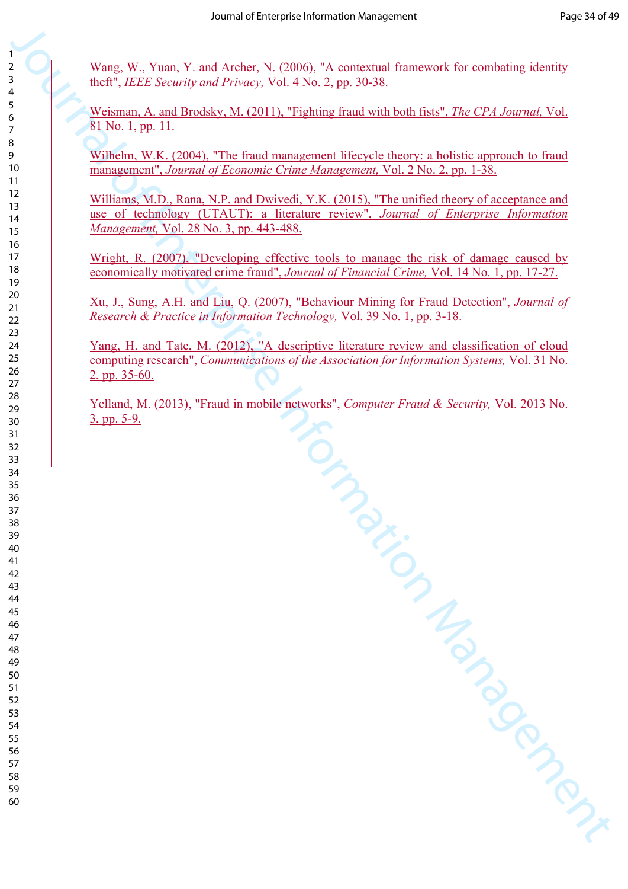Wang, W., Yuan, Y. and Archer, N. (2006), "A contextual framework for combating identity theft", *IEEE Security and Privacy,* Vol. 4 No. 2, pp. 30-38.

Weisman, A. and Brodsky, M. (2011), "Fighting fraud with both fists", *The CPA Journal,* Vol. 81 No. 1, pp. 11.

Wilhelm, W.K. (2004), "The fraud management lifecycle theory: a holistic approach to fraud management", *Journal of Economic Crime Management,* Vol. 2 No. 2, pp. 1-38.

Williams, M.D., Rana, N.P. and Dwivedi, Y.K. (2015), "The unified theory of acceptance and use of technology (UTAUT): a literature review", *Journal of Enterprise Information Management,* Vol. 28 No. 3, pp. 443-488.

Wright, R. (2007), "Developing effective tools to manage the risk of damage caused by economically motivated crime fraud", *Journal of Financial Crime,* Vol. 14 No. 1, pp. 17-27.

Xu, J., Sung, A.H. and Liu, Q. (2007), "Behaviour Mining for Fraud Detection", *Journal of Research & Practice in Information Technology,* Vol. 39 No. 1, pp. 3-18.

Yang, H. and Tate, M. (2012), "A descriptive literature review and classification of cloud computing research", *Communications of the Association for Information Systems,* Vol. 31 No. 2, pp. 35-60.

Yelland, M. (2013), "Fraud in mobile networks", *Computer Fraud & Security,* Vol. 2013 No. 3, pp. 5-9.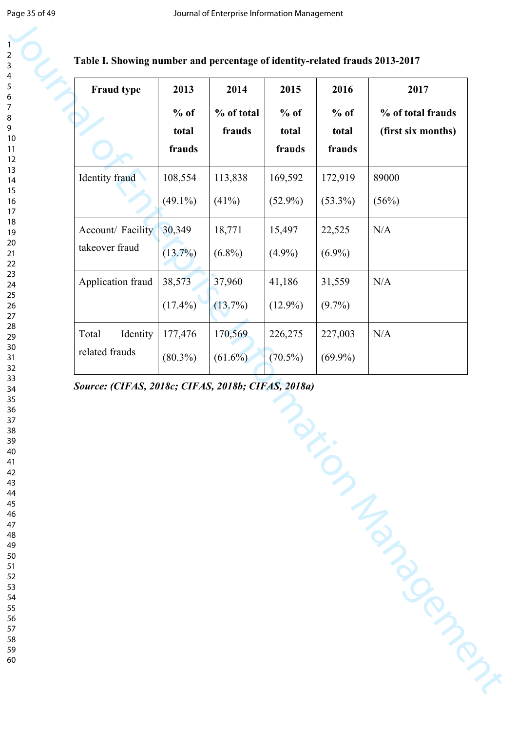**Table I. Showing number and percentage of identity-related frauds 2013-2017**

| Fraud type | 2013<br>% of total frauds | 2014<br>% of total frauds | 2015<br>% of total frauds | 2016<br>% of total frauds | 2017<br>% of total frauds (first six months) |
|---|---|---|---|---|---|
| Identity fraud | 108,554 (49.1%) | 113,838 (41%) | 169,592 (52.9%) | 172,919 (53.3%) | 89000 (56%) |
| Account/ Facility takeover fraud | 30,349 (13.7%) | 18,771 (6.8%) | 15,497 (4.9%) | 22,525 (6.9%) | N/A |
| Application fraud | 38,573 (17.4%) | 37,960 (13.7%) | 41,186 (12.9%) | 31,559 (9.7%) | N/A |
| Total Identity related frauds | 177,476 (80.3%) | 170,569 (61.6%) | 226,275 (70.5%) | 227,003 (69.9%) | N/A |

***Source: (CIFAS, 2018c; CIFAS, 2018b; CIFAS, 2018a)***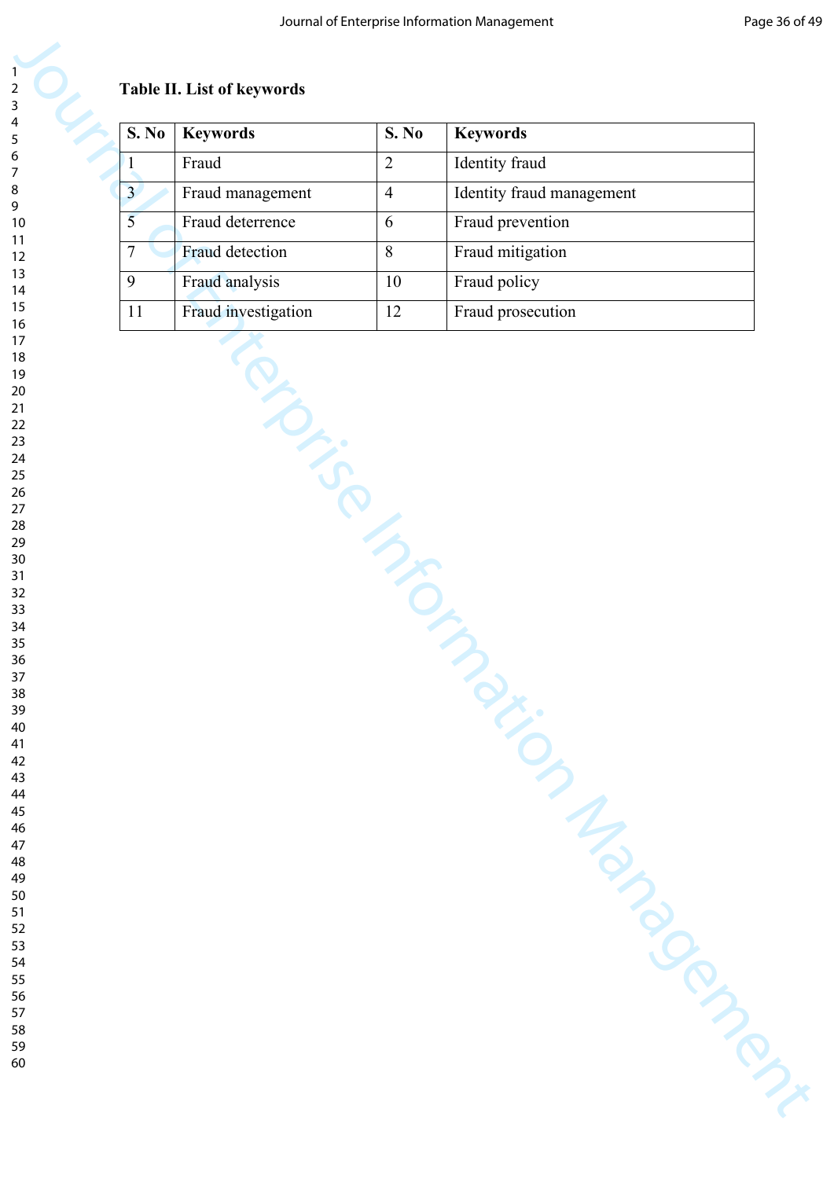**Table II. List of keywords**

| S. No | Keywords | S. No | Keywords |
|---|---|---|---|
| 1 | Fraud | 2 | Identity fraud |
| 3 | Fraud management | 4 | Identity fraud management |
| 5 | Fraud deterrence | 6 | Fraud prevention |
| 7 | Fraud detection | 8 | Fraud mitigation |
| 9 | Fraud analysis | 10 | Fraud policy |
| 11 | Fraud investigation | 12 | Fraud prosecution |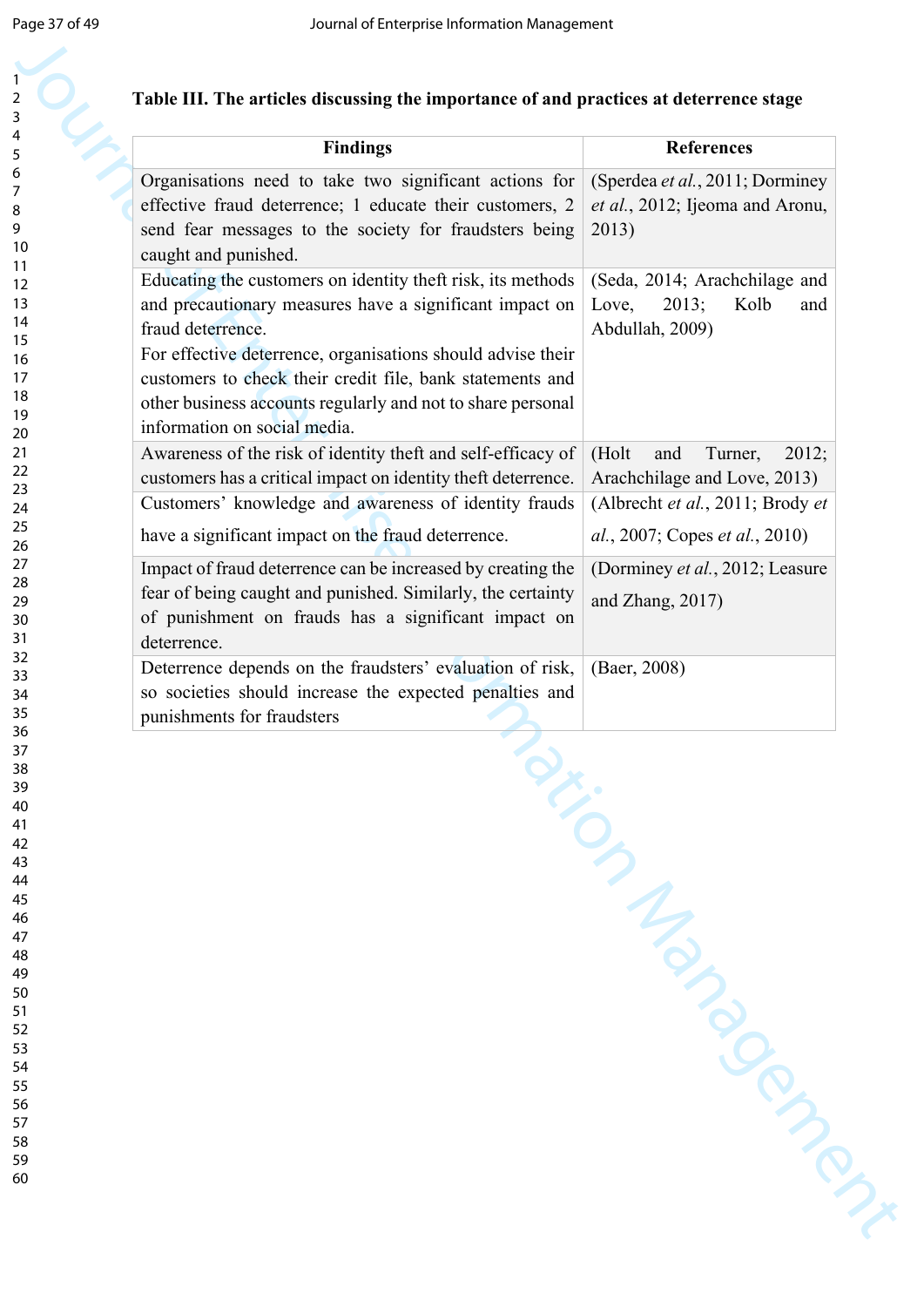**Table III. The articles discussing the importance of and practices at deterrence stage**

| Findings | References |
|---|---|
| Organisations need to take two significant actions for effective fraud deterrence; 1 educate their customers, 2 send fear messages to the society for fraudsters being caught and punished. | (Sperdea *et al.*, 2011; Dorminey *et al.*, 2012; Ijeoma and Aronu, 2013) |
| Educating the customers on identity theft risk, its methods and precautionary measures have a significant impact on fraud deterrence. For effective deterrence, organisations should advise their customers to check their credit file, bank statements and other business accounts regularly and not to share personal information on social media. | (Seda, 2014; Arachchilage and Love, 2013; Kolb and Abdullah, 2009) |
| Awareness of the risk of identity theft and self-efficacy of customers has a critical impact on identity theft deterrence. | (Holt and Turner, 2012; Arachchilage and Love, 2013) |
| Customers' knowledge and awareness of identity frauds have a significant impact on the fraud deterrence. | (Albrecht *et al.*, 2011; Brody *et al.*, 2007; Copes *et al.*, 2010) |
| Impact of fraud deterrence can be increased by creating the fear of being caught and punished. Similarly, the certainty of punishment on frauds has a significant impact on deterrence. | (Dorminey *et al.*, 2012; Leasure and Zhang, 2017) |
| Deterrence depends on the fraudsters' evaluation of risk, so societies should increase the expected penalties and punishments for fraudsters | (Baer, 2008) |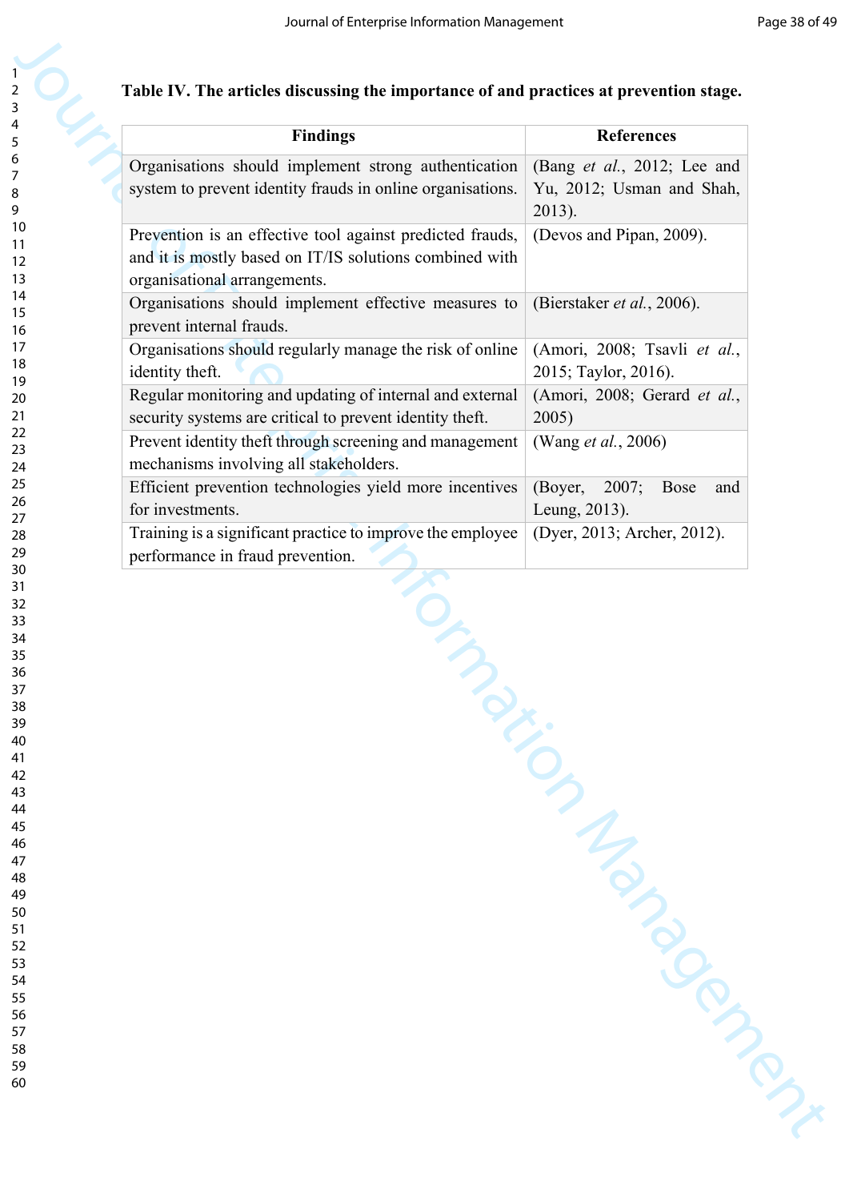**Table IV. The articles discussing the importance of and practices at prevention stage.**

| Findings | References |
|---|---|
| Organisations should implement strong authentication system to prevent identity frauds in online organisations. | (Bang *et al.*, 2012; Lee and Yu, 2012; Usman and Shah, 2013). |
| Prevention is an effective tool against predicted frauds, and it is mostly based on IT/IS solutions combined with organisational arrangements. | (Devos and Pipan, 2009). |
| Organisations should implement effective measures to prevent internal frauds. | (Bierstaker *et al.*, 2006). |
| Organisations should regularly manage the risk of online identity theft. | (Amori, 2008; Tsavli *et al.*, 2015; Taylor, 2016). |
| Regular monitoring and updating of internal and external security systems are critical to prevent identity theft. | (Amori, 2008; Gerard *et al.*, 2005) |
| Prevent identity theft through screening and management mechanisms involving all stakeholders. | (Wang *et al.*, 2006) |
| Efficient prevention technologies yield more incentives for investments. | (Boyer, 2007; Bose and Leung, 2013). |
| Training is a significant practice to improve the employee performance in fraud prevention. | (Dyer, 2013; Archer, 2012). |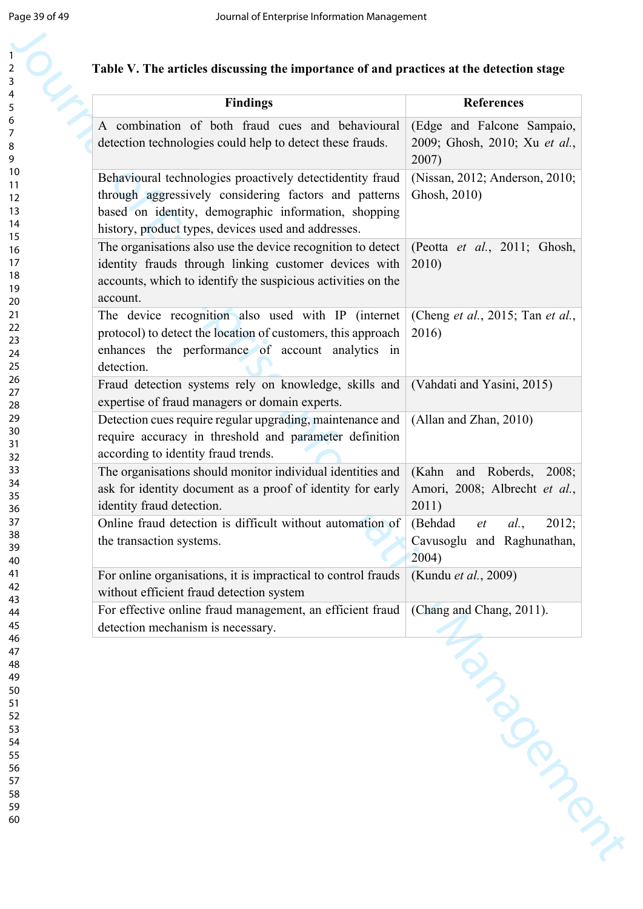**Table V. The articles discussing the importance of and practices at the detection stage**

| Findings | References |
|---|---|
| A combination of both fraud cues and behavioural detection technologies could help to detect these frauds. | (Edge and Falcone Sampaio, 2009; Ghosh, 2010; Xu *et al.*, 2007) |
| Behavioural technologies proactively detectidentity fraud through aggressively considering factors and patterns based on identity, demographic information, shopping history, product types, devices used and addresses. | (Nissan, 2012; Anderson, 2010; Ghosh, 2010) |
| The organisations also use the device recognition to detect identity frauds through linking customer devices with accounts, which to identify the suspicious activities on the account. | (Peotta *et al.*, 2011; Ghosh, 2010) |
| The device recognition also used with IP (internet protocol) to detect the location of customers, this approach enhances the performance of account analytics in detection. | (Cheng *et al.*, 2015; Tan *et al.*, 2016) |
| Fraud detection systems rely on knowledge, skills and expertise of fraud managers or domain experts. | (Vahdati and Yasini, 2015) |
| Detection cues require regular upgrading, maintenance and require accuracy in threshold and parameter definition according to identity fraud trends. | (Allan and Zhan, 2010) |
| The organisations should monitor individual identities and ask for identity document as a proof of identity for early identity fraud detection. | (Kahn and Roberds, 2008; Amori, 2008; Albrecht *et al.*, 2011) |
| Online fraud detection is difficult without automation of the transaction systems. | (Behdad *et al.*, 2012; Cavusoglu and Raghunathan, 2004) |
| For online organisations, it is impractical to control frauds without efficient fraud detection system | (Kundu *et al.*, 2009) |
| For effective online fraud management, an efficient fraud detection mechanism is necessary. | (Chang and Chang, 2011). |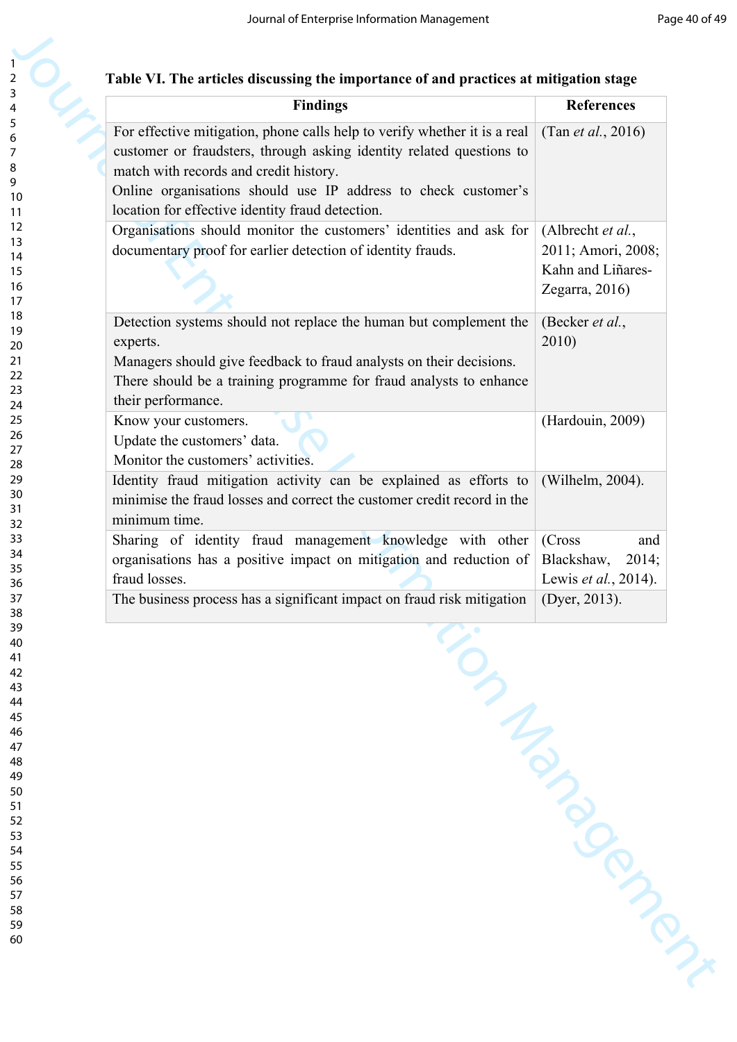**Table VI. The articles discussing the importance of and practices at mitigation stage**

| Findings | References |
|---|---|
| For effective mitigation, phone calls help to verify whether it is a real customer or fraudsters, through asking identity related questions to match with records and credit history.<br>Online organisations should use IP address to check customer's location for effective identity fraud detection. | (Tan *et al.*, 2016) |
| Organisations should monitor the customers' identities and ask for documentary proof for earlier detection of identity frauds. | (Albrecht *et al.*, 2011; Amori, 2008; Kahn and Liñares-Zegarra, 2016) |
| Detection systems should not replace the human but complement the experts.<br>Managers should give feedback to fraud analysts on their decisions.<br>There should be a training programme for fraud analysts to enhance their performance. | (Becker *et al.*, 2010) |
| Know your customers.<br>Update the customers' data.<br>Monitor the customers' activities. | (Hardouin, 2009) |
| Identity fraud mitigation activity can be explained as efforts to minimise the fraud losses and correct the customer credit record in the minimum time. | (Wilhelm, 2004). |
| Sharing of identity fraud management knowledge with other organisations has a positive impact on mitigation and reduction of fraud losses. | (Cross and Blackshaw, 2014; Lewis *et al.*, 2014). |
| The business process has a significant impact on fraud risk mitigation | (Dyer, 2013). |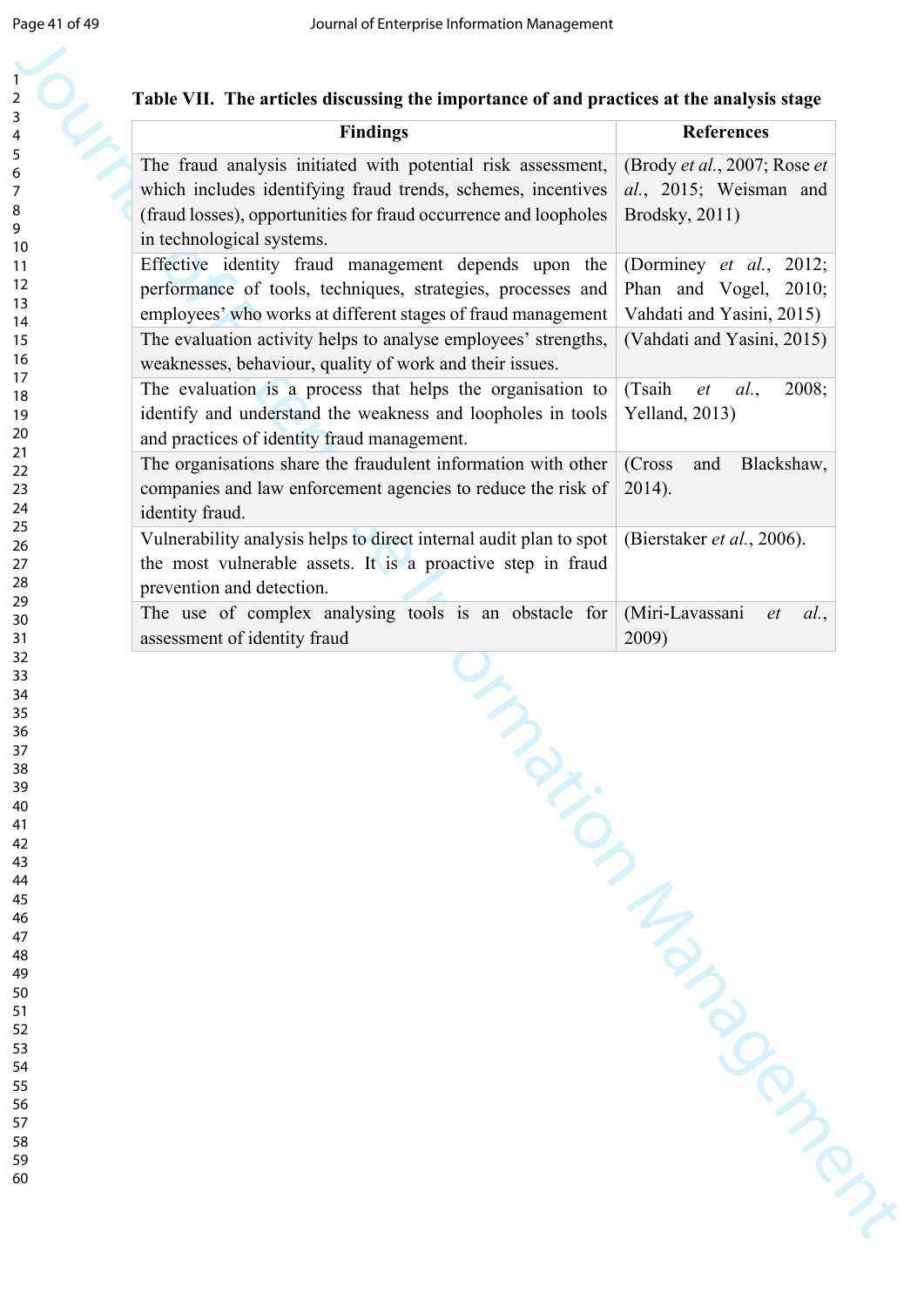**Table VII. The articles discussing the importance of and practices at the analysis stage**

| Findings | References |
|---|---|
| The fraud analysis initiated with potential risk assessment, which includes identifying fraud trends, schemes, incentives (fraud losses), opportunities for fraud occurrence and loopholes in technological systems. | (Brody *et al.*, 2007; Rose *et al.*, 2015; Weisman and Brodsky, 2011) |
| Effective identity fraud management depends upon the performance of tools, techniques, strategies, processes and employees' who works at different stages of fraud management | (Dorminey *et al.*, 2012; Phan and Vogel, 2010; Vahdati and Yasini, 2015) |
| The evaluation activity helps to analyse employees' strengths, weaknesses, behaviour, quality of work and their issues. | (Vahdati and Yasini, 2015) |
| The evaluation is a process that helps the organisation to identify and understand the weakness and loopholes in tools and practices of identity fraud management. | (Tsaih *et al.*, 2008; Yelland, 2013) |
| The organisations share the fraudulent information with other companies and law enforcement agencies to reduce the risk of identity fraud. | (Cross and Blackshaw, 2014). |
| Vulnerability analysis helps to direct internal audit plan to spot the most vulnerable assets. It is a proactive step in fraud prevention and detection. | (Bierstaker *et al.*, 2006). |
| The use of complex analysing tools is an obstacle for assessment of identity fraud | (Miri-Lavassani *et al.*, 2009) |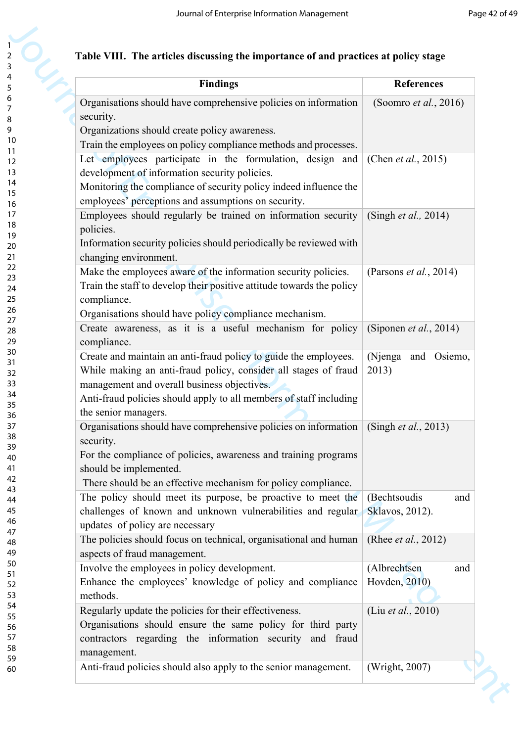**Table VIII. The articles discussing the importance of and practices at policy stage**

| Findings | References |
| --- | --- |
| Organisations should have comprehensive policies on information security.<br>Organizations should create policy awareness.<br>Train the employees on policy compliance methods and processes. | (Soomro *et al.*, 2016) |
| Let employees participate in the formulation, design and development of information security policies.<br>Monitoring the compliance of security policy indeed influence the employees' perceptions and assumptions on security. | (Chen *et al.*, 2015) |
| Employees should regularly be trained on information security policies.<br>Information security policies should periodically be reviewed with changing environment. | (Singh *et al.*, 2014) |
| Make the employees aware of the information security policies.<br>Train the staff to develop their positive attitude towards the policy compliance.<br>Organisations should have policy compliance mechanism. | (Parsons *et al.*, 2014) |
| Create awareness, as it is a useful mechanism for policy compliance. | (Siponen *et al.*, 2014) |
| Create and maintain an anti-fraud policy to guide the employees.<br>While making an anti-fraud policy, consider all stages of fraud management and overall business objectives.<br>Anti-fraud policies should apply to all members of staff including the senior managers. | (Njenga and Osiemo, 2013) |
| Organisations should have comprehensive policies on information security.<br>For the compliance of policies, awareness and training programs should be implemented.<br>There should be an effective mechanism for policy compliance. | (Singh *et al.*, 2013) |
| The policy should meet its purpose, be proactive to meet the challenges of known and unknown vulnerabilities and regular updates of policy are necessary | (Bechtsoudis and Sklavos, 2012). |
| The policies should focus on technical, organisational and human aspects of fraud management. | (Rhee *et al.*, 2012) |
| Involve the employees in policy development.<br>Enhance the employees' knowledge of policy and compliance methods. | (Albrechtsen and Hovden, 2010) |
| Regularly update the policies for their effectiveness.<br>Organisations should ensure the same policy for third party contractors regarding the information security and fraud management. | (Liu *et al.*, 2010) |
| Anti-fraud policies should also apply to the senior management. | (Wright, 2007) |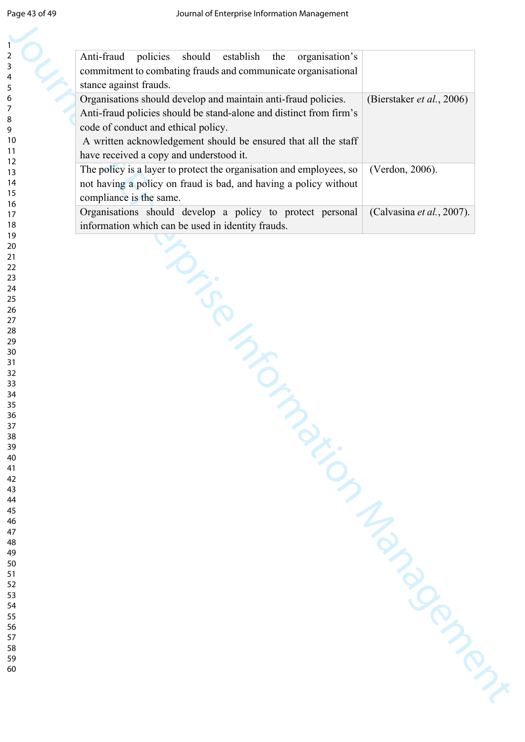| | |
|---|---|
| Anti-fraud policies should establish the organisation's commitment to combating frauds and communicate organisational stance against frauds. | |
| Organisations should develop and maintain anti-fraud policies. Anti-fraud policies should be stand-alone and distinct from firm's code of conduct and ethical policy. A written acknowledgement should be ensured that all the staff have received a copy and understood it. | (Bierstaker *et al.*, 2006) |
| The policy is a layer to protect the organisation and employees, so not having a policy on fraud is bad, and having a policy without compliance is the same. | (Verdon, 2006). |
| Organisations should develop a policy to protect personal information which can be used in identity frauds. | (Calvasina *et al.*, 2007). |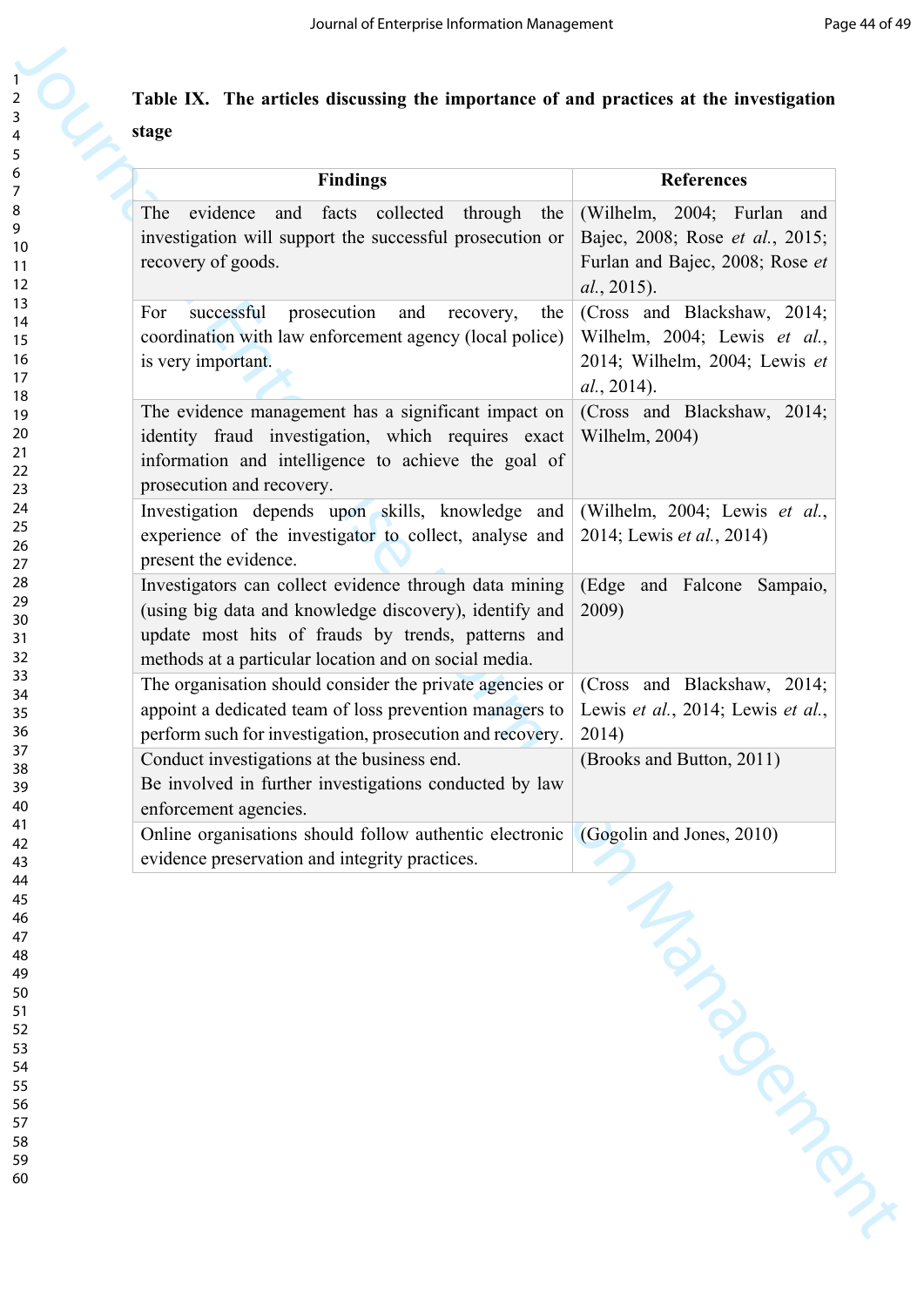**Table IX. The articles discussing the importance of and practices at the investigation stage**

| Findings | References |
|---|---|
| The evidence and facts collected through the investigation will support the successful prosecution or recovery of goods. | (Wilhelm, 2004; Furlan and Bajec, 2008; Rose *et al.*, 2015; Furlan and Bajec, 2008; Rose *et al.*, 2015). |
| For successful prosecution and recovery, the coordination with law enforcement agency (local police) is very important. | (Cross and Blackshaw, 2014; Wilhelm, 2004; Lewis *et al.*, 2014; Wilhelm, 2004; Lewis *et al.*, 2014). |
| The evidence management has a significant impact on identity fraud investigation, which requires exact information and intelligence to achieve the goal of prosecution and recovery. | (Cross and Blackshaw, 2014; Wilhelm, 2004) |
| Investigation depends upon skills, knowledge and experience of the investigator to collect, analyse and present the evidence. | (Wilhelm, 2004; Lewis *et al.*, 2014; Lewis *et al.*, 2014) |
| Investigators can collect evidence through data mining (using big data and knowledge discovery), identify and update most hits of frauds by trends, patterns and methods at a particular location and on social media. | (Edge and Falcone Sampaio, 2009) |
| The organisation should consider the private agencies or appoint a dedicated team of loss prevention managers to perform such for investigation, prosecution and recovery. | (Cross and Blackshaw, 2014; Lewis *et al.*, 2014; Lewis *et al.*, 2014) |
| Conduct investigations at the business end. Be involved in further investigations conducted by law enforcement agencies. | (Brooks and Button, 2011) |
| Online organisations should follow authentic electronic evidence preservation and integrity practices. | (Gogolin and Jones, 2010) |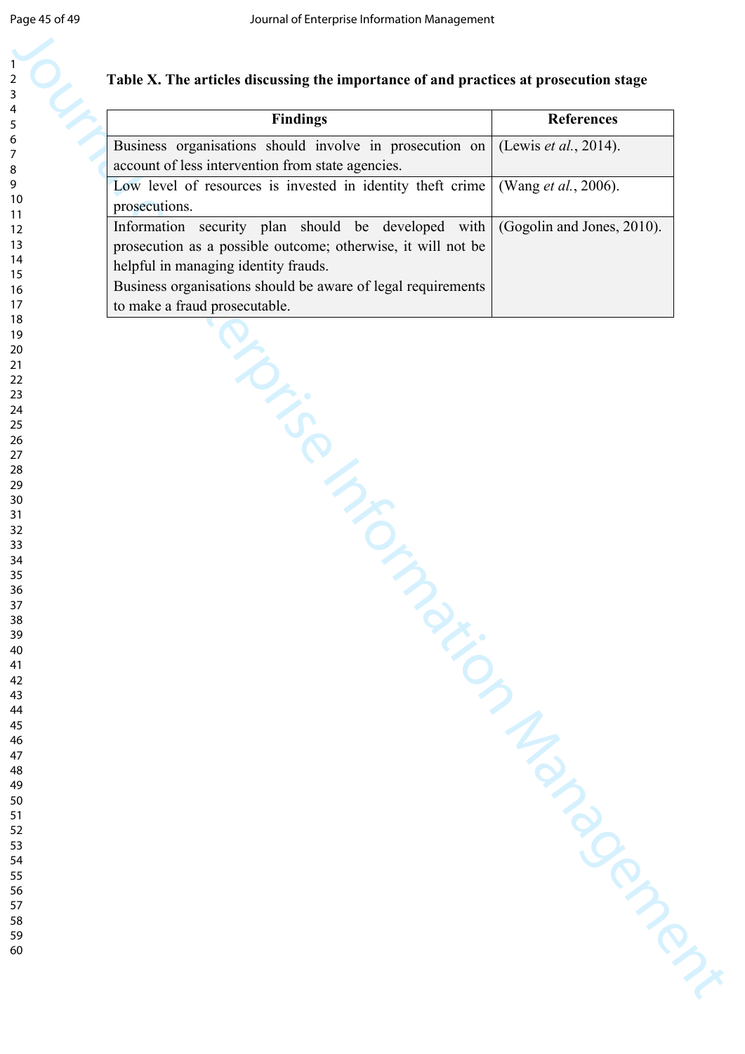**Table X. The articles discussing the importance of and practices at prosecution stage**

| Findings | References |
|---|---|
| Business organisations should involve in prosecution on account of less intervention from state agencies. | (Lewis *et al.*, 2014). |
| Low level of resources is invested in identity theft crime prosecutions. | (Wang *et al.*, 2006). |
| Information security plan should be developed with prosecution as a possible outcome; otherwise, it will not be helpful in managing identity frauds.<br>Business organisations should be aware of legal requirements to make a fraud prosecutable. | (Gogolin and Jones, 2010). |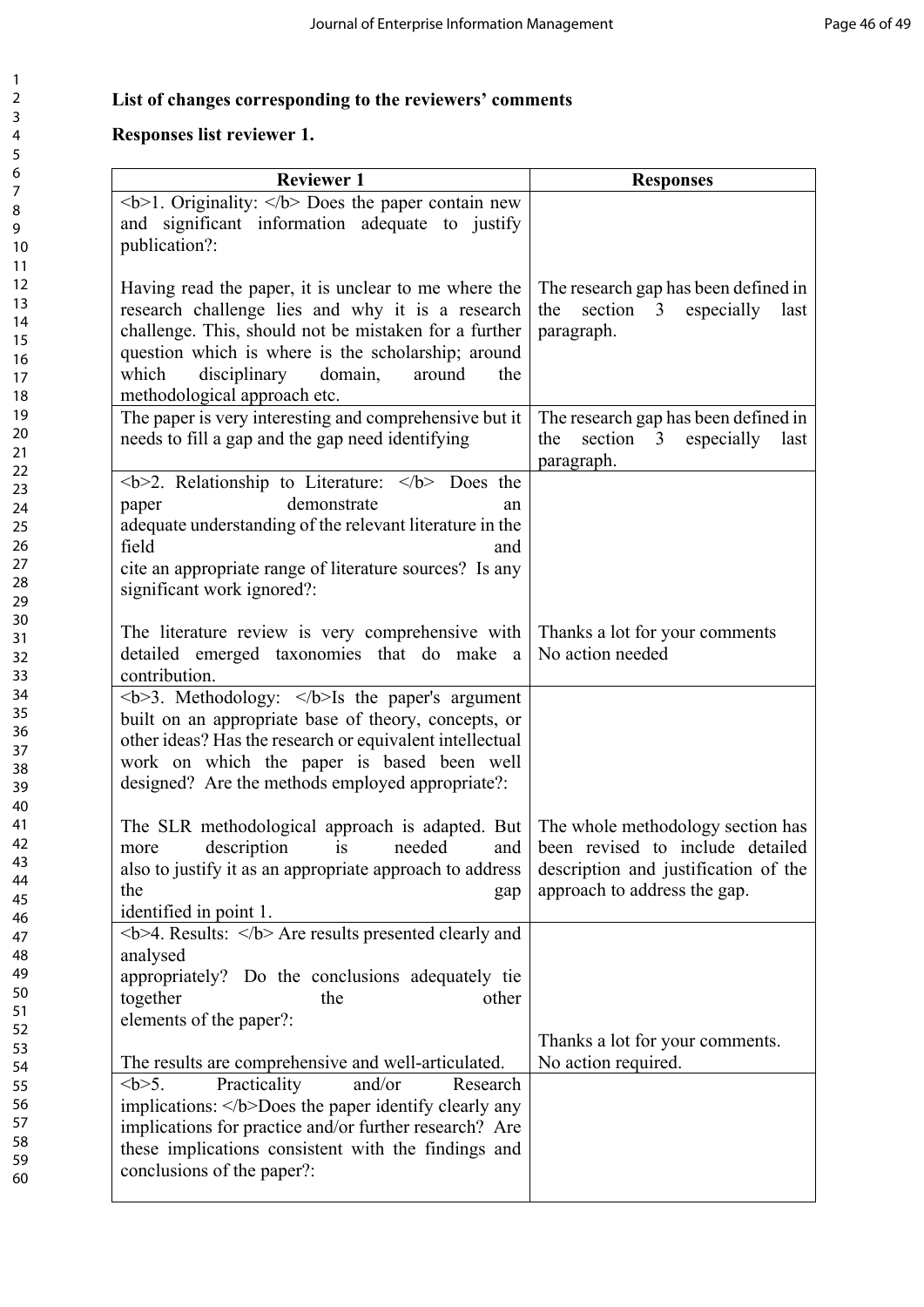**List of changes corresponding to the reviewers' comments**

**Responses list reviewer 1.**

| Reviewer 1 | Responses |
|---|---|
| <b>1. Originality: </b> Does the paper contain new and significant information adequate to justify publication?:<br><br>Having read the paper, it is unclear to me where the research challenge lies and why it is a research challenge. This, should not be mistaken for a further question which is where is the scholarship; around which disciplinary domain, around the methodological approach etc. | The research gap has been defined in the section 3 especially last paragraph. |
| The paper is very interesting and comprehensive but it needs to fill a gap and the gap need identifying | The research gap has been defined in the section 3 especially last paragraph. |
| <b>2. Relationship to Literature: </b> Does the paper demonstrate an adequate understanding of the relevant literature in the field and cite an appropriate range of literature sources? Is any significant work ignored?:<br><br>The literature review is very comprehensive with detailed emerged taxonomies that do make a contribution. | Thanks a lot for your comments<br>No action needed |
| <b>3. Methodology: </b>Is the paper's argument built on an appropriate base of theory, concepts, or other ideas? Has the research or equivalent intellectual work on which the paper is based been well designed? Are the methods employed appropriate?:<br><br>The SLR methodological approach is adapted. But more description is needed and also to justify it as an appropriate approach to address the gap identified in point 1. | The whole methodology section has been revised to include detailed description and justification of the approach to address the gap. |
| <b>4. Results: </b> Are results presented clearly and analysed appropriately? Do the conclusions adequately tie together the other elements of the paper?:<br><br>The results are comprehensive and well-articulated. | Thanks a lot for your comments.<br>No action required. |
| <b>5. Practicality and/or Research implications: </b>Does the paper identify clearly any implications for practice and/or further research? Are these implications consistent with the findings and conclusions of the paper?: | |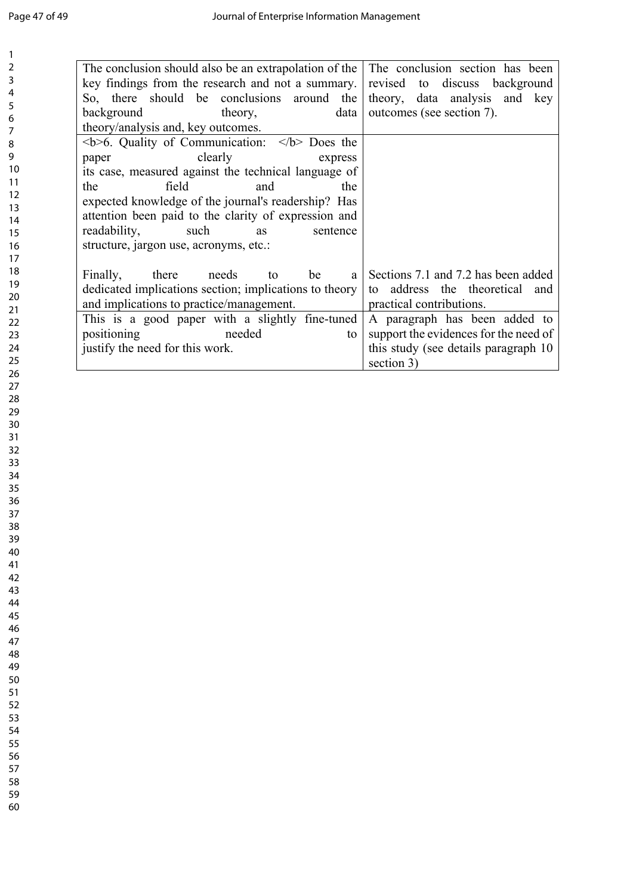| | |
|---|---|
| The conclusion should also be an extrapolation of the key findings from the research and not a summary. So, there should be conclusions around the background theory, data theory/analysis and, key outcomes. | The conclusion section has been revised to discuss background theory, data analysis and key outcomes (see section 7). |
| <b>6. Quality of Communication: </b> Does the paper clearly express its case, measured against the technical language of the field and the expected knowledge of the journal's readership? Has attention been paid to the clarity of expression and readability, such as sentence structure, jargon use, acronyms, etc.:<br><br>Finally, there needs to be a dedicated implications section; implications to theory and implications to practice/management. | <br><br><br><br><br><br><br>Sections 7.1 and 7.2 has been added to address the theoretical and practical contributions. |
| This is a good paper with a slightly fine-tuned positioning needed to justify the need for this work. | A paragraph has been added to support the evidences for the need of this study (see details paragraph 10 section 3) |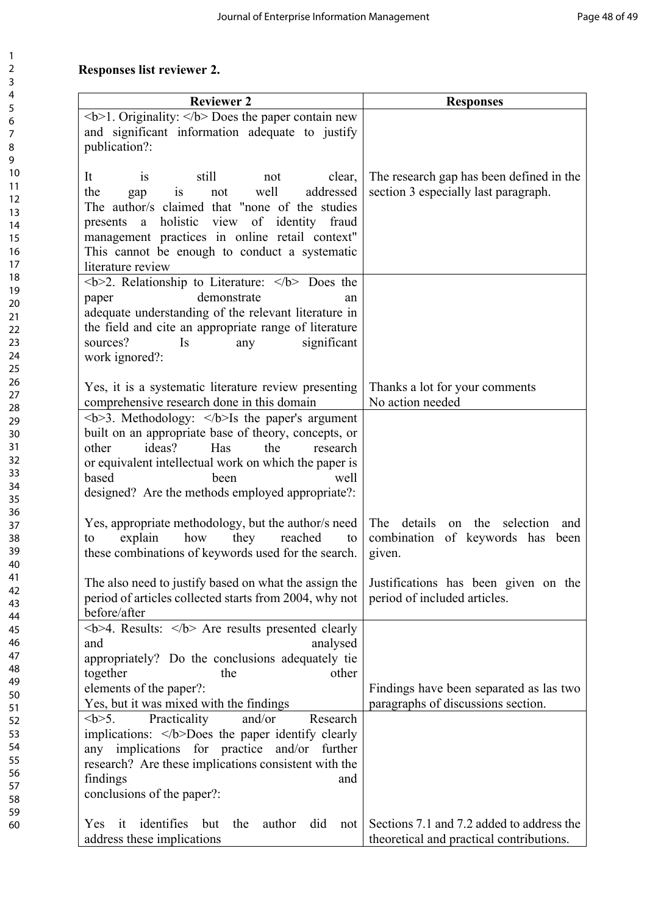**Responses list reviewer 2.**

| Reviewer 2 | Responses |
|---|---|
| <b>1. Originality: </b> Does the paper contain new and significant information adequate to justify publication?:<br><br>It is still not clear, the gap is not well addressed The author/s claimed that "none of the studies presents a holistic view of identity fraud management practices in online retail context" This cannot be enough to conduct a systematic literature review | <br><br><br><br>The research gap has been defined in the section 3 especially last paragraph. |
| <b>2. Relationship to Literature: </b> Does the paper demonstrate an adequate understanding of the relevant literature in the field and cite an appropriate range of literature sources? Is any significant work ignored?:<br><br>Yes, it is a systematic literature review presenting comprehensive research done in this domain | <br><br><br><br><br><br>Thanks a lot for your comments<br>No action needed |
| <b>3. Methodology: </b>Is the paper's argument built on an appropriate base of theory, concepts, or other ideas? Has the research or equivalent intellectual work on which the paper is based been well designed? Are the methods employed appropriate?:<br><br>Yes, appropriate methodology, but the author/s need to explain how they reached to these combinations of keywords used for the search.<br><br>The also need to justify based on what the assign the period of articles collected starts from 2004, why not before/after | <br><br><br><br><br><br>The details on the selection and combination of keywords has been given.<br><br>Justifications has been given on the period of included articles. |
| <b>4. Results: </b> Are results presented clearly and analysed appropriately? Do the conclusions adequately tie together the other elements of the paper?:<br>Yes, but it was mixed with the findings | <br><br><br><br>Findings have been separated as las two paragraphs of discussions section. |
| <b>5. Practicality and/or Research implications: </b>Does the paper identify clearly any implications for practice and/or further research? Are these implications consistent with the findings and conclusions of the paper?:<br><br>Yes it identifies but the author did not address these implications | <br><br><br><br><br><br>Sections 7.1 and 7.2 added to address the theoretical and practical contributions. |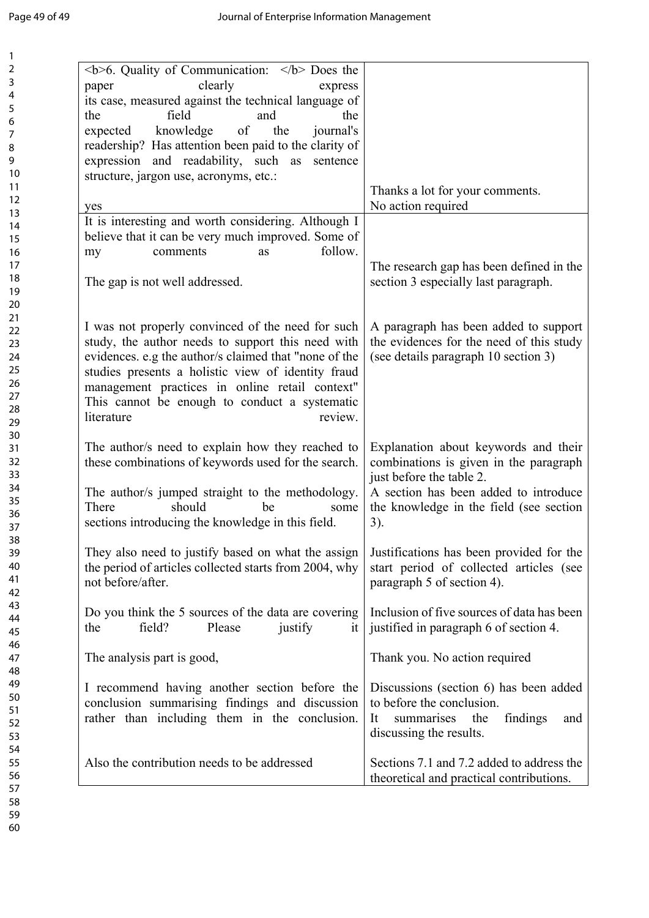| | |
|---|---|
| <b>6. Quality of Communication: </b> Does the paper clearly express its case, measured against the technical language of the field and the expected knowledge of the journal's readership? Has attention been paid to the clarity of expression and readability, such as sentence structure, jargon use, acronyms, etc.:<br><br>yes | Thanks a lot for your comments.<br>No action required |
| It is interesting and worth considering. Although I believe that it can be very much improved. Some of my comments as follow.<br><br>The gap is not well addressed. | The research gap has been defined in the section 3 especially last paragraph. |
| I was not properly convinced of the need for such study, the author needs to support this need with evidences. e.g the author/s claimed that "none of the studies presents a holistic view of identity fraud management practices in online retail context" This cannot be enough to conduct a systematic literature review. | A paragraph has been added to support the evidences for the need of this study (see details paragraph 10 section 3) |
| The author/s need to explain how they reached to these combinations of keywords used for the search. | Explanation about keywords and their combinations is given in the paragraph just before the table 2. |
| The author/s jumped straight to the methodology. There should be some sections introducing the knowledge in this field. | A section has been added to introduce the knowledge in the field (see section 3). |
| They also need to justify based on what the assign the period of articles collected starts from 2004, why not before/after. | Justifications has been provided for the start period of collected articles (see paragraph 5 of section 4). |
| Do you think the 5 sources of the data are covering the field? Please justify it | Inclusion of five sources of data has been justified in paragraph 6 of section 4. |
| The analysis part is good, | Thank you. No action required |
| I recommend having another section before the conclusion summarising findings and discussion rather than including them in the conclusion. | Discussions (section 6) has been added to before the conclusion.<br>It summarises the findings and discussing the results. |
| Also the contribution needs to be addressed | Sections 7.1 and 7.2 added to address the theoretical and practical contributions. |